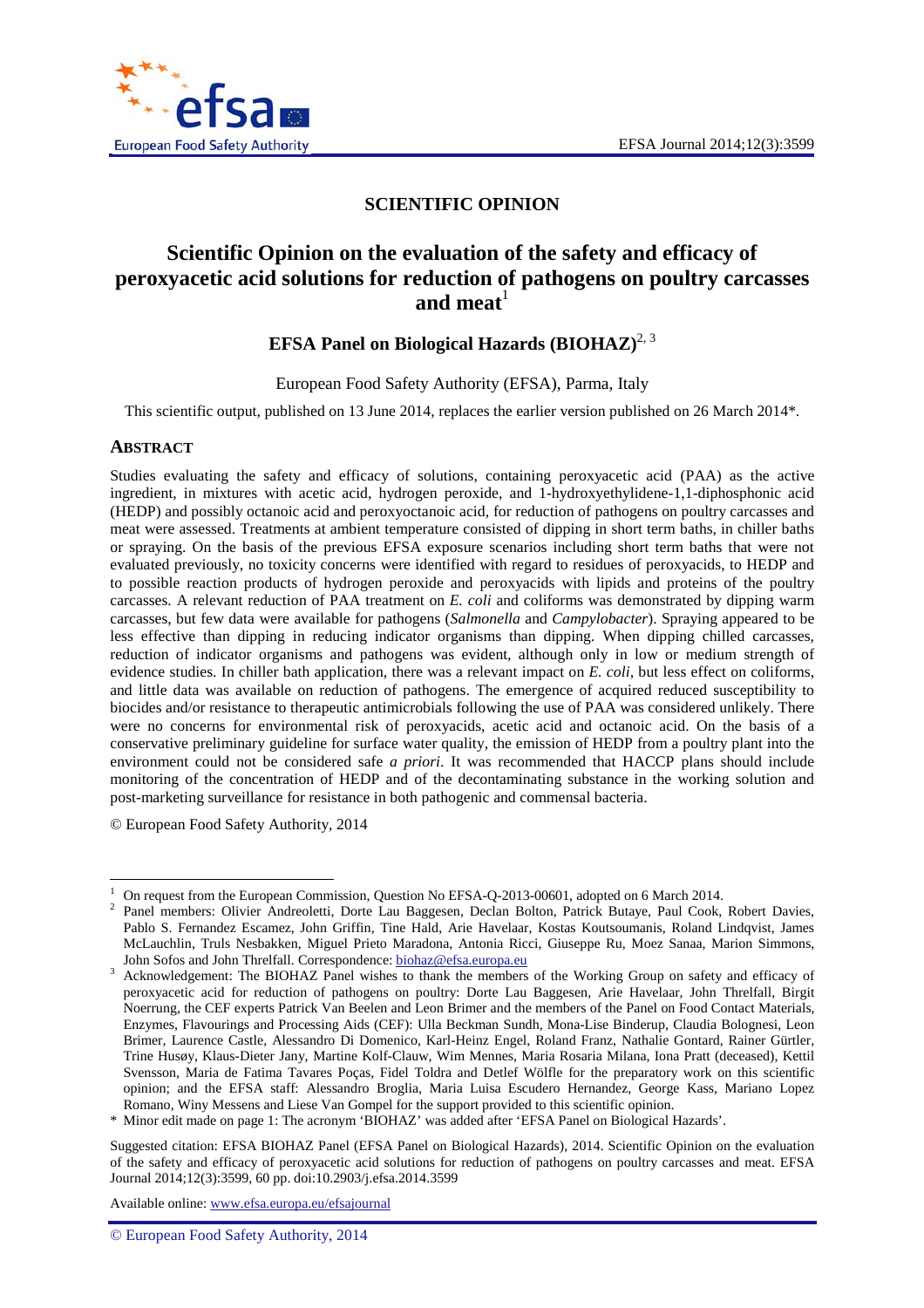# SCIENTIFIC OPINION

## Scientific Opinion on the evaluation of the safety and efficacy of peroxyacetic acid solutions for reduction of pathogens on poultry carcasses and meat[1]

### EFSA Panel on Biological Hazards (BIOHAZ)[2, 3]

European Food Safety Authority (EFSA), Parma, Italy

This scientific output, published on 13 June 2014, replaces the earlier version published on 26 March 2014*.

## ABSTRACT

Studies evaluating the safety and efficacy of solutions, containing peroxyacetic acid (PAA) as the active ingredient, in mixtures with acetic acid, hydrogen peroxide, and 1-hydroxyethylidene-1,1-diphosphonic acid (HEDP) and possibly octanoic acid and peroxyoctanoic acid, for reduction of pathogens on poultry carcasses and meat were assessed. Treatments at ambient temperature consisted of dipping in short term baths, in chiller baths or spraying. On the basis of the previous EFSA exposure scenarios including short term baths that were not evaluated previously, no toxicity concerns were identified with regard to residues of peroxyacids, to HEDP and to possible reaction products of hydrogen peroxide and peroxyacids with lipids and proteins of the poultry carcasses. A relevant reduction of PAA treatment on *E. coli* and coliforms was demonstrated by dipping warm carcasses, but few data were available for pathogens (*Salmonella* and *Campylobacter*). Spraying appeared to be less effective than dipping in reducing indicator organisms than dipping. When dipping chilled carcasses, reduction of indicator organisms and pathogens was evident, although only in low or medium strength of evidence studies. In chiller bath application, there was a relevant impact on *E. coli*, but less effect on coliforms, and little data was available on reduction of pathogens. The emergence of acquired reduced susceptibility to biocides and/or resistance to therapeutic antimicrobials following the use of PAA was considered unlikely. There were no concerns for environmental risk of peroxyacids, acetic acid and octanoic acid. On the basis of a conservative preliminary guideline for surface water quality, the emission of HEDP from a poultry plant into the environment could not be considered safe *a priori*. It was recommended that HACCP plans should include monitoring of the concentration of HEDP and of the decontaminating substance in the working solution and post-marketing surveillance for resistance in both pathogenic and commensal bacteria.

© European Food Safety Authority, 2014

---

[1] On request from the European Commission, Question No EFSA-Q-2013-00601, adopted on 6 March 2014.

[2] Panel members: Olivier Andreoletti, Dorte Lau Baggesen, Declan Bolton, Patrick Butaye, Paul Cook, Robert Davies, Pablo S. Fernandez Escamez, John Griffin, Tine Hald, Arie Havelaar, Kostas Koutsoumanis, Roland Lindqvist, James McLauchlin, Truls Nesbakken, Miguel Prieto Maradona, Antonia Ricci, Giuseppe Ru, Moez Sanaa, Marion Simmons, John Sofos and John Threlfall. Correspondence: biohaz@efsa.europa.eu

[3] Acknowledgement: The BIOHAZ Panel wishes to thank the members of the Working Group on safety and efficacy of peroxyacetic acid for reduction of pathogens on poultry: Dorte Lau Baggesen, Arie Havelaar, John Threlfall, Birgit Noerrung, the CEF experts Patrick Van Beelen and Leon Brimer and the members of the Panel on Food Contact Materials, Enzymes, Flavourings and Processing Aids (CEF): Ulla Beckman Sundh, Mona-Lise Binderup, Claudia Bolognesi, Leon Brimer, Laurence Castle, Alessandro Di Domenico, Karl-Heinz Engel, Roland Franz, Nathalie Gontard, Rainer Gürtler, Trine Husøy, Klaus-Dieter Jany, Martine Kolf-Clauw, Wim Mennes, Maria Rosaria Milana, Iona Pratt (deceased), Kettil Svensson, Maria de Fatima Tavares Poças, Fidel Toldra and Detlef Wölfle for the preparatory work on this scientific opinion; and the EFSA staff: Alessandro Broglia, Maria Luisa Escudero Hernandez, George Kass, Mariano Lopez Romano, Winy Messens and Liese Van Gompel for the support provided to this scientific opinion.

\* Minor edit made on page 1: The acronym 'BIOHAZ' was added after 'EFSA Panel on Biological Hazards'.

Suggested citation: EFSA BIOHAZ Panel (EFSA Panel on Biological Hazards), 2014. Scientific Opinion on the evaluation of the safety and efficacy of peroxyacetic acid solutions for reduction of pathogens on poultry carcasses and meat. EFSA Journal 2014;12(3):3599, 60 pp. doi:10.2903/j.efsa.2014.3599

Available online: www.efsa.europa.eu/efsajournal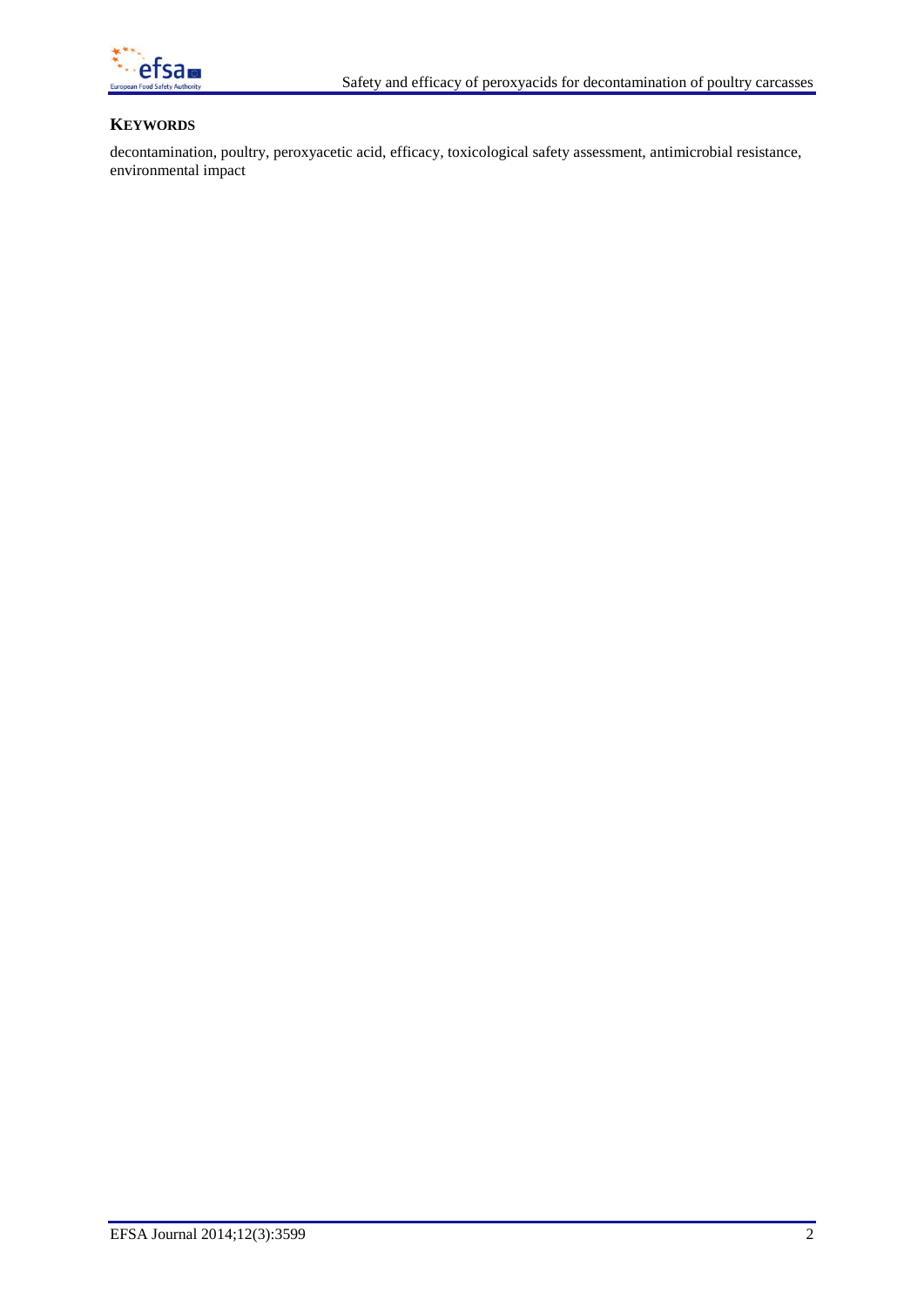## KEYWORDS

decontamination, poultry, peroxyacetic acid, efficacy, toxicological safety assessment, antimicrobial resistance, environmental impact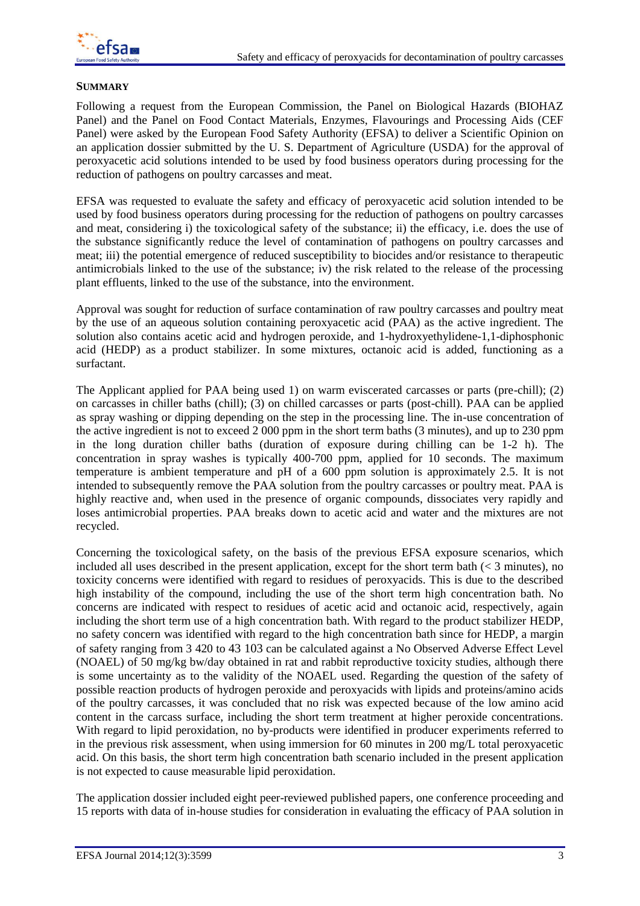## SUMMARY

Following a request from the European Commission, the Panel on Biological Hazards (BIOHAZ Panel) and the Panel on Food Contact Materials, Enzymes, Flavourings and Processing Aids (CEF Panel) were asked by the European Food Safety Authority (EFSA) to deliver a Scientific Opinion on an application dossier submitted by the U. S. Department of Agriculture (USDA) for the approval of peroxyacetic acid solutions intended to be used by food business operators during processing for the reduction of pathogens on poultry carcasses and meat.

EFSA was requested to evaluate the safety and efficacy of peroxyacetic acid solution intended to be used by food business operators during processing for the reduction of pathogens on poultry carcasses and meat, considering i) the toxicological safety of the substance; ii) the efficacy, i.e. does the use of the substance significantly reduce the level of contamination of pathogens on poultry carcasses and meat; iii) the potential emergence of reduced susceptibility to biocides and/or resistance to therapeutic antimicrobials linked to the use of the substance; iv) the risk related to the release of the processing plant effluents, linked to the use of the substance, into the environment.

Approval was sought for reduction of surface contamination of raw poultry carcasses and poultry meat by the use of an aqueous solution containing peroxyacetic acid (PAA) as the active ingredient. The solution also contains acetic acid and hydrogen peroxide, and 1-hydroxyethylidene-1,1-diphosphonic acid (HEDP) as a product stabilizer. In some mixtures, octanoic acid is added, functioning as a surfactant.

The Applicant applied for PAA being used 1) on warm eviscerated carcasses or parts (pre-chill); (2) on carcasses in chiller baths (chill); (3) on chilled carcasses or parts (post-chill). PAA can be applied as spray washing or dipping depending on the step in the processing line. The in-use concentration of the active ingredient is not to exceed 2 000 ppm in the short term baths (3 minutes), and up to 230 ppm in the long duration chiller baths (duration of exposure during chilling can be 1-2 h). The concentration in spray washes is typically 400-700 ppm, applied for 10 seconds. The maximum temperature is ambient temperature and pH of a 600 ppm solution is approximately 2.5. It is not intended to subsequently remove the PAA solution from the poultry carcasses or poultry meat. PAA is highly reactive and, when used in the presence of organic compounds, dissociates very rapidly and loses antimicrobial properties. PAA breaks down to acetic acid and water and the mixtures are not recycled.

Concerning the toxicological safety, on the basis of the previous EFSA exposure scenarios, which included all uses described in the present application, except for the short term bath (< 3 minutes), no toxicity concerns were identified with regard to residues of peroxyacids. This is due to the described high instability of the compound, including the use of the short term high concentration bath. No concerns are indicated with respect to residues of acetic acid and octanoic acid, respectively, again including the short term use of a high concentration bath. With regard to the product stabilizer HEDP, no safety concern was identified with regard to the high concentration bath since for HEDP, a margin of safety ranging from 3 420 to 43 103 can be calculated against a No Observed Adverse Effect Level (NOAEL) of 50 mg/kg bw/day obtained in rat and rabbit reproductive toxicity studies, although there is some uncertainty as to the validity of the NOAEL used. Regarding the question of the safety of possible reaction products of hydrogen peroxide and peroxyacids with lipids and proteins/amino acids of the poultry carcasses, it was concluded that no risk was expected because of the low amino acid content in the carcass surface, including the short term treatment at higher peroxide concentrations. With regard to lipid peroxidation, no by-products were identified in producer experiments referred to in the previous risk assessment, when using immersion for 60 minutes in 200 mg/L total peroxyacetic acid. On this basis, the short term high concentration bath scenario included in the present application is not expected to cause measurable lipid peroxidation.

The application dossier included eight peer-reviewed published papers, one conference proceeding and 15 reports with data of in-house studies for consideration in evaluating the efficacy of PAA solution in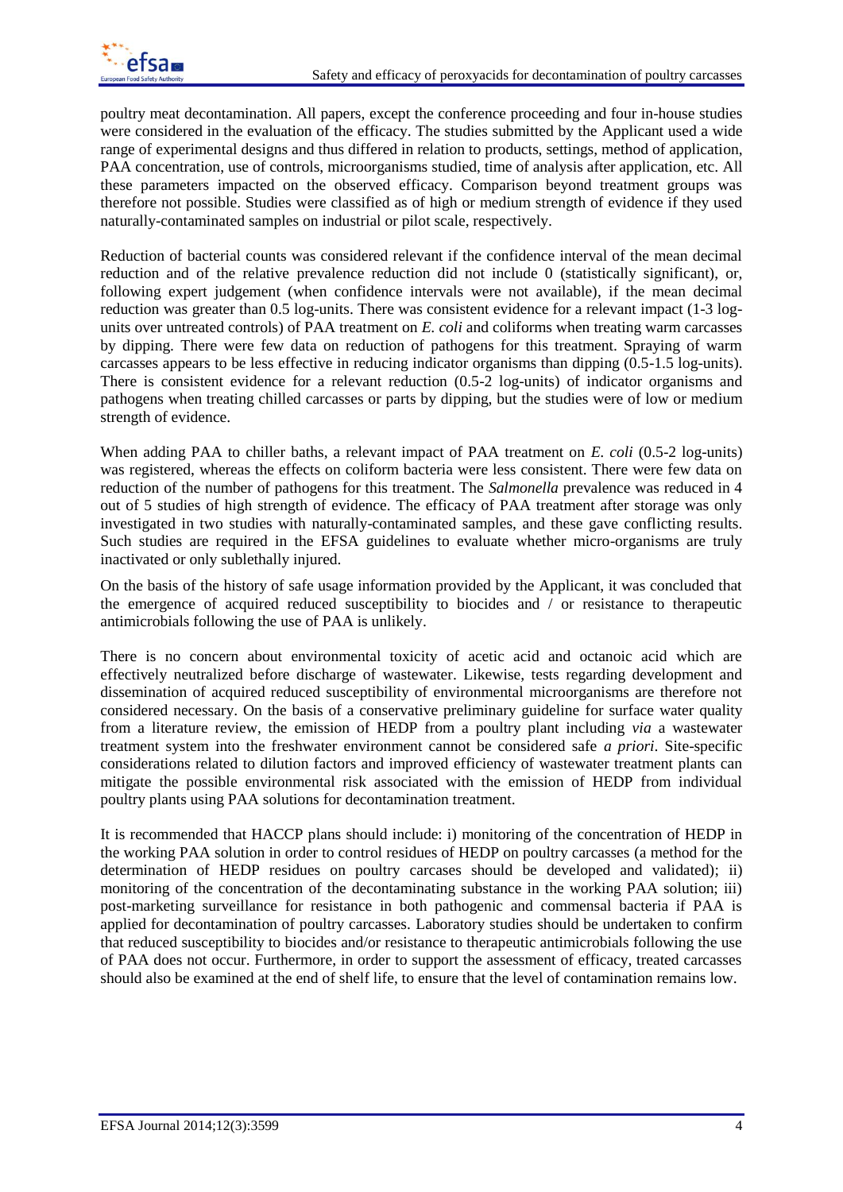poultry meat decontamination. All papers, except the conference proceeding and four in-house studies were considered in the evaluation of the efficacy. The studies submitted by the Applicant used a wide range of experimental designs and thus differed in relation to products, settings, method of application, PAA concentration, use of controls, microorganisms studied, time of analysis after application, etc. All these parameters impacted on the observed efficacy. Comparison beyond treatment groups was therefore not possible. Studies were classified as of high or medium strength of evidence if they used naturally-contaminated samples on industrial or pilot scale, respectively.

Reduction of bacterial counts was considered relevant if the confidence interval of the mean decimal reduction and of the relative prevalence reduction did not include 0 (statistically significant), or, following expert judgement (when confidence intervals were not available), if the mean decimal reduction was greater than 0.5 log-units. There was consistent evidence for a relevant impact (1-3 log-units over untreated controls) of PAA treatment on *E. coli* and coliforms when treating warm carcasses by dipping. There were few data on reduction of pathogens for this treatment. Spraying of warm carcasses appears to be less effective in reducing indicator organisms than dipping (0.5-1.5 log-units). There is consistent evidence for a relevant reduction (0.5-2 log-units) of indicator organisms and pathogens when treating chilled carcasses or parts by dipping, but the studies were of low or medium strength of evidence.

When adding PAA to chiller baths, a relevant impact of PAA treatment on *E. coli* (0.5-2 log-units) was registered, whereas the effects on coliform bacteria were less consistent. There were few data on reduction of the number of pathogens for this treatment. The *Salmonella* prevalence was reduced in 4 out of 5 studies of high strength of evidence. The efficacy of PAA treatment after storage was only investigated in two studies with naturally-contaminated samples, and these gave conflicting results. Such studies are required in the EFSA guidelines to evaluate whether micro-organisms are truly inactivated or only sublethally injured.

On the basis of the history of safe usage information provided by the Applicant, it was concluded that the emergence of acquired reduced susceptibility to biocides and / or resistance to therapeutic antimicrobials following the use of PAA is unlikely.

There is no concern about environmental toxicity of acetic acid and octanoic acid which are effectively neutralized before discharge of wastewater. Likewise, tests regarding development and dissemination of acquired reduced susceptibility of environmental microorganisms are therefore not considered necessary. On the basis of a conservative preliminary guideline for surface water quality from a literature review, the emission of HEDP from a poultry plant including *via* a wastewater treatment system into the freshwater environment cannot be considered safe *a priori*. Site-specific considerations related to dilution factors and improved efficiency of wastewater treatment plants can mitigate the possible environmental risk associated with the emission of HEDP from individual poultry plants using PAA solutions for decontamination treatment.

It is recommended that HACCP plans should include: i) monitoring of the concentration of HEDP in the working PAA solution in order to control residues of HEDP on poultry carcasses (a method for the determination of HEDP residues on poultry carcasses should be developed and validated); ii) monitoring of the concentration of the decontaminating substance in the working PAA solution; iii) post-marketing surveillance for resistance in both pathogenic and commensal bacteria if PAA is applied for decontamination of poultry carcasses. Laboratory studies should be undertaken to confirm that reduced susceptibility to biocides and/or resistance to therapeutic antimicrobials following the use of PAA does not occur. Furthermore, in order to support the assessment of efficacy, treated carcasses should also be examined at the end of shelf life, to ensure that the level of contamination remains low.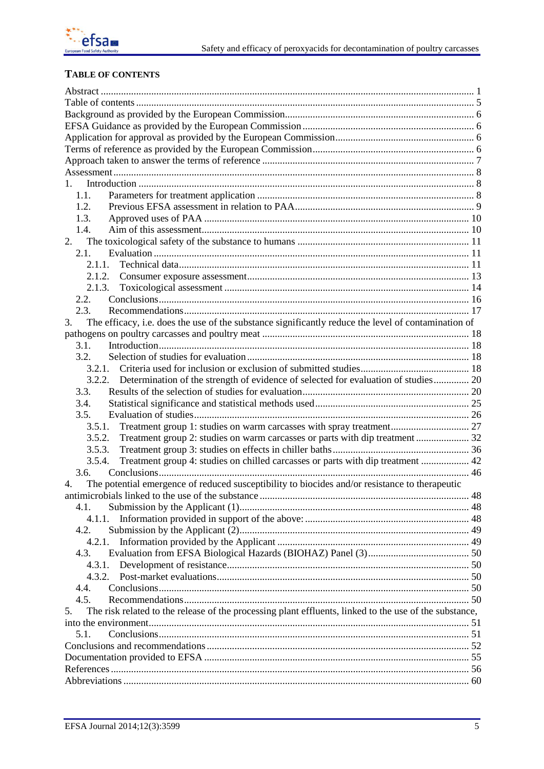# TABLE OF CONTENTS

Abstract ..... 1
Table of contents ..... 5
Background as provided by the European Commission ..... 6
EFSA Guidance as provided by the European Commission ..... 6
Application for approval as provided by the European Commission ..... 6
Terms of reference as provided by the European Commission ..... 6
Approach taken to answer the terms of reference ..... 7
Assessment ..... 8
1. Introduction ..... 8
 1.1. Parameters for treatment application ..... 8
 1.2. Previous EFSA assessment in relation to PAA ..... 9
 1.3. Approved uses of PAA ..... 10
 1.4. Aim of this assessment ..... 10
2. The toxicological safety of the substance to humans ..... 11
 2.1. Evaluation ..... 11
  2.1.1. Technical data ..... 11
  2.1.2. Consumer exposure assessment ..... 13
  2.1.3. Toxicological assessment ..... 14
 2.2. Conclusions ..... 16
 2.3. Recommendations ..... 17
3. The efficacy, i.e. does the use of the substance significantly reduce the level of contamination of pathogens on poultry carcasses and poultry meat ..... 18
 3.1. Introduction ..... 18
 3.2. Selection of studies for evaluation ..... 18
  3.2.1. Criteria used for inclusion or exclusion of submitted studies ..... 18
  3.2.2. Determination of the strength of evidence of selected for evaluation of studies ..... 20
 3.3. Results of the selection of studies for evaluation ..... 20
 3.4. Statistical significance and statistical methods used ..... 25
 3.5. Evaluation of studies ..... 26
  3.5.1. Treatment group 1: studies on warm carcasses with spray treatment ..... 27
  3.5.2. Treatment group 2: studies on warm carcasses or parts with dip treatment ..... 32
  3.5.3. Treatment group 3: studies on effects in chiller baths ..... 36
  3.5.4. Treatment group 4: studies on chilled carcasses or parts with dip treatment ..... 42
 3.6. Conclusions ..... 46
4. The potential emergence of reduced susceptibility to biocides and/or resistance to therapeutic antimicrobials linked to the use of the substance ..... 48
 4.1. Submission by the Applicant (1) ..... 48
  4.1.1. Information provided in support of the above: ..... 48
 4.2. Submission by the Applicant (2) ..... 49
  4.2.1. Information provided by the Applicant ..... 49
 4.3. Evaluation from EFSA Biological Hazards (BIOHAZ) Panel (3) ..... 50
  4.3.1. Development of resistance ..... 50
  4.3.2. Post-market evaluations ..... 50
 4.4. Conclusions ..... 50
 4.5. Recommendations ..... 50
5. The risk related to the release of the processing plant effluents, linked to the use of the substance, into the environment ..... 51
 5.1. Conclusions ..... 51
Conclusions and recommendations ..... 52
Documentation provided to EFSA ..... 55
References ..... 56
Abbreviations ..... 60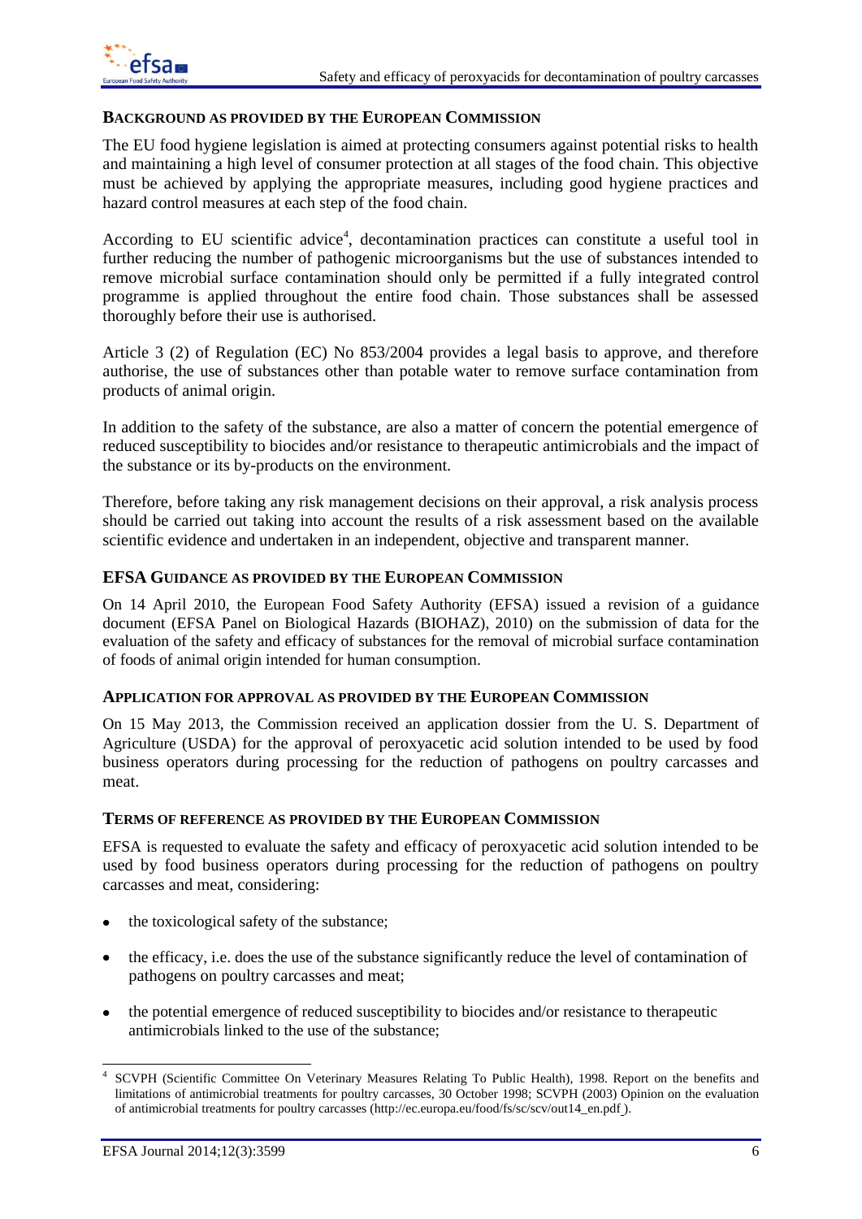## BACKGROUND AS PROVIDED BY THE EUROPEAN COMMISSION

The EU food hygiene legislation is aimed at protecting consumers against potential risks to health and maintaining a high level of consumer protection at all stages of the food chain. This objective must be achieved by applying the appropriate measures, including good hygiene practices and hazard control measures at each step of the food chain.

According to EU scientific advice[4], decontamination practices can constitute a useful tool in further reducing the number of pathogenic microorganisms but the use of substances intended to remove microbial surface contamination should only be permitted if a fully integrated control programme is applied throughout the entire food chain. Those substances shall be assessed thoroughly before their use is authorised.

Article 3 (2) of Regulation (EC) No 853/2004 provides a legal basis to approve, and therefore authorise, the use of substances other than potable water to remove surface contamination from products of animal origin.

In addition to the safety of the substance, are also a matter of concern the potential emergence of reduced susceptibility to biocides and/or resistance to therapeutic antimicrobials and the impact of the substance or its by-products on the environment.

Therefore, before taking any risk management decisions on their approval, a risk analysis process should be carried out taking into account the results of a risk assessment based on the available scientific evidence and undertaken in an independent, objective and transparent manner.

## EFSA GUIDANCE AS PROVIDED BY THE EUROPEAN COMMISSION

On 14 April 2010, the European Food Safety Authority (EFSA) issued a revision of a guidance document (EFSA Panel on Biological Hazards (BIOHAZ), 2010) on the submission of data for the evaluation of the safety and efficacy of substances for the removal of microbial surface contamination of foods of animal origin intended for human consumption.

## APPLICATION FOR APPROVAL AS PROVIDED BY THE EUROPEAN COMMISSION

On 15 May 2013, the Commission received an application dossier from the U. S. Department of Agriculture (USDA) for the approval of peroxyacetic acid solution intended to be used by food business operators during processing for the reduction of pathogens on poultry carcasses and meat.

## TERMS OF REFERENCE AS PROVIDED BY THE EUROPEAN COMMISSION

EFSA is requested to evaluate the safety and efficacy of peroxyacetic acid solution intended to be used by food business operators during processing for the reduction of pathogens on poultry carcasses and meat, considering:

- the toxicological safety of the substance;
- the efficacy, i.e. does the use of the substance significantly reduce the level of contamination of pathogens on poultry carcasses and meat;
- the potential emergence of reduced susceptibility to biocides and/or resistance to therapeutic antimicrobials linked to the use of the substance;

---

[4] SCVPH (Scientific Committee On Veterinary Measures Relating To Public Health), 1998. Report on the benefits and limitations of antimicrobial treatments for poultry carcasses, 30 October 1998; SCVPH (2003) Opinion on the evaluation of antimicrobial treatments for poultry carcasses (http://ec.europa.eu/food/fs/sc/scv/out14_en.pdf ).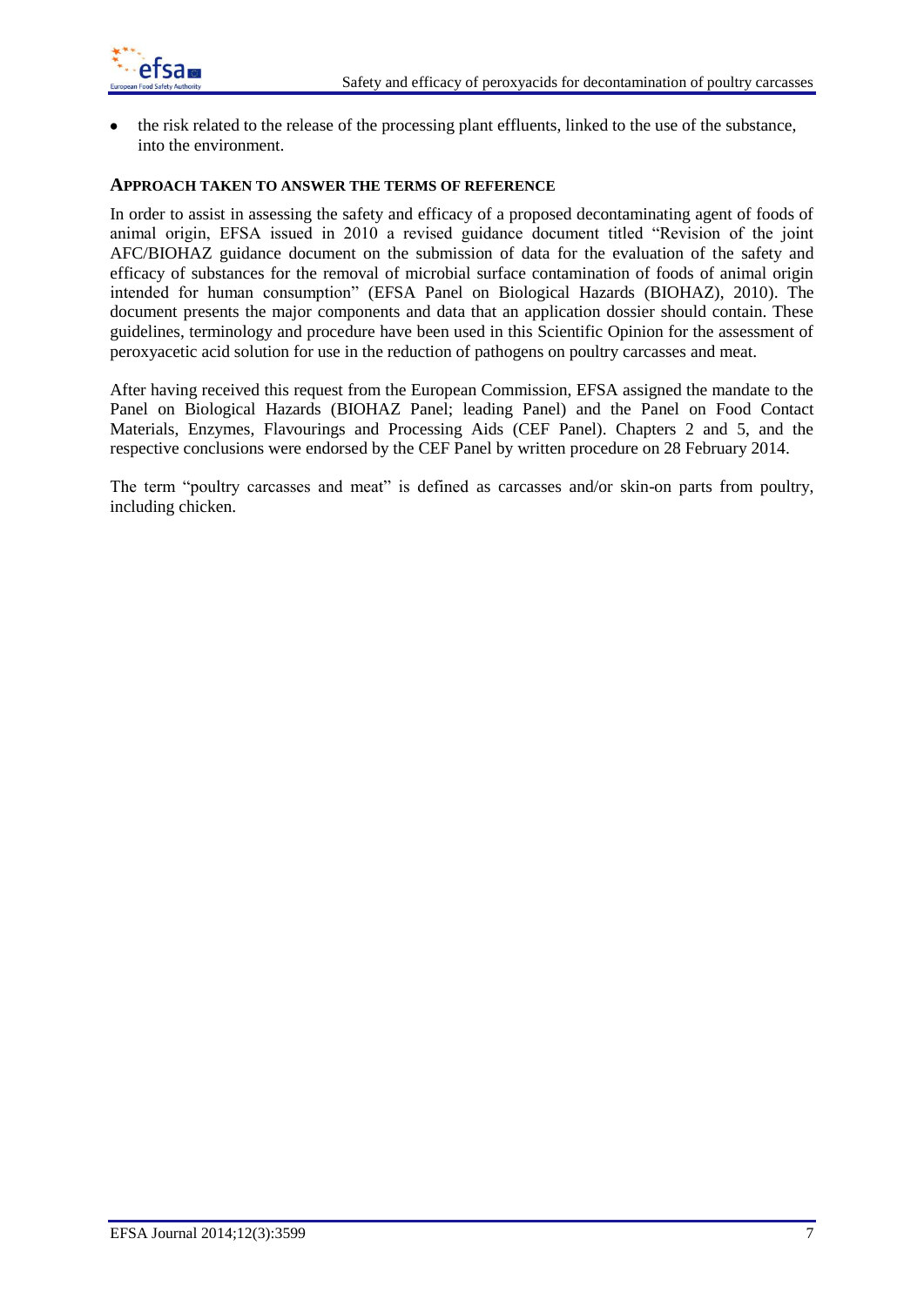- the risk related to the release of the processing plant effluents, linked to the use of the substance, into the environment.

## APPROACH TAKEN TO ANSWER THE TERMS OF REFERENCE

In order to assist in assessing the safety and efficacy of a proposed decontaminating agent of foods of animal origin, EFSA issued in 2010 a revised guidance document titled "Revision of the joint AFC/BIOHAZ guidance document on the submission of data for the evaluation of the safety and efficacy of substances for the removal of microbial surface contamination of foods of animal origin intended for human consumption" (EFSA Panel on Biological Hazards (BIOHAZ), 2010). The document presents the major components and data that an application dossier should contain. These guidelines, terminology and procedure have been used in this Scientific Opinion for the assessment of peroxyacetic acid solution for use in the reduction of pathogens on poultry carcasses and meat.

After having received this request from the European Commission, EFSA assigned the mandate to the Panel on Biological Hazards (BIOHAZ Panel; leading Panel) and the Panel on Food Contact Materials, Enzymes, Flavourings and Processing Aids (CEF Panel). Chapters 2 and 5, and the respective conclusions were endorsed by the CEF Panel by written procedure on 28 February 2014.

The term "poultry carcasses and meat" is defined as carcasses and/or skin-on parts from poultry, including chicken.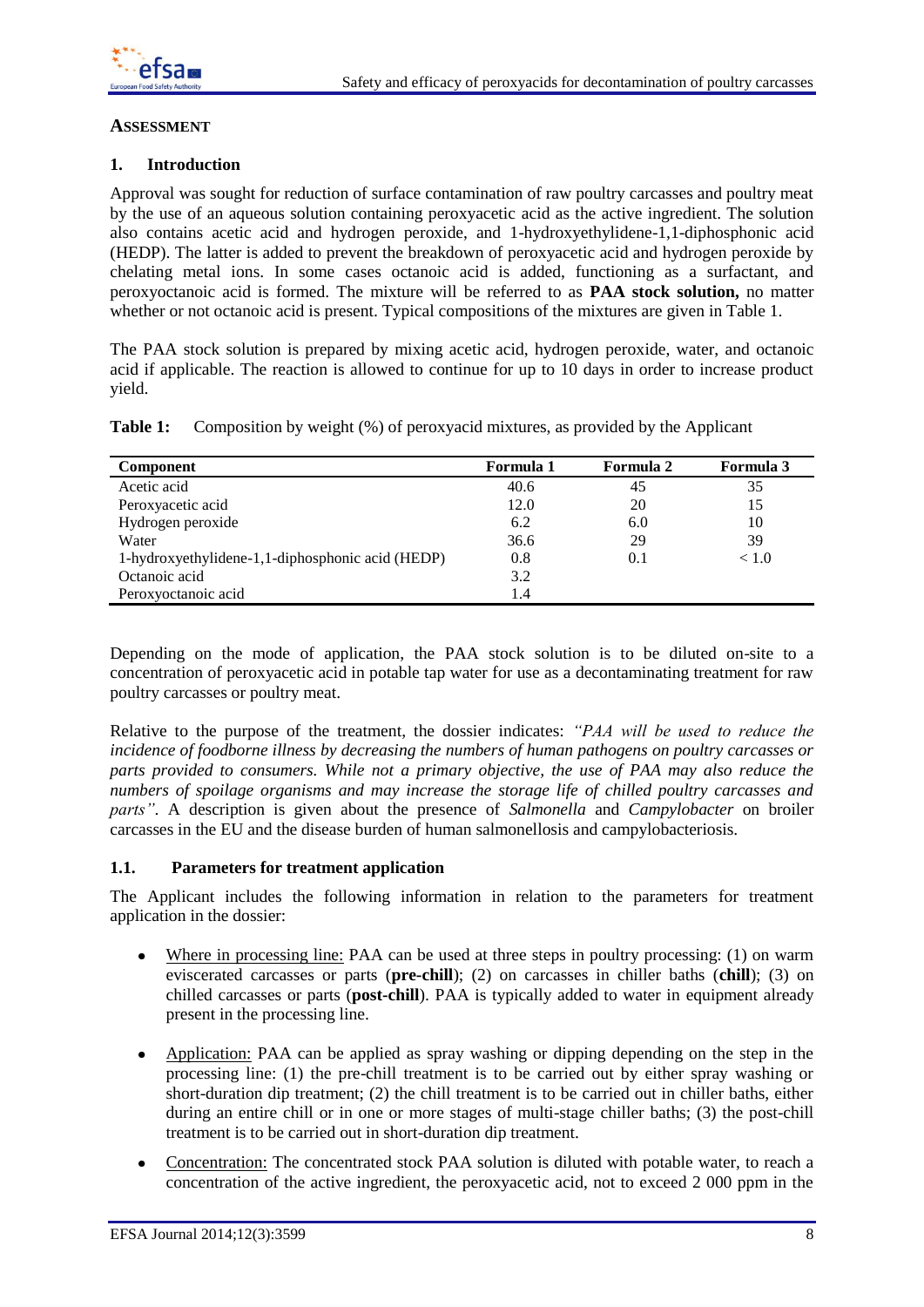## ASSESSMENT

### 1. Introduction

Approval was sought for reduction of surface contamination of raw poultry carcasses and poultry meat by the use of an aqueous solution containing peroxyacetic acid as the active ingredient. The solution also contains acetic acid and hydrogen peroxide, and 1-hydroxyethylidene-1,1-diphosphonic acid (HEDP). The latter is added to prevent the breakdown of peroxyacetic acid and hydrogen peroxide by chelating metal ions. In some cases octanoic acid is added, functioning as a surfactant, and peroxyoctanoic acid is formed. The mixture will be referred to as **PAA stock solution,** no matter whether or not octanoic acid is present. Typical compositions of the mixtures are given in Table 1.

The PAA stock solution is prepared by mixing acetic acid, hydrogen peroxide, water, and octanoic acid if applicable. The reaction is allowed to continue for up to 10 days in order to increase product yield.

**Table 1:** Composition by weight (%) of peroxyacid mixtures, as provided by the Applicant

| Component | Formula 1 | Formula 2 | Formula 3 |
|---|---|---|---|
| Acetic acid | 40.6 | 45 | 35 |
| Peroxyacetic acid | 12.0 | 20 | 15 |
| Hydrogen peroxide | 6.2 | 6.0 | 10 |
| Water | 36.6 | 29 | 39 |
| 1-hydroxyethylidene-1,1-diphosphonic acid (HEDP) | 0.8 | 0.1 | < 1.0 |
| Octanoic acid | 3.2 | | |
| Peroxyoctanoic acid | 1.4 | | |

Depending on the mode of application, the PAA stock solution is to be diluted on-site to a concentration of peroxyacetic acid in potable tap water for use as a decontaminating treatment for raw poultry carcasses or poultry meat.

Relative to the purpose of the treatment, the dossier indicates: *"PAA will be used to reduce the incidence of foodborne illness by decreasing the numbers of human pathogens on poultry carcasses or parts provided to consumers. While not a primary objective, the use of PAA may also reduce the numbers of spoilage organisms and may increase the storage life of chilled poultry carcasses and parts"*. A description is given about the presence of *Salmonella* and *Campylobacter* on broiler carcasses in the EU and the disease burden of human salmonellosis and campylobacteriosis.

### 1.1. Parameters for treatment application

The Applicant includes the following information in relation to the parameters for treatment application in the dossier:

- Where in processing line: PAA can be used at three steps in poultry processing: (1) on warm eviscerated carcasses or parts (**pre-chill**); (2) on carcasses in chiller baths (**chill**); (3) on chilled carcasses or parts (**post-chill**). PAA is typically added to water in equipment already present in the processing line.

- Application: PAA can be applied as spray washing or dipping depending on the step in the processing line: (1) the pre-chill treatment is to be carried out by either spray washing or short-duration dip treatment; (2) the chill treatment is to be carried out in chiller baths, either during an entire chill or in one or more stages of multi-stage chiller baths; (3) the post-chill treatment is to be carried out in short-duration dip treatment.

- Concentration: The concentrated stock PAA solution is diluted with potable water, to reach a concentration of the active ingredient, the peroxyacetic acid, not to exceed 2 000 ppm in the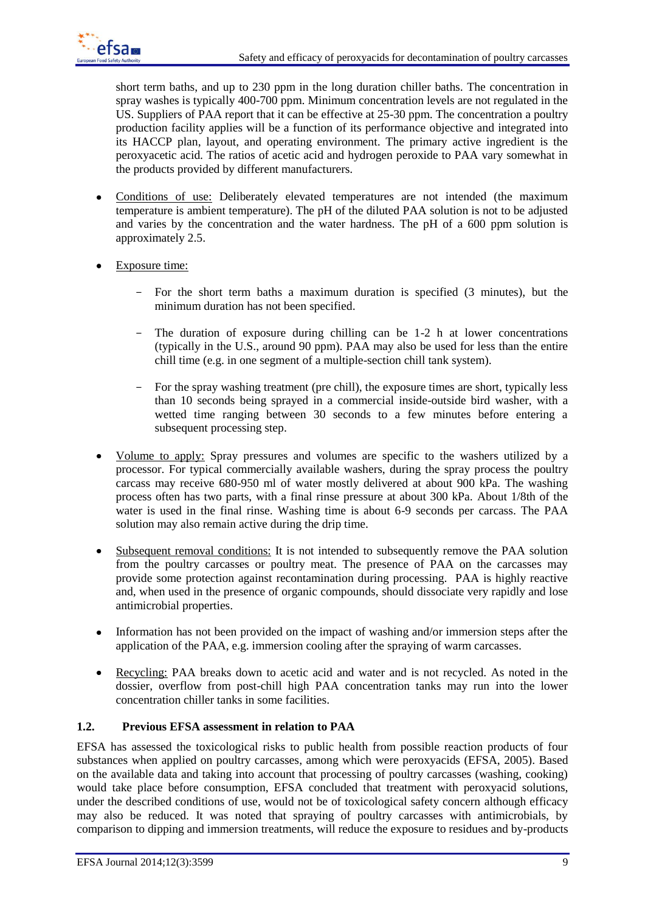short term baths, and up to 230 ppm in the long duration chiller baths. The concentration in spray washes is typically 400-700 ppm. Minimum concentration levels are not regulated in the US. Suppliers of PAA report that it can be effective at 25-30 ppm. The concentration a poultry production facility applies will be a function of its performance objective and integrated into its HACCP plan, layout, and operating environment. The primary active ingredient is the peroxyacetic acid. The ratios of acetic acid and hydrogen peroxide to PAA vary somewhat in the products provided by different manufacturers.

- Conditions of use: Deliberately elevated temperatures are not intended (the maximum temperature is ambient temperature). The pH of the diluted PAA solution is not to be adjusted and varies by the concentration and the water hardness. The pH of a 600 ppm solution is approximately 2.5.

- Exposure time:

  - For the short term baths a maximum duration is specified (3 minutes), but the minimum duration has not been specified.

  - The duration of exposure during chilling can be 1-2 h at lower concentrations (typically in the U.S., around 90 ppm). PAA may also be used for less than the entire chill time (e.g. in one segment of a multiple-section chill tank system).

  - For the spray washing treatment (pre chill), the exposure times are short, typically less than 10 seconds being sprayed in a commercial inside-outside bird washer, with a wetted time ranging between 30 seconds to a few minutes before entering a subsequent processing step.

- Volume to apply: Spray pressures and volumes are specific to the washers utilized by a processor. For typical commercially available washers, during the spray process the poultry carcass may receive 680-950 ml of water mostly delivered at about 900 kPa. The washing process often has two parts, with a final rinse pressure at about 300 kPa. About 1/8th of the water is used in the final rinse. Washing time is about 6-9 seconds per carcass. The PAA solution may also remain active during the drip time.

- Subsequent removal conditions: It is not intended to subsequently remove the PAA solution from the poultry carcasses or poultry meat. The presence of PAA on the carcasses may provide some protection against recontamination during processing. PAA is highly reactive and, when used in the presence of organic compounds, should dissociate very rapidly and lose antimicrobial properties.

- Information has not been provided on the impact of washing and/or immersion steps after the application of the PAA, e.g. immersion cooling after the spraying of warm carcasses.

- Recycling: PAA breaks down to acetic acid and water and is not recycled. As noted in the dossier, overflow from post-chill high PAA concentration tanks may run into the lower concentration chiller tanks in some facilities.

### 1.2. Previous EFSA assessment in relation to PAA

EFSA has assessed the toxicological risks to public health from possible reaction products of four substances when applied on poultry carcasses, among which were peroxyacids (EFSA, 2005). Based on the available data and taking into account that processing of poultry carcasses (washing, cooking) would take place before consumption, EFSA concluded that treatment with peroxyacid solutions, under the described conditions of use, would not be of toxicological safety concern although efficacy may also be reduced. It was noted that spraying of poultry carcasses with antimicrobials, by comparison to dipping and immersion treatments, will reduce the exposure to residues and by-products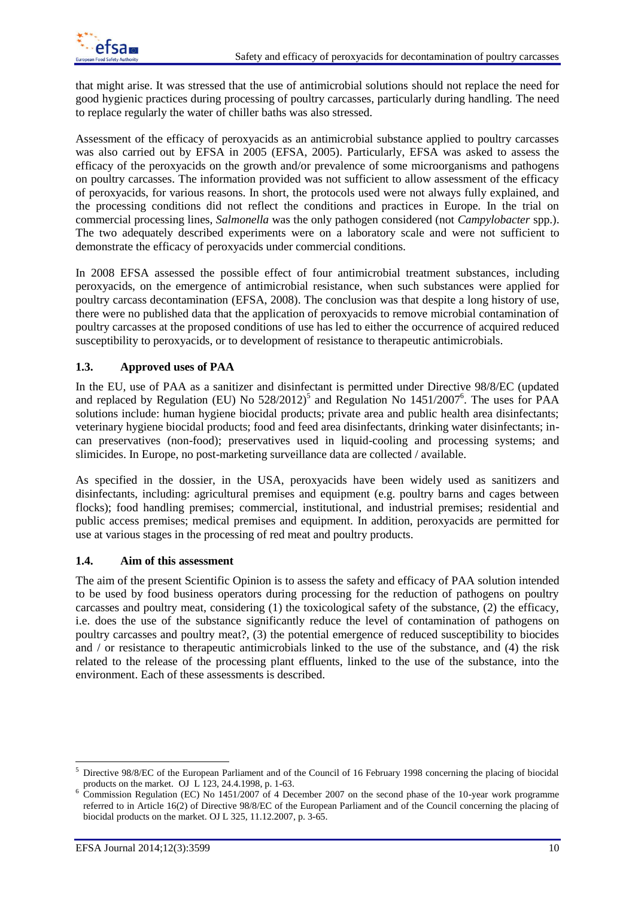that might arise. It was stressed that the use of antimicrobial solutions should not replace the need for good hygienic practices during processing of poultry carcasses, particularly during handling. The need to replace regularly the water of chiller baths was also stressed.

Assessment of the efficacy of peroxyacids as an antimicrobial substance applied to poultry carcasses was also carried out by EFSA in 2005 (EFSA, 2005). Particularly, EFSA was asked to assess the efficacy of the peroxyacids on the growth and/or prevalence of some microorganisms and pathogens on poultry carcasses. The information provided was not sufficient to allow assessment of the efficacy of peroxyacids, for various reasons. In short, the protocols used were not always fully explained, and the processing conditions did not reflect the conditions and practices in Europe. In the trial on commercial processing lines, *Salmonella* was the only pathogen considered (not *Campylobacter* spp.). The two adequately described experiments were on a laboratory scale and were not sufficient to demonstrate the efficacy of peroxyacids under commercial conditions.

In 2008 EFSA assessed the possible effect of four antimicrobial treatment substances, including peroxyacids, on the emergence of antimicrobial resistance, when such substances were applied for poultry carcass decontamination (EFSA, 2008). The conclusion was that despite a long history of use, there were no published data that the application of peroxyacids to remove microbial contamination of poultry carcasses at the proposed conditions of use has led to either the occurrence of acquired reduced susceptibility to peroxyacids, or to development of resistance to therapeutic antimicrobials.

### 1.3. Approved uses of PAA

In the EU, use of PAA as a sanitizer and disinfectant is permitted under Directive 98/8/EC (updated and replaced by Regulation (EU) No 528/2012)[5] and Regulation No 1451/2007[6]. The uses for PAA solutions include: human hygiene biocidal products; private area and public health area disinfectants; veterinary hygiene biocidal products; food and feed area disinfectants, drinking water disinfectants; in-can preservatives (non-food); preservatives used in liquid-cooling and processing systems; and slimicides. In Europe, no post-marketing surveillance data are collected / available.

As specified in the dossier, in the USA, peroxyacids have been widely used as sanitizers and disinfectants, including: agricultural premises and equipment (e.g. poultry barns and cages between flocks); food handling premises; commercial, institutional, and industrial premises; residential and public access premises; medical premises and equipment. In addition, peroxyacids are permitted for use at various stages in the processing of red meat and poultry products.

### 1.4. Aim of this assessment

The aim of the present Scientific Opinion is to assess the safety and efficacy of PAA solution intended to be used by food business operators during processing for the reduction of pathogens on poultry carcasses and poultry meat, considering (1) the toxicological safety of the substance, (2) the efficacy, i.e. does the use of the substance significantly reduce the level of contamination of pathogens on poultry carcasses and poultry meat?, (3) the potential emergence of reduced susceptibility to biocides and / or resistance to therapeutic antimicrobials linked to the use of the substance, and (4) the risk related to the release of the processing plant effluents, linked to the use of the substance, into the environment. Each of these assessments is described.

---

[5] Directive 98/8/EC of the European Parliament and of the Council of 16 February 1998 concerning the placing of biocidal products on the market. OJ L 123, 24.4.1998, p. 1-63.

[6] Commission Regulation (EC) No 1451/2007 of 4 December 2007 on the second phase of the 10-year work programme referred to in Article 16(2) of Directive 98/8/EC of the European Parliament and of the Council concerning the placing of biocidal products on the market. OJ L 325, 11.12.2007, p. 3-65.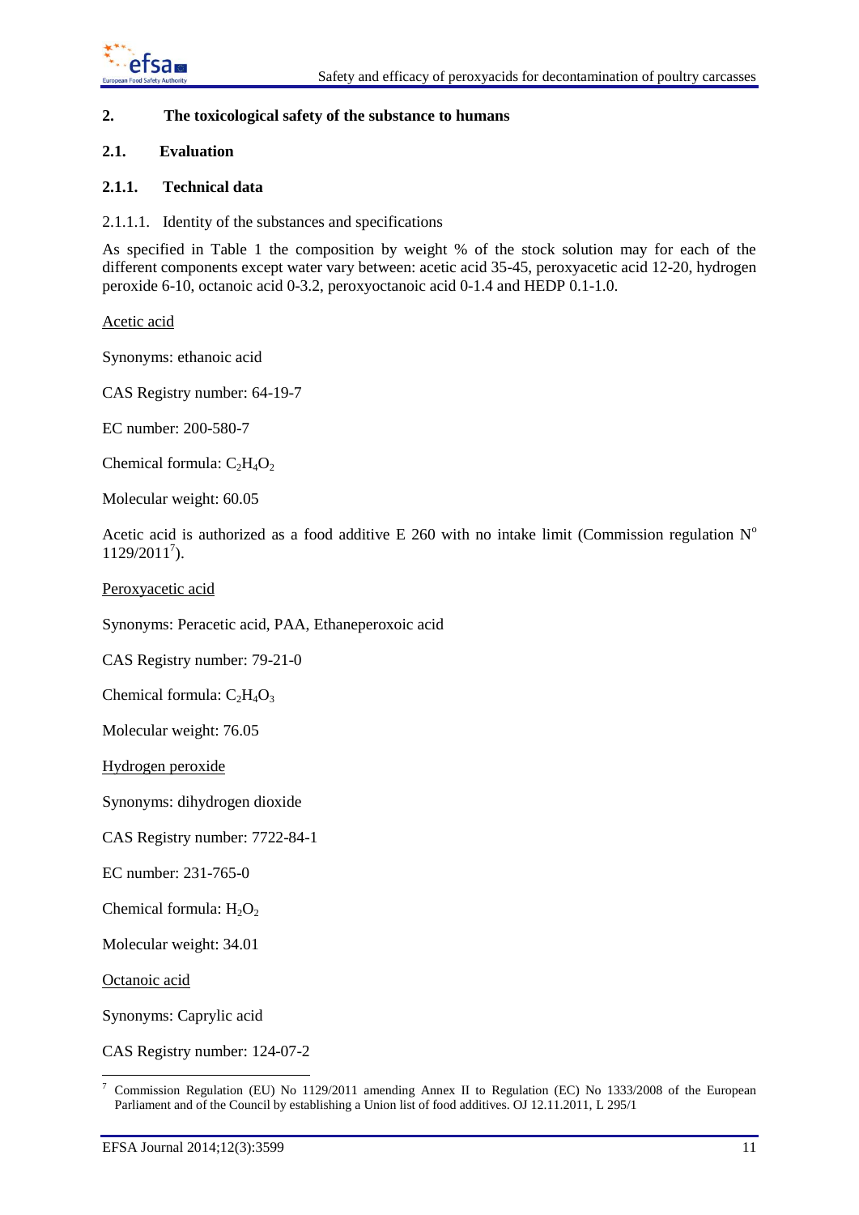## 2. The toxicological safety of the substance to humans

### 2.1. Evaluation

#### 2.1.1. Technical data

2.1.1.1. Identity of the substances and specifications

As specified in Table 1 the composition by weight % of the stock solution may for each of the different components except water vary between: acetic acid 35-45, peroxyacetic acid 12-20, hydrogen peroxide 6-10, octanoic acid 0-3.2, peroxyoctanoic acid 0-1.4 and HEDP 0.1-1.0.

<u>Acetic acid</u>

Synonyms: ethanoic acid

CAS Registry number: 64-19-7

EC number: 200-580-7

Chemical formula: $C_2H_4O_2$

Molecular weight: 60.05

Acetic acid is authorized as a food additive E 260 with no intake limit (Commission regulation N° 1129/2011[7]).

<u>Peroxyacetic acid</u>

Synonyms: Peracetic acid, PAA, Ethaneperoxoic acid

CAS Registry number: 79-21-0

Chemical formula: $C_2H_4O_3$

Molecular weight: 76.05

<u>Hydrogen peroxide</u>

Synonyms: dihydrogen dioxide

CAS Registry number: 7722-84-1

EC number: 231-765-0

Chemical formula: $H_2O_2$

Molecular weight: 34.01

<u>Octanoic acid</u>

Synonyms: Caprylic acid

CAS Registry number: 124-07-2

---

[7] Commission Regulation (EU) No 1129/2011 amending Annex II to Regulation (EC) No 1333/2008 of the European Parliament and of the Council by establishing a Union list of food additives. OJ 12.11.2011, L 295/1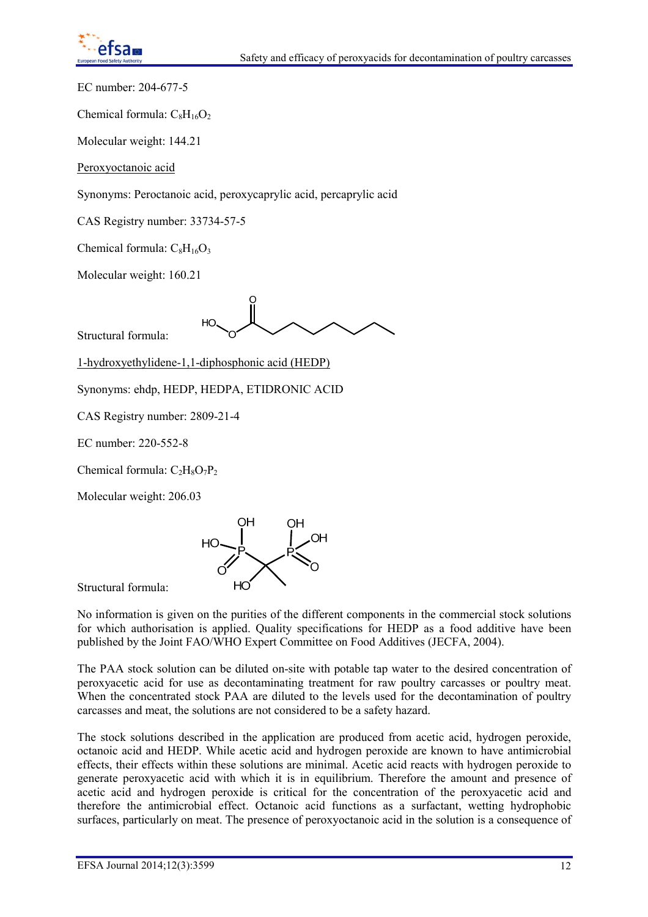EC number: 204-677-5

Chemical formula: $C_8H_{16}O_2$

Molecular weight: 144.21

<u>Peroxyoctanoic acid</u>

Synonyms: Peroctanoic acid, peroxycaprylic acid, percaprylic acid

CAS Registry number: 33734-57-5

Chemical formula: $C_8H_{16}O_3$

Molecular weight: 160.21

Structural formula:

<u>1-hydroxyethylidene-1,1-diphosphonic acid (HEDP)</u>

Synonyms: ehdp, HEDP, HEDPA, ETIDRONIC ACID

CAS Registry number: 2809-21-4

EC number: 220-552-8

Chemical formula: $C_2H_8O_7P_2$

Molecular weight: 206.03

Structural formula:

No information is given on the purities of the different components in the commercial stock solutions for which authorisation is applied. Quality specifications for HEDP as a food additive have been published by the Joint FAO/WHO Expert Committee on Food Additives (JECFA, 2004).

The PAA stock solution can be diluted on-site with potable tap water to the desired concentration of peroxyacetic acid for use as decontaminating treatment for raw poultry carcasses or poultry meat. When the concentrated stock PAA are diluted to the levels used for the decontamination of poultry carcasses and meat, the solutions are not considered to be a safety hazard.

The stock solutions described in the application are produced from acetic acid, hydrogen peroxide, octanoic acid and HEDP. While acetic acid and hydrogen peroxide are known to have antimicrobial effects, their effects within these solutions are minimal. Acetic acid reacts with hydrogen peroxide to generate peroxyacetic acid with which it is in equilibrium. Therefore the amount and presence of acetic acid and hydrogen peroxide is critical for the concentration of the peroxyacetic acid and therefore the antimicrobial effect. Octanoic acid functions as a surfactant, wetting hydrophobic surfaces, particularly on meat. The presence of peroxyoctanoic acid in the solution is a consequence of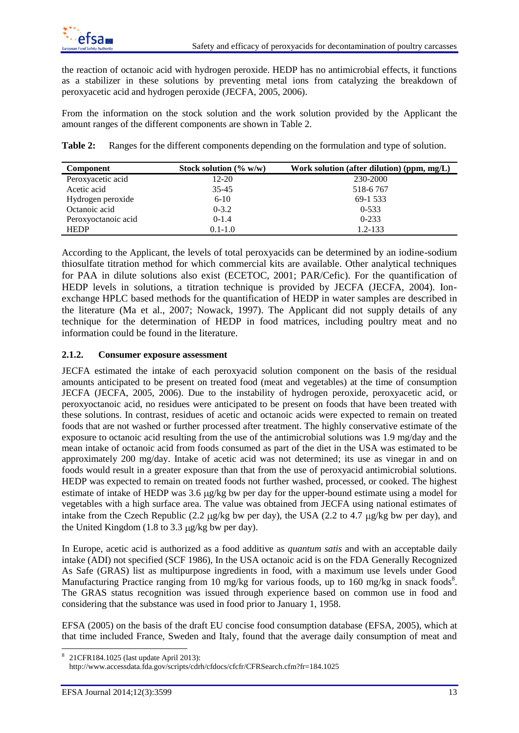the reaction of octanoic acid with hydrogen peroxide. HEDP has no antimicrobial effects, it functions as a stabilizer in these solutions by preventing metal ions from catalyzing the breakdown of peroxyacetic acid and hydrogen peroxide (JECFA, 2005, 2006).

From the information on the stock solution and the work solution provided by the Applicant the amount ranges of the different components are shown in Table 2.

**Table 2:** Ranges for the different components depending on the formulation and type of solution.

| Component | Stock solution (% w/w) | Work solution (after dilution) (ppm, mg/L) |
|---|---|---|
| Peroxyacetic acid | 12-20 | 230-2000 |
| Acetic acid | 35-45 | 518-6 767 |
| Hydrogen peroxide | 6-10 | 69-1 533 |
| Octanoic acid | 0-3.2 | 0-533 |
| Peroxyoctanoic acid | 0-1.4 | 0-233 |
| HEDP | 0.1-1.0 | 1.2-133 |

According to the Applicant, the levels of total peroxyacids can be determined by an iodine-sodium thiosulfate titration method for which commercial kits are available. Other analytical techniques for PAA in dilute solutions also exist (ECETOC, 2001; PAR/Cefic). For the quantification of HEDP levels in solutions, a titration technique is provided by JECFA (JECFA, 2004). Ion-exchange HPLC based methods for the quantification of HEDP in water samples are described in the literature (Ma et al., 2007; Nowack, 1997). The Applicant did not supply details of any technique for the determination of HEDP in food matrices, including poultry meat and no information could be found in the literature.

### 2.1.2. Consumer exposure assessment

JECFA estimated the intake of each peroxyacid solution component on the basis of the residual amounts anticipated to be present on treated food (meat and vegetables) at the time of consumption JECFA (JECFA, 2005, 2006). Due to the instability of hydrogen peroxide, peroxyacetic acid, or peroxyoctanoic acid, no residues were anticipated to be present on foods that have been treated with these solutions. In contrast, residues of acetic and octanoic acids were expected to remain on treated foods that are not washed or further processed after treatment. The highly conservative estimate of the exposure to octanoic acid resulting from the use of the antimicrobial solutions was 1.9 mg/day and the mean intake of octanoic acid from foods consumed as part of the diet in the USA was estimated to be approximately 200 mg/day. Intake of acetic acid was not determined; its use as vinegar in and on foods would result in a greater exposure than that from the use of peroxyacid antimicrobial solutions. HEDP was expected to remain on treated foods not further washed, processed, or cooked. The highest estimate of intake of HEDP was 3.6 μg/kg bw per day for the upper-bound estimate using a model for vegetables with a high surface area. The value was obtained from JECFA using national estimates of intake from the Czech Republic (2.2 μg/kg bw per day), the USA (2.2 to 4.7 μg/kg bw per day), and the United Kingdom (1.8 to 3.3 μg/kg bw per day).

In Europe, acetic acid is authorized as a food additive as *quantum satis* and with an acceptable daily intake (ADI) not specified (SCF 1986), In the USA octanoic acid is on the FDA Generally Recognized As Safe (GRAS) list as multipurpose ingredients in food, with a maximum use levels under Good Manufacturing Practice ranging from 10 mg/kg for various foods, up to 160 mg/kg in snack foods[8]. The GRAS status recognition was issued through experience based on common use in food and considering that the substance was used in food prior to January 1, 1958.

EFSA (2005) on the basis of the draft EU concise food consumption database (EFSA, 2005), which at that time included France, Sweden and Italy, found that the average daily consumption of meat and

[8] 21CFR184.1025 (last update April 2013): http://www.accessdata.fda.gov/scripts/cdrh/cfdocs/cfcfr/CFRSearch.cfm?fr=184.1025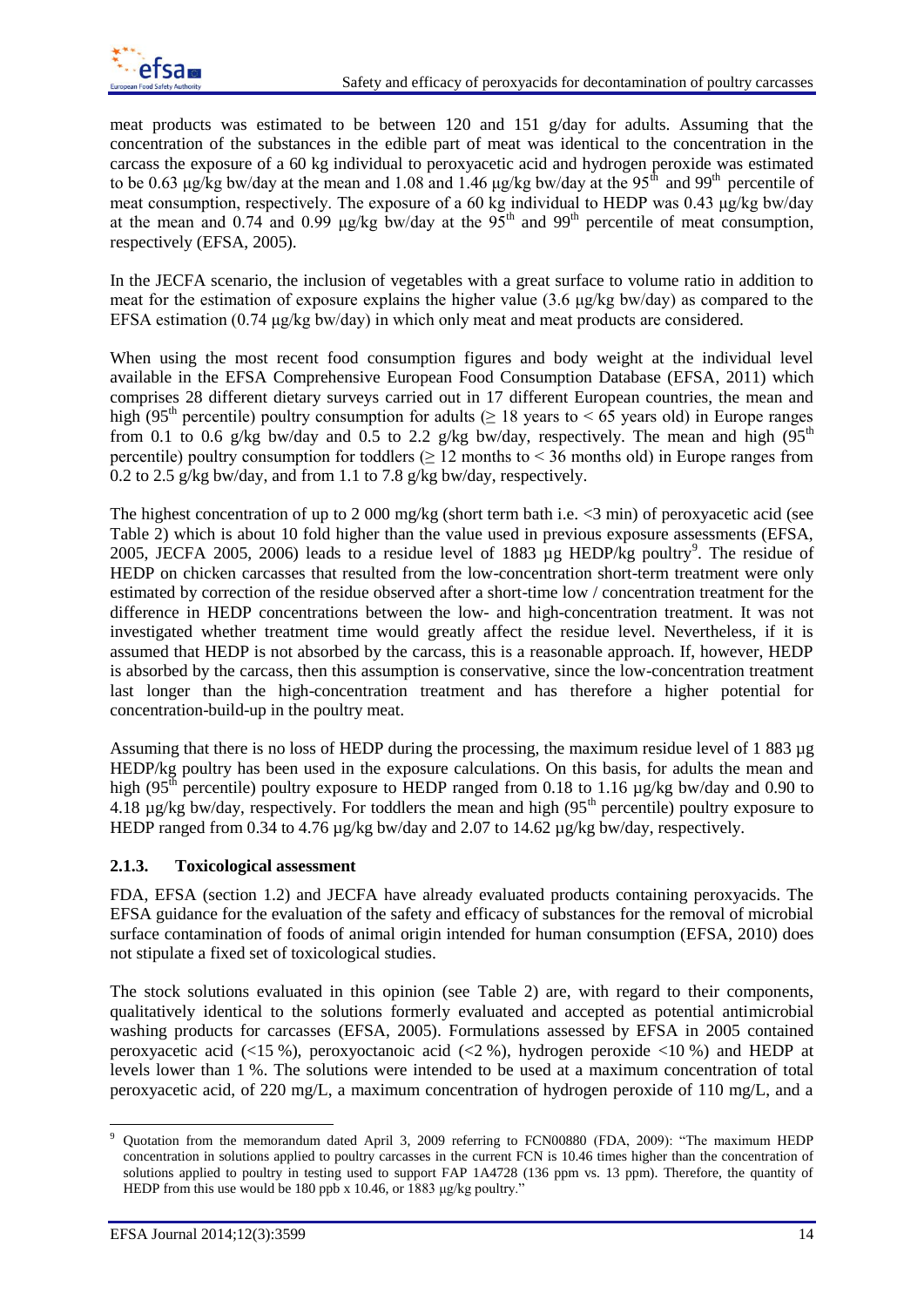meat products was estimated to be between 120 and 151 g/day for adults. Assuming that the concentration of the substances in the edible part of meat was identical to the concentration in the carcass the exposure of a 60 kg individual to peroxyacetic acid and hydrogen peroxide was estimated to be 0.63 µg/kg bw/day at the mean and 1.08 and 1.46 µg/kg bw/day at the 95th and 99th percentile of meat consumption, respectively. The exposure of a 60 kg individual to HEDP was 0.43 µg/kg bw/day at the mean and 0.74 and 0.99 µg/kg bw/day at the 95th and 99th percentile of meat consumption, respectively (EFSA, 2005).

In the JECFA scenario, the inclusion of vegetables with a great surface to volume ratio in addition to meat for the estimation of exposure explains the higher value (3.6 µg/kg bw/day) as compared to the EFSA estimation (0.74 µg/kg bw/day) in which only meat and meat products are considered.

When using the most recent food consumption figures and body weight at the individual level available in the EFSA Comprehensive European Food Consumption Database (EFSA, 2011) which comprises 28 different dietary surveys carried out in 17 different European countries, the mean and high (95th percentile) poultry consumption for adults (≥ 18 years to < 65 years old) in Europe ranges from 0.1 to 0.6 g/kg bw/day and 0.5 to 2.2 g/kg bw/day, respectively. The mean and high (95th percentile) poultry consumption for toddlers (≥ 12 months to < 36 months old) in Europe ranges from 0.2 to 2.5 g/kg bw/day, and from 1.1 to 7.8 g/kg bw/day, respectively.

The highest concentration of up to 2 000 mg/kg (short term bath i.e. <3 min) of peroxyacetic acid (see Table 2) which is about 10 fold higher than the value used in previous exposure assessments (EFSA, 2005, JECFA 2005, 2006) leads to a residue level of 1883 µg HEDP/kg poultry[9]. The residue of HEDP on chicken carcasses that resulted from the low-concentration short-term treatment were only estimated by correction of the residue observed after a short-time low / concentration treatment for the difference in HEDP concentrations between the low- and high-concentration treatment. It was not investigated whether treatment time would greatly affect the residue level. Nevertheless, if it is assumed that HEDP is not absorbed by the carcass, this is a reasonable approach. If, however, HEDP is absorbed by the carcass, then this assumption is conservative, since the low-concentration treatment last longer than the high-concentration treatment and has therefore a higher potential for concentration-build-up in the poultry meat.

Assuming that there is no loss of HEDP during the processing, the maximum residue level of 1 883 µg HEDP/kg poultry has been used in the exposure calculations. On this basis, for adults the mean and high (95th percentile) poultry exposure to HEDP ranged from 0.18 to 1.16 µg/kg bw/day and 0.90 to 4.18 µg/kg bw/day, respectively. For toddlers the mean and high (95th percentile) poultry exposure to HEDP ranged from 0.34 to 4.76 µg/kg bw/day and 2.07 to 14.62 µg/kg bw/day, respectively.

### 2.1.3. Toxicological assessment

FDA, EFSA (section 1.2) and JECFA have already evaluated products containing peroxyacids. The EFSA guidance for the evaluation of the safety and efficacy of substances for the removal of microbial surface contamination of foods of animal origin intended for human consumption (EFSA, 2010) does not stipulate a fixed set of toxicological studies.

The stock solutions evaluated in this opinion (see Table 2) are, with regard to their components, qualitatively identical to the solutions formerly evaluated and accepted as potential antimicrobial washing products for carcasses (EFSA, 2005). Formulations assessed by EFSA in 2005 contained peroxyacetic acid (<15 %), peroxyoctanoic acid (<2 %), hydrogen peroxide <10 %) and HEDP at levels lower than 1 %. The solutions were intended to be used at a maximum concentration of total peroxyacetic acid, of 220 mg/L, a maximum concentration of hydrogen peroxide of 110 mg/L, and a

---

[9] Quotation from the memorandum dated April 3, 2009 referring to FCN00880 (FDA, 2009): "The maximum HEDP concentration in solutions applied to poultry carcasses in the current FCN is 10.46 times higher than the concentration of solutions applied to poultry in testing used to support FAP 1A4728 (136 ppm vs. 13 ppm). Therefore, the quantity of HEDP from this use would be 180 ppb x 10.46, or 1883 µg/kg poultry."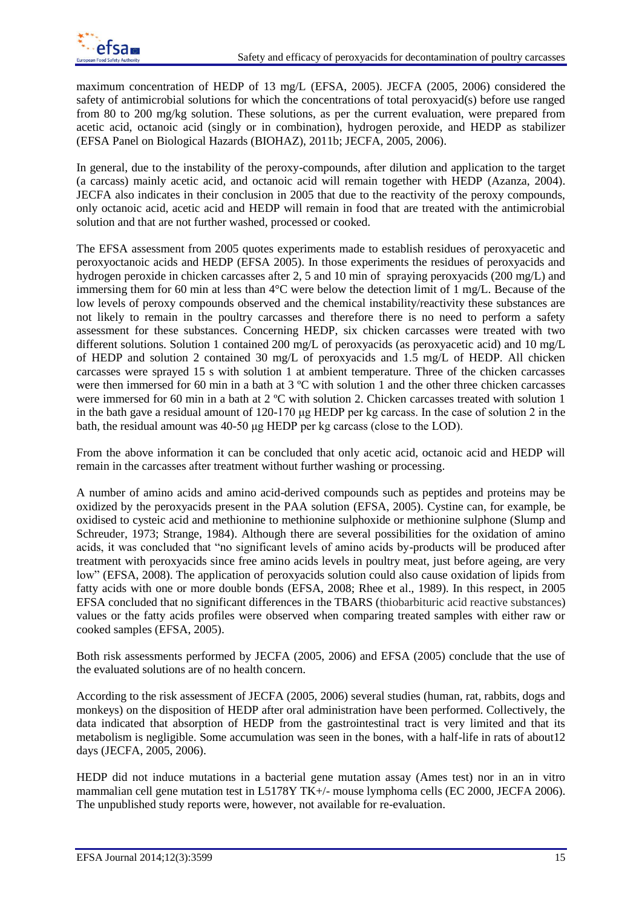maximum concentration of HEDP of 13 mg/L (EFSA, 2005). JECFA (2005, 2006) considered the safety of antimicrobial solutions for which the concentrations of total peroxyacid(s) before use ranged from 80 to 200 mg/kg solution. These solutions, as per the current evaluation, were prepared from acetic acid, octanoic acid (singly or in combination), hydrogen peroxide, and HEDP as stabilizer (EFSA Panel on Biological Hazards (BIOHAZ), 2011b; JECFA, 2005, 2006).

In general, due to the instability of the peroxy-compounds, after dilution and application to the target (a carcass) mainly acetic acid, and octanoic acid will remain together with HEDP (Azanza, 2004). JECFA also indicates in their conclusion in 2005 that due to the reactivity of the peroxy compounds, only octanoic acid, acetic acid and HEDP will remain in food that are treated with the antimicrobial solution and that are not further washed, processed or cooked.

The EFSA assessment from 2005 quotes experiments made to establish residues of peroxyacetic and peroxyoctanoic acids and HEDP (EFSA 2005). In those experiments the residues of peroxyacids and hydrogen peroxide in chicken carcasses after 2, 5 and 10 min of spraying peroxyacids (200 mg/L) and immersing them for 60 min at less than 4°C were below the detection limit of 1 mg/L. Because of the low levels of peroxy compounds observed and the chemical instability/reactivity these substances are not likely to remain in the poultry carcasses and therefore there is no need to perform a safety assessment for these substances. Concerning HEDP, six chicken carcasses were treated with two different solutions. Solution 1 contained 200 mg/L of peroxyacids (as peroxyacetic acid) and 10 mg/L of HEDP and solution 2 contained 30 mg/L of peroxyacids and 1.5 mg/L of HEDP. All chicken carcasses were sprayed 15 s with solution 1 at ambient temperature. Three of the chicken carcasses were then immersed for 60 min in a bath at 3 ºC with solution 1 and the other three chicken carcasses were immersed for 60 min in a bath at 2 ºC with solution 2. Chicken carcasses treated with solution 1 in the bath gave a residual amount of 120-170 µg HEDP per kg carcass. In the case of solution 2 in the bath, the residual amount was 40-50 µg HEDP per kg carcass (close to the LOD).

From the above information it can be concluded that only acetic acid, octanoic acid and HEDP will remain in the carcasses after treatment without further washing or processing.

A number of amino acids and amino acid-derived compounds such as peptides and proteins may be oxidized by the peroxyacids present in the PAA solution (EFSA, 2005). Cystine can, for example, be oxidised to cysteic acid and methionine to methionine sulphoxide or methionine sulphone (Slump and Schreuder, 1973; Strange, 1984). Although there are several possibilities for the oxidation of amino acids, it was concluded that "no significant levels of amino acids by-products will be produced after treatment with peroxyacids since free amino acids levels in poultry meat, just before ageing, are very low" (EFSA, 2008). The application of peroxyacids solution could also cause oxidation of lipids from fatty acids with one or more double bonds (EFSA, 2008; Rhee et al., 1989). In this respect, in 2005 EFSA concluded that no significant differences in the TBARS (thiobarbituric acid reactive substances) values or the fatty acids profiles were observed when comparing treated samples with either raw or cooked samples (EFSA, 2005).

Both risk assessments performed by JECFA (2005, 2006) and EFSA (2005) conclude that the use of the evaluated solutions are of no health concern.

According to the risk assessment of JECFA (2005, 2006) several studies (human, rat, rabbits, dogs and monkeys) on the disposition of HEDP after oral administration have been performed. Collectively, the data indicated that absorption of HEDP from the gastrointestinal tract is very limited and that its metabolism is negligible. Some accumulation was seen in the bones, with a half-life in rats of about12 days (JECFA, 2005, 2006).

HEDP did not induce mutations in a bacterial gene mutation assay (Ames test) nor in an in vitro mammalian cell gene mutation test in L5178Y TK+/- mouse lymphoma cells (EC 2000, JECFA 2006). The unpublished study reports were, however, not available for re-evaluation.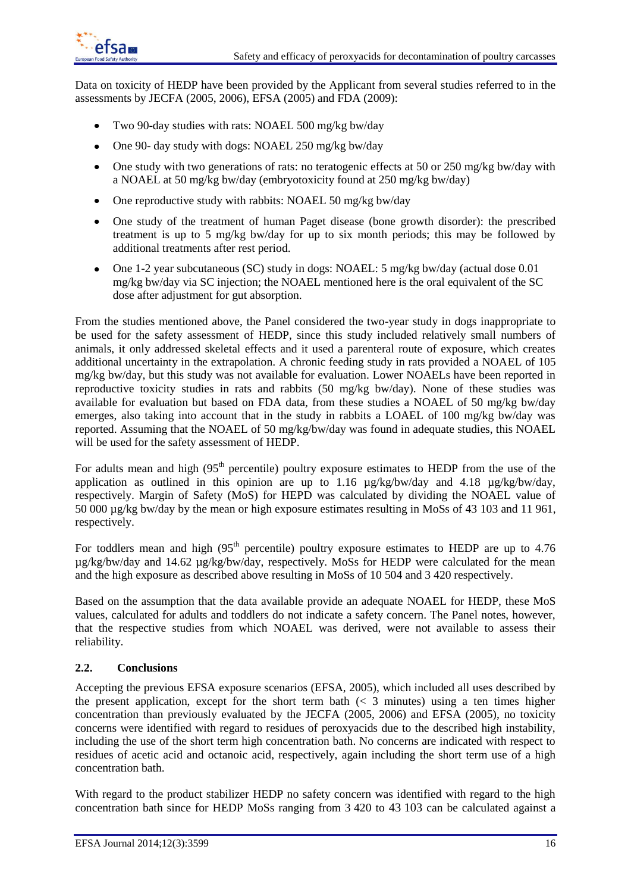Data on toxicity of HEDP have been provided by the Applicant from several studies referred to in the assessments by JECFA (2005, 2006), EFSA (2005) and FDA (2009):

- Two 90-day studies with rats: NOAEL 500 mg/kg bw/day
- One 90- day study with dogs: NOAEL 250 mg/kg bw/day
- One study with two generations of rats: no teratogenic effects at 50 or 250 mg/kg bw/day with a NOAEL at 50 mg/kg bw/day (embryotoxicity found at 250 mg/kg bw/day)
- One reproductive study with rabbits: NOAEL 50 mg/kg bw/day
- One study of the treatment of human Paget disease (bone growth disorder): the prescribed treatment is up to 5 mg/kg bw/day for up to six month periods; this may be followed by additional treatments after rest period.
- One 1-2 year subcutaneous (SC) study in dogs: NOAEL: 5 mg/kg bw/day (actual dose 0.01 mg/kg bw/day via SC injection; the NOAEL mentioned here is the oral equivalent of the SC dose after adjustment for gut absorption.

From the studies mentioned above, the Panel considered the two-year study in dogs inappropriate to be used for the safety assessment of HEDP, since this study included relatively small numbers of animals, it only addressed skeletal effects and it used a parenteral route of exposure, which creates additional uncertainty in the extrapolation. A chronic feeding study in rats provided a NOAEL of 105 mg/kg bw/day, but this study was not available for evaluation. Lower NOAELs have been reported in reproductive toxicity studies in rats and rabbits (50 mg/kg bw/day). None of these studies was available for evaluation but based on FDA data, from these studies a NOAEL of 50 mg/kg bw/day emerges, also taking into account that in the study in rabbits a LOAEL of 100 mg/kg bw/day was reported. Assuming that the NOAEL of 50 mg/kg/bw/day was found in adequate studies, this NOAEL will be used for the safety assessment of HEDP.

For adults mean and high (95[th] percentile) poultry exposure estimates to HEDP from the use of the application as outlined in this opinion are up to 1.16 µg/kg/bw/day and 4.18 µg/kg/bw/day, respectively. Margin of Safety (MoS) for HEPD was calculated by dividing the NOAEL value of 50 000 µg/kg bw/day by the mean or high exposure estimates resulting in MoSs of 43 103 and 11 961, respectively.

For toddlers mean and high (95[th] percentile) poultry exposure estimates to HEDP are up to 4.76 µg/kg/bw/day and 14.62 µg/kg/bw/day, respectively. MoSs for HEDP were calculated for the mean and the high exposure as described above resulting in MoSs of 10 504 and 3 420 respectively.

Based on the assumption that the data available provide an adequate NOAEL for HEDP, these MoS values, calculated for adults and toddlers do not indicate a safety concern. The Panel notes, however, that the respective studies from which NOAEL was derived, were not available to assess their reliability.

## 2.2. Conclusions

Accepting the previous EFSA exposure scenarios (EFSA, 2005), which included all uses described by the present application, except for the short term bath (< 3 minutes) using a ten times higher concentration than previously evaluated by the JECFA (2005, 2006) and EFSA (2005), no toxicity concerns were identified with regard to residues of peroxyacids due to the described high instability, including the use of the short term high concentration bath. No concerns are indicated with respect to residues of acetic acid and octanoic acid, respectively, again including the short term use of a high concentration bath.

With regard to the product stabilizer HEDP no safety concern was identified with regard to the high concentration bath since for HEDP MoSs ranging from 3 420 to 43 103 can be calculated against a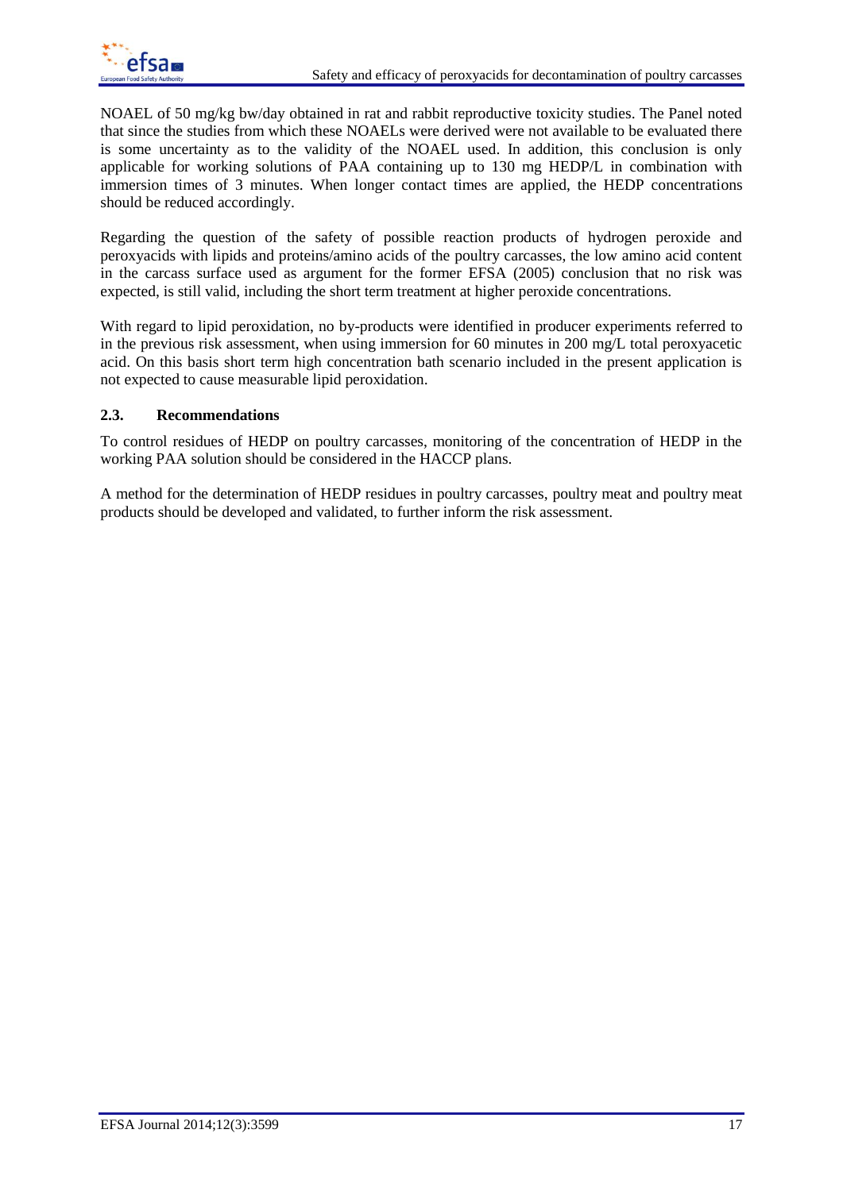NOAEL of 50 mg/kg bw/day obtained in rat and rabbit reproductive toxicity studies. The Panel noted that since the studies from which these NOAELs were derived were not available to be evaluated there is some uncertainty as to the validity of the NOAEL used. In addition, this conclusion is only applicable for working solutions of PAA containing up to 130 mg HEDP/L in combination with immersion times of 3 minutes. When longer contact times are applied, the HEDP concentrations should be reduced accordingly.

Regarding the question of the safety of possible reaction products of hydrogen peroxide and peroxyacids with lipids and proteins/amino acids of the poultry carcasses, the low amino acid content in the carcass surface used as argument for the former EFSA (2005) conclusion that no risk was expected, is still valid, including the short term treatment at higher peroxide concentrations.

With regard to lipid peroxidation, no by-products were identified in producer experiments referred to in the previous risk assessment, when using immersion for 60 minutes in 200 mg/L total peroxyacetic acid. On this basis short term high concentration bath scenario included in the present application is not expected to cause measurable lipid peroxidation.

### 2.3. Recommendations

To control residues of HEDP on poultry carcasses, monitoring of the concentration of HEDP in the working PAA solution should be considered in the HACCP plans.

A method for the determination of HEDP residues in poultry carcasses, poultry meat and poultry meat products should be developed and validated, to further inform the risk assessment.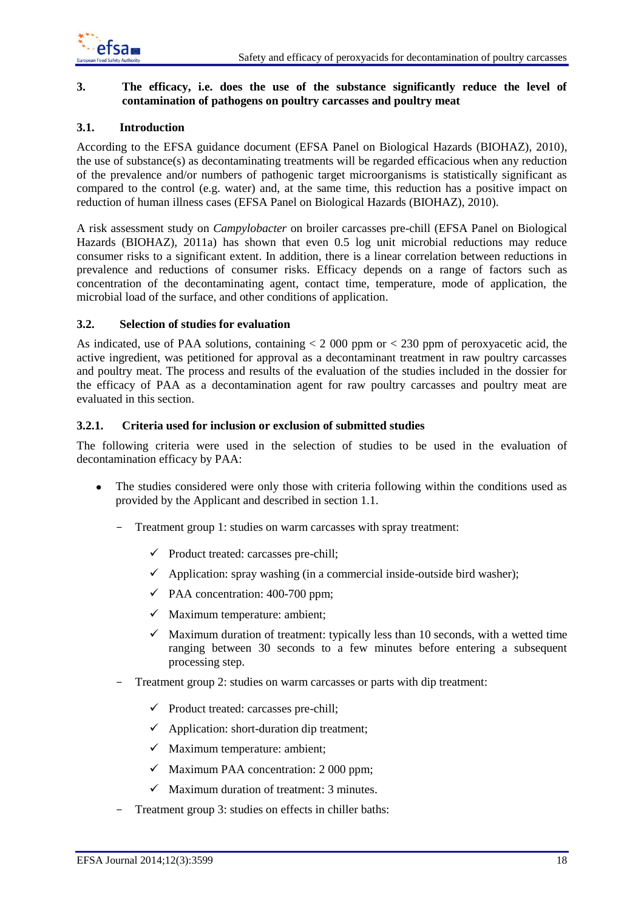## 3. The efficacy, i.e. does the use of the substance significantly reduce the level of contamination of pathogens on poultry carcasses and poultry meat

### 3.1. Introduction

According to the EFSA guidance document (EFSA Panel on Biological Hazards (BIOHAZ), 2010), the use of substance(s) as decontaminating treatments will be regarded efficacious when any reduction of the prevalence and/or numbers of pathogenic target microorganisms is statistically significant as compared to the control (e.g. water) and, at the same time, this reduction has a positive impact on reduction of human illness cases (EFSA Panel on Biological Hazards (BIOHAZ), 2010).

A risk assessment study on *Campylobacter* on broiler carcasses pre-chill (EFSA Panel on Biological Hazards (BIOHAZ), 2011a) has shown that even 0.5 log unit microbial reductions may reduce consumer risks to a significant extent. In addition, there is a linear correlation between reductions in prevalence and reductions of consumer risks. Efficacy depends on a range of factors such as concentration of the decontaminating agent, contact time, temperature, mode of application, the microbial load of the surface, and other conditions of application.

### 3.2. Selection of studies for evaluation

As indicated, use of PAA solutions, containing < 2 000 ppm or < 230 ppm of peroxyacetic acid, the active ingredient, was petitioned for approval as a decontaminant treatment in raw poultry carcasses and poultry meat. The process and results of the evaluation of the studies included in the dossier for the efficacy of PAA as a decontamination agent for raw poultry carcasses and poultry meat are evaluated in this section.

#### 3.2.1. Criteria used for inclusion or exclusion of submitted studies

The following criteria were used in the selection of studies to be used in the evaluation of decontamination efficacy by PAA:

- The studies considered were only those with criteria following within the conditions used as provided by the Applicant and described in section 1.1.
  - Treatment group 1: studies on warm carcasses with spray treatment:
    - ✓ Product treated: carcasses pre-chill;
    - ✓ Application: spray washing (in a commercial inside-outside bird washer);
    - ✓ PAA concentration: 400-700 ppm;
    - ✓ Maximum temperature: ambient;
    - ✓ Maximum duration of treatment: typically less than 10 seconds, with a wetted time ranging between 30 seconds to a few minutes before entering a subsequent processing step.
  - Treatment group 2: studies on warm carcasses or parts with dip treatment:
    - ✓ Product treated: carcasses pre-chill;
    - ✓ Application: short-duration dip treatment;
    - ✓ Maximum temperature: ambient;
    - ✓ Maximum PAA concentration: 2 000 ppm;
    - ✓ Maximum duration of treatment: 3 minutes.
  - Treatment group 3: studies on effects in chiller baths: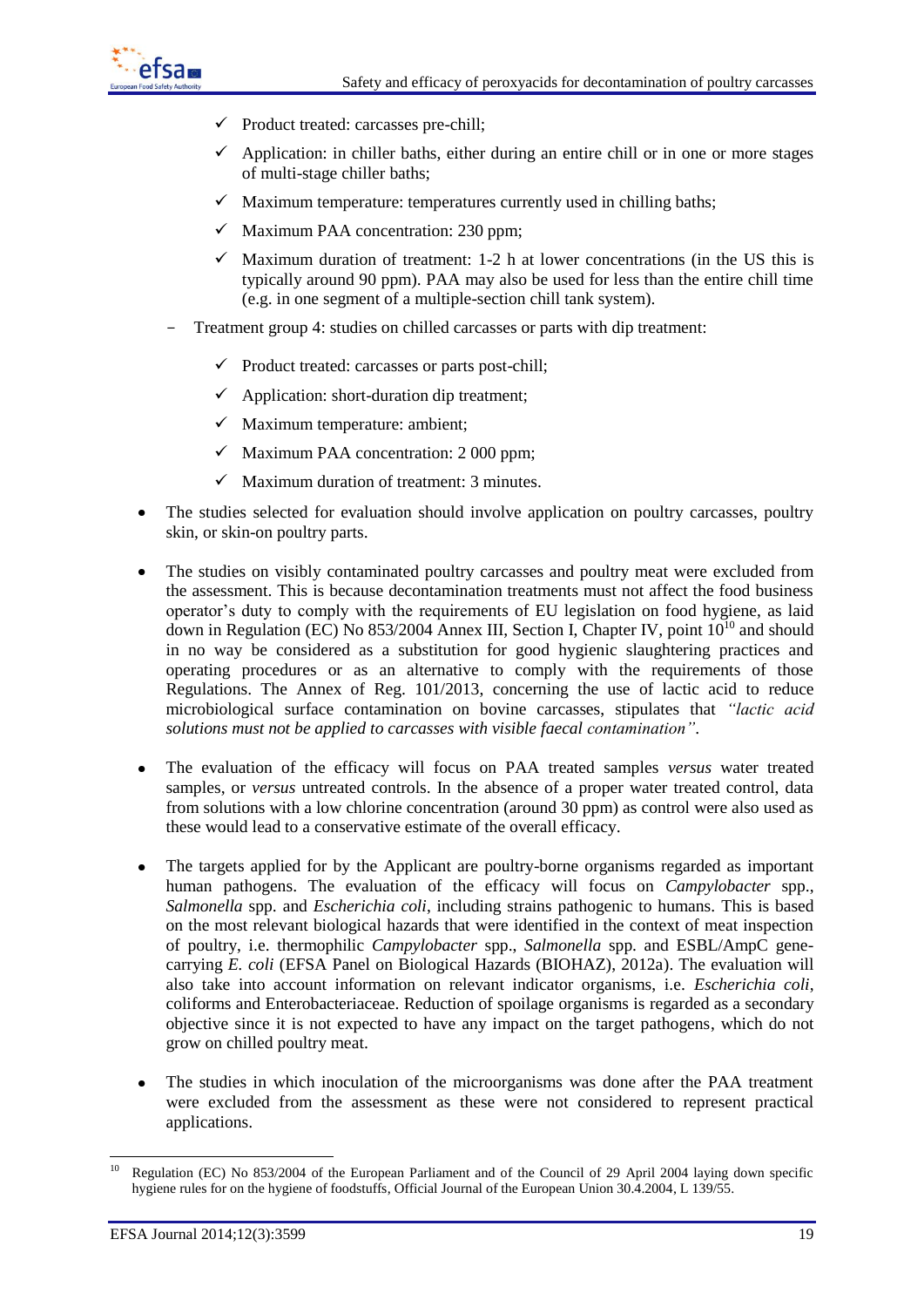- ✓ Product treated: carcasses pre-chill;
- ✓ Application: in chiller baths, either during an entire chill or in one or more stages of multi-stage chiller baths;
- ✓ Maximum temperature: temperatures currently used in chilling baths;
- ✓ Maximum PAA concentration: 230 ppm;
- ✓ Maximum duration of treatment: 1-2 h at lower concentrations (in the US this is typically around 90 ppm). PAA may also be used for less than the entire chill time (e.g. in one segment of a multiple-section chill tank system).

- Treatment group 4: studies on chilled carcasses or parts with dip treatment:
  - ✓ Product treated: carcasses or parts post-chill;
  - ✓ Application: short-duration dip treatment;
  - ✓ Maximum temperature: ambient;
  - ✓ Maximum PAA concentration: 2 000 ppm;
  - ✓ Maximum duration of treatment: 3 minutes.

- The studies selected for evaluation should involve application on poultry carcasses, poultry skin, or skin-on poultry parts.

- The studies on visibly contaminated poultry carcasses and poultry meat were excluded from the assessment. This is because decontamination treatments must not affect the food business operator's duty to comply with the requirements of EU legislation on food hygiene, as laid down in Regulation (EC) No 853/2004 Annex III, Section I, Chapter IV, point 10[10] and should in no way be considered as a substitution for good hygienic slaughtering practices and operating procedures or as an alternative to comply with the requirements of those Regulations. The Annex of Reg. 101/2013, concerning the use of lactic acid to reduce microbiological surface contamination on bovine carcasses, stipulates that *"lactic acid solutions must not be applied to carcasses with visible faecal contamination"*.

- The evaluation of the efficacy will focus on PAA treated samples *versus* water treated samples, or *versus* untreated controls. In the absence of a proper water treated control, data from solutions with a low chlorine concentration (around 30 ppm) as control were also used as these would lead to a conservative estimate of the overall efficacy.

- The targets applied for by the Applicant are poultry-borne organisms regarded as important human pathogens. The evaluation of the efficacy will focus on *Campylobacter* spp., *Salmonella* spp. and *Escherichia coli*, including strains pathogenic to humans. This is based on the most relevant biological hazards that were identified in the context of meat inspection of poultry, i.e. thermophilic *Campylobacter* spp., *Salmonella* spp. and ESBL/AmpC gene-carrying *E. coli* (EFSA Panel on Biological Hazards (BIOHAZ), 2012a). The evaluation will also take into account information on relevant indicator organisms, i.e. *Escherichia coli*, coliforms and Enterobacteriaceae. Reduction of spoilage organisms is regarded as a secondary objective since it is not expected to have any impact on the target pathogens, which do not grow on chilled poultry meat.

- The studies in which inoculation of the microorganisms was done after the PAA treatment were excluded from the assessment as these were not considered to represent practical applications.

---

[10] Regulation (EC) No 853/2004 of the European Parliament and of the Council of 29 April 2004 laying down specific hygiene rules for on the hygiene of foodstuffs, Official Journal of the European Union 30.4.2004, L 139/55.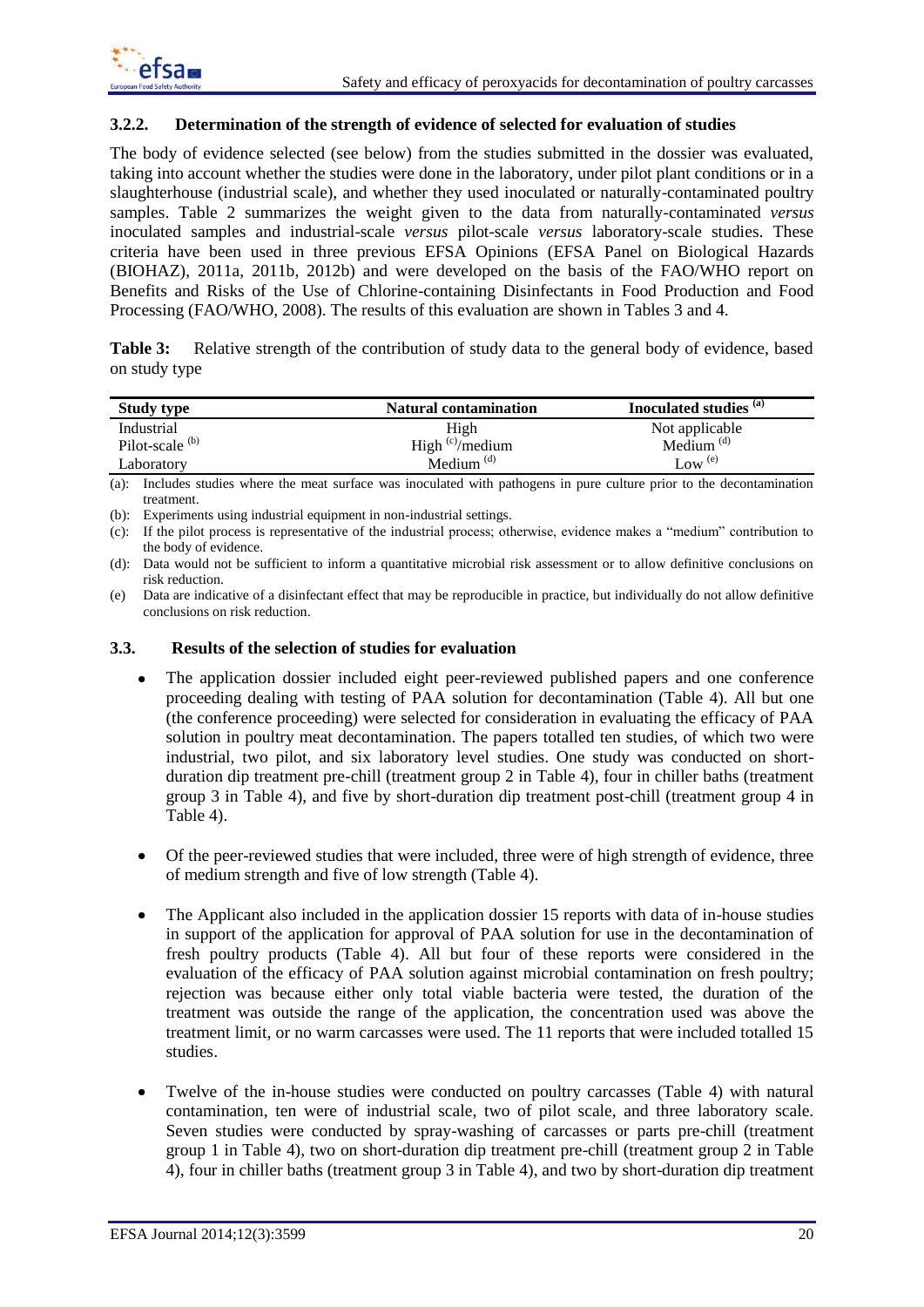### 3.2.2. Determination of the strength of evidence of selected for evaluation of studies

The body of evidence selected (see below) from the studies submitted in the dossier was evaluated, taking into account whether the studies were done in the laboratory, under pilot plant conditions or in a slaughterhouse (industrial scale), and whether they used inoculated or naturally-contaminated poultry samples. Table 2 summarizes the weight given to the data from naturally-contaminated *versus* inoculated samples and industrial-scale *versus* pilot-scale *versus* laboratory-scale studies. These criteria have been used in three previous EFSA Opinions (EFSA Panel on Biological Hazards (BIOHAZ), 2011a, 2011b, 2012b) and were developed on the basis of the FAO/WHO report on Benefits and Risks of the Use of Chlorine-containing Disinfectants in Food Production and Food Processing (FAO/WHO, 2008). The results of this evaluation are shown in Tables 3 and 4.

**Table 3:** Relative strength of the contribution of study data to the general body of evidence, based on study type

| Study type | Natural contamination | Inoculated studies [(a)] |
|---|---|---|
| Industrial | High | Not applicable |
| Pilot-scale [(b)] | High [(c)]/medium | Medium [(d)] |
| Laboratory | Medium [(d)] | Low [(e)] |

(a): Includes studies where the meat surface was inoculated with pathogens in pure culture prior to the decontamination treatment.

(b): Experiments using industrial equipment in non-industrial settings.

(c): If the pilot process is representative of the industrial process; otherwise, evidence makes a "medium" contribution to the body of evidence.

(d): Data would not be sufficient to inform a quantitative microbial risk assessment or to allow definitive conclusions on risk reduction.

(e) Data are indicative of a disinfectant effect that may be reproducible in practice, but individually do not allow definitive conclusions on risk reduction.

### 3.3. Results of the selection of studies for evaluation

- The application dossier included eight peer-reviewed published papers and one conference proceeding dealing with testing of PAA solution for decontamination (Table 4). All but one (the conference proceeding) were selected for consideration in evaluating the efficacy of PAA solution in poultry meat decontamination. The papers totalled ten studies, of which two were industrial, two pilot, and six laboratory level studies. One study was conducted on short-duration dip treatment pre-chill (treatment group 2 in Table 4), four in chiller baths (treatment group 3 in Table 4), and five by short-duration dip treatment post-chill (treatment group 4 in Table 4).

- Of the peer-reviewed studies that were included, three were of high strength of evidence, three of medium strength and five of low strength (Table 4).

- The Applicant also included in the application dossier 15 reports with data of in-house studies in support of the application for approval of PAA solution for use in the decontamination of fresh poultry products (Table 4). All but four of these reports were considered in the evaluation of the efficacy of PAA solution against microbial contamination on fresh poultry; rejection was because either only total viable bacteria were tested, the duration of the treatment was outside the range of the application, the concentration used was above the treatment limit, or no warm carcasses were used. The 11 reports that were included totalled 15 studies.

- Twelve of the in-house studies were conducted on poultry carcasses (Table 4) with natural contamination, ten were of industrial scale, two of pilot scale, and three laboratory scale. Seven studies were conducted by spray-washing of carcasses or parts pre-chill (treatment group 1 in Table 4), two on short-duration dip treatment pre-chill (treatment group 2 in Table 4), four in chiller baths (treatment group 3 in Table 4), and two by short-duration dip treatment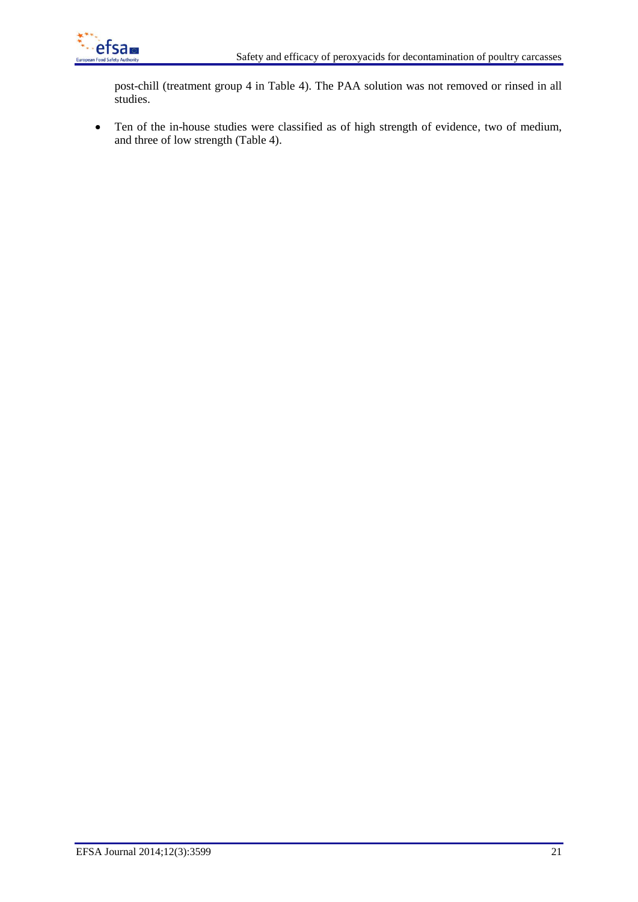post-chill (treatment group 4 in Table 4). The PAA solution was not removed or rinsed in all studies.

- Ten of the in-house studies were classified as of high strength of evidence, two of medium, and three of low strength (Table 4).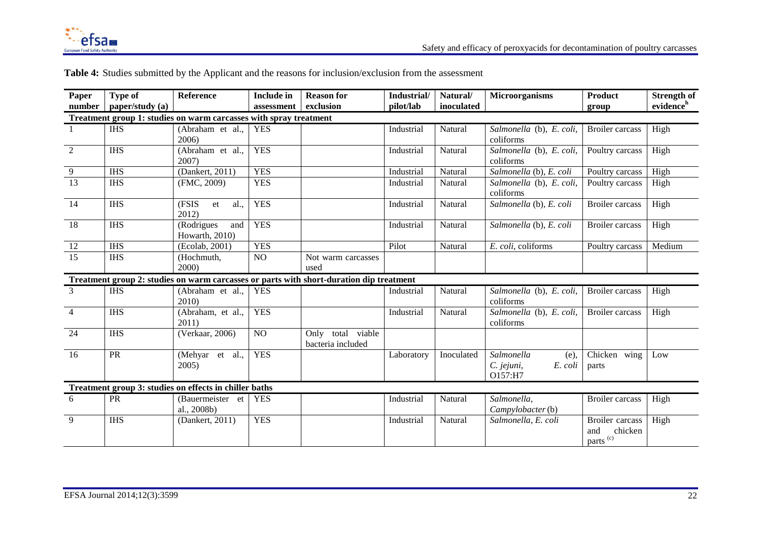**Table 4:** Studies submitted by the Applicant and the reasons for inclusion/exclusion from the assessment

| Paper number | Type of paper/study (a) | Reference | Include in assessment | Reason for exclusion | Industrial/ pilot/lab | Natural/ inoculated | Microorganisms | Product group | Strength of evidence[h] |
|---|---|---|---|---|---|---|---|---|---|
| **Treatment group 1: studies on warm carcasses with spray treatment** | | | | | | | | | |
| 1 | IHS | (Abraham et al., 2006) | YES | | Industrial | Natural | *Salmonella* (b), *E. coli*, coliforms | Broiler carcass | High |
| 2 | IHS | (Abraham et al., 2007) | YES | | Industrial | Natural | *Salmonella* (b), *E. coli*, coliforms | Poultry carcass | High |
| 9 | IHS | (Dankert, 2011) | YES | | Industrial | Natural | *Salmonella* (b), *E. coli* | Poultry carcass | High |
| 13 | IHS | (FMC, 2009) | YES | | Industrial | Natural | *Salmonella* (b), *E. coli*, coliforms | Poultry carcass | High |
| 14 | IHS | (FSIS et al., 2012) | YES | | Industrial | Natural | *Salmonella* (b), *E. coli* | Broiler carcass | High |
| 18 | IHS | (Rodrigues and Howarth, 2010) | YES | | Industrial | Natural | *Salmonella* (b), *E. coli* | Broiler carcass | High |
| 12 | IHS | (Ecolab, 2001) | YES | | Pilot | Natural | *E. coli*, coliforms | Poultry carcass | Medium |
| 15 | IHS | (Hochmuth, 2000) | NO | Not warm carcasses used | | | | | |
| **Treatment group 2: studies on warm carcasses or parts with short-duration dip treatment** | | | | | | | | | |
| 3 | IHS | (Abraham et al., 2010) | YES | | Industrial | Natural | *Salmonella* (b), *E. coli*, coliforms | Broiler carcass | High |
| 4 | IHS | (Abraham, et al., 2011) | YES | | Industrial | Natural | *Salmonella* (b), *E. coli*, coliforms | Broiler carcass | High |
| 24 | IHS | (Verkaar, 2006) | NO | Only total viable bacteria included | | | | | |
| 16 | PR | (Mehyar et al., 2005) | YES | | Laboratory | Inoculated | *Salmonella* (e), *C. jejuni*, *E. coli* O157:H7 | Chicken wing parts | Low |
| **Treatment group 3: studies on effects in chiller baths** | | | | | | | | | |
| 6 | PR | (Bauermeister et al., 2008b) | YES | | Industrial | Natural | *Salmonella*, *Campylobacter* (b) | Broiler carcass | High |
| 9 | IHS | (Dankert, 2011) | YES | | Industrial | Natural | *Salmonella*, *E. coli* | Broiler carcass and chicken parts (c) | High |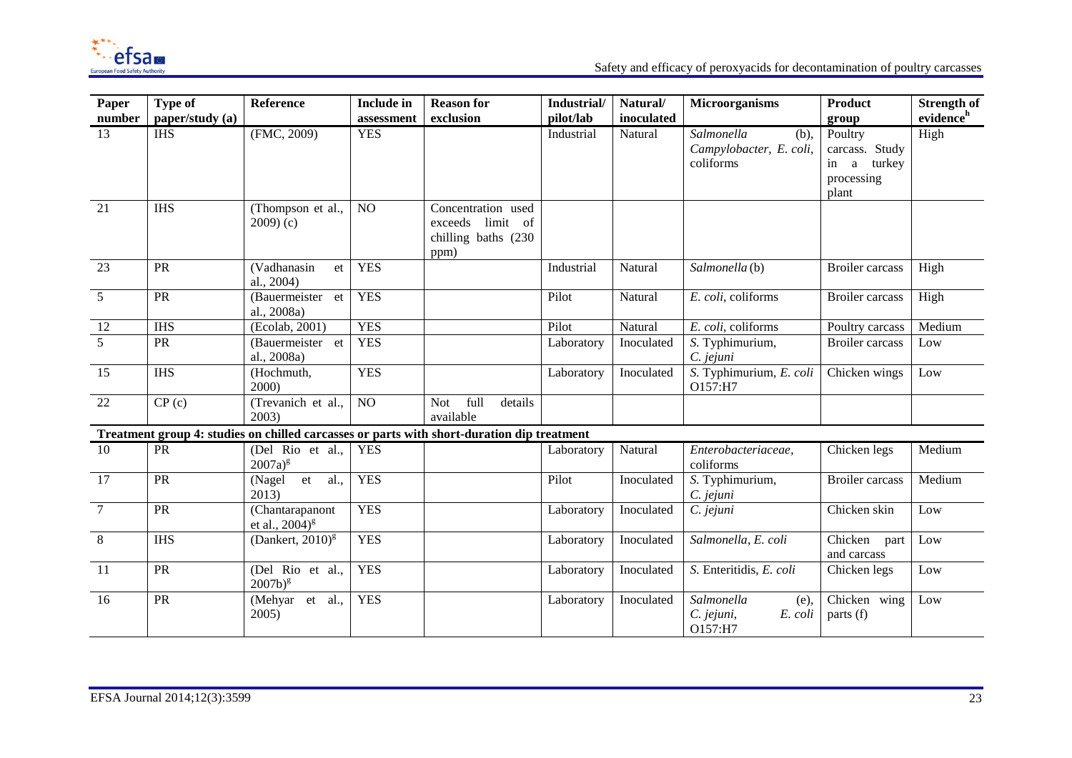| Paper number | Type of paper/study (a) | Reference | Include in assessment | Reason for exclusion | Industrial/ pilot/lab | Natural/ inoculated | Microorganisms | Product group | Strength of evidence[h] |
|---|---|---|---|---|---|---|---|---|---|
| 13 | IHS | (FMC, 2009) | YES | | Industrial | Natural | *Salmonella* (b), *Campylobacter, E. coli*, coliforms | Poultry carcass. Study in a turkey processing plant | High |
| 21 | IHS | (Thompson et al., 2009) (c) | NO | Concentration used exceeds limit of chilling baths (230 ppm) | | | | | |
| 23 | PR | (Vadhanasin et al., 2004) | YES | | Industrial | Natural | *Salmonella* (b) | Broiler carcass | High |
| 5 | PR | (Bauermeister et al., 2008a) | YES | | Pilot | Natural | *E. coli*, coliforms | Broiler carcass | High |
| 12 | IHS | (Ecolab, 2001) | YES | | Pilot | Natural | *E. coli*, coliforms | Poultry carcass | Medium |
| 5 | PR | (Bauermeister et al., 2008a) | YES | | Laboratory | Inoculated | *S.* Typhimurium, *C. jejuni* | Broiler carcass | Low |
| 15 | IHS | (Hochmuth, 2000) | YES | | Laboratory | Inoculated | *S.* Typhimurium, *E. coli* O157:H7 | Chicken wings | Low |
| 22 | CP (c) | (Trevanich et al., 2003) | NO | Not full details available | | | | | |
| **Treatment group 4: studies on chilled carcasses or parts with short-duration dip treatment** | | | | | | | | | |
| 10 | PR | (Del Rio et al., 2007a)[g] | YES | | Laboratory | Natural | *Enterobacteriaceae*, coliforms | Chicken legs | Medium |
| 17 | PR | (Nagel et al., 2013) | YES | | Pilot | Inoculated | *S.* Typhimurium, *C. jejuni* | Broiler carcass | Medium |
| 7 | PR | (Chantarapanont et al., 2004)[g] | YES | | Laboratory | Inoculated | *C. jejuni* | Chicken skin | Low |
| 8 | IHS | (Dankert, 2010)[g] | YES | | Laboratory | Inoculated | *Salmonella*, *E. coli* | Chicken part and carcass | Low |
| 11 | PR | (Del Rio et al., 2007b)[g] | YES | | Laboratory | Inoculated | *S.* Enteritidis, *E. coli* | Chicken legs | Low |
| 16 | PR | (Mehyar et al., 2005) | YES | | Laboratory | Inoculated | *Salmonella* (e), *C. jejuni, E. coli* O157:H7 | Chicken wing parts (f) | Low |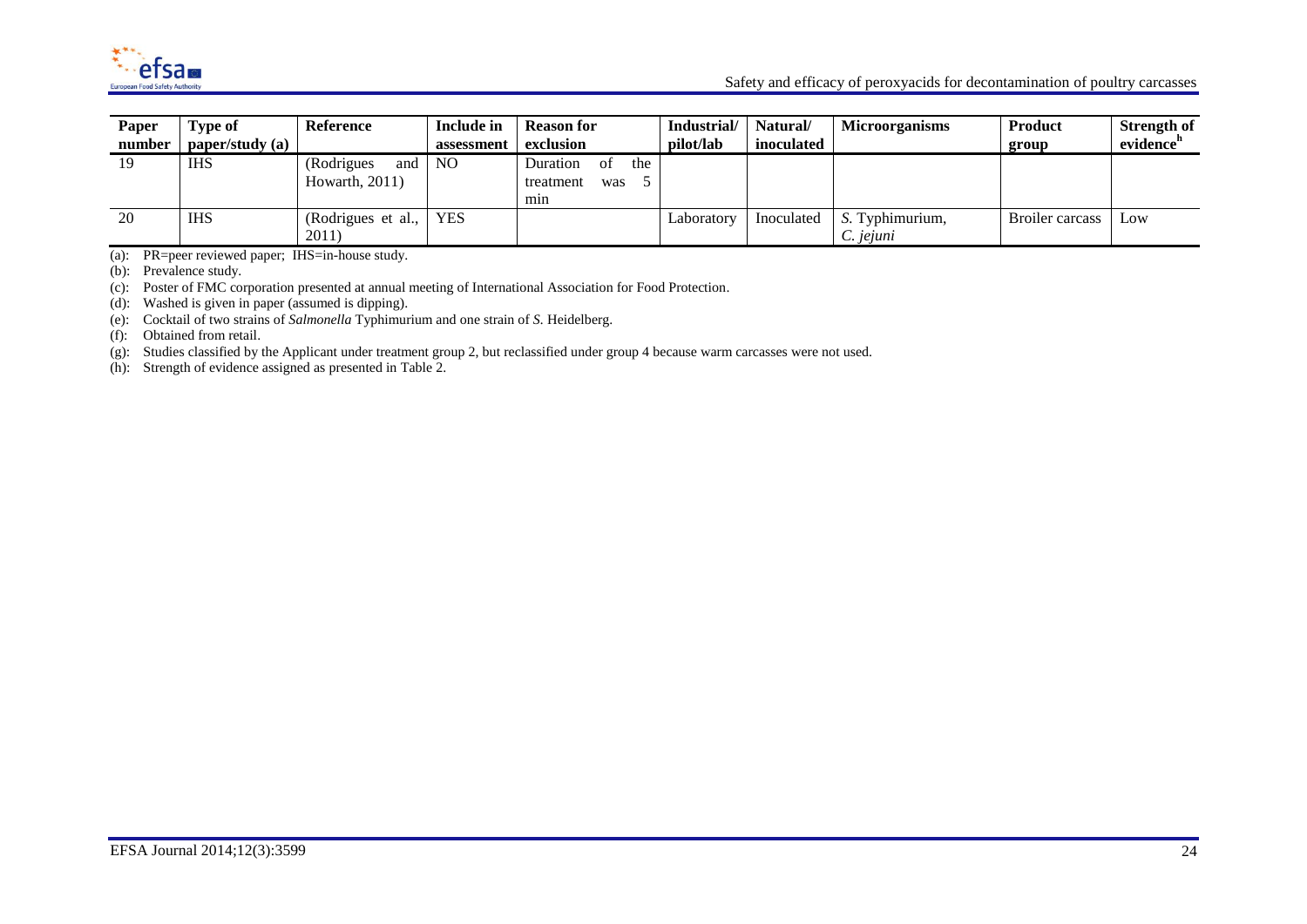| Paper number | Type of paper/study (a) | Reference | Include in assessment | Reason for exclusion | Industrial/ pilot/lab | Natural/ inoculated | Microorganisms | Product group | Strength of evidence[h] |
|---|---|---|---|---|---|---|---|---|---|
| 19 | IHS | (Rodrigues and Howarth, 2011) | NO | Duration of the treatment was 5 min | | | | | |
| 20 | IHS | (Rodrigues et al., 2011) | YES | | Laboratory | Inoculated | *S.* Typhimurium, *C. jejuni* | Broiler carcass | Low |

(a): PR=peer reviewed paper; IHS=in-house study.

(b): Prevalence study.

(c): Poster of FMC corporation presented at annual meeting of International Association for Food Protection.

(d): Washed is given in paper (assumed is dipping).

(e): Cocktail of two strains of *Salmonella* Typhimurium and one strain of *S.* Heidelberg.

(f): Obtained from retail.

(g): Studies classified by the Applicant under treatment group 2, but reclassified under group 4 because warm carcasses were not used.

(h): Strength of evidence assigned as presented in Table 2.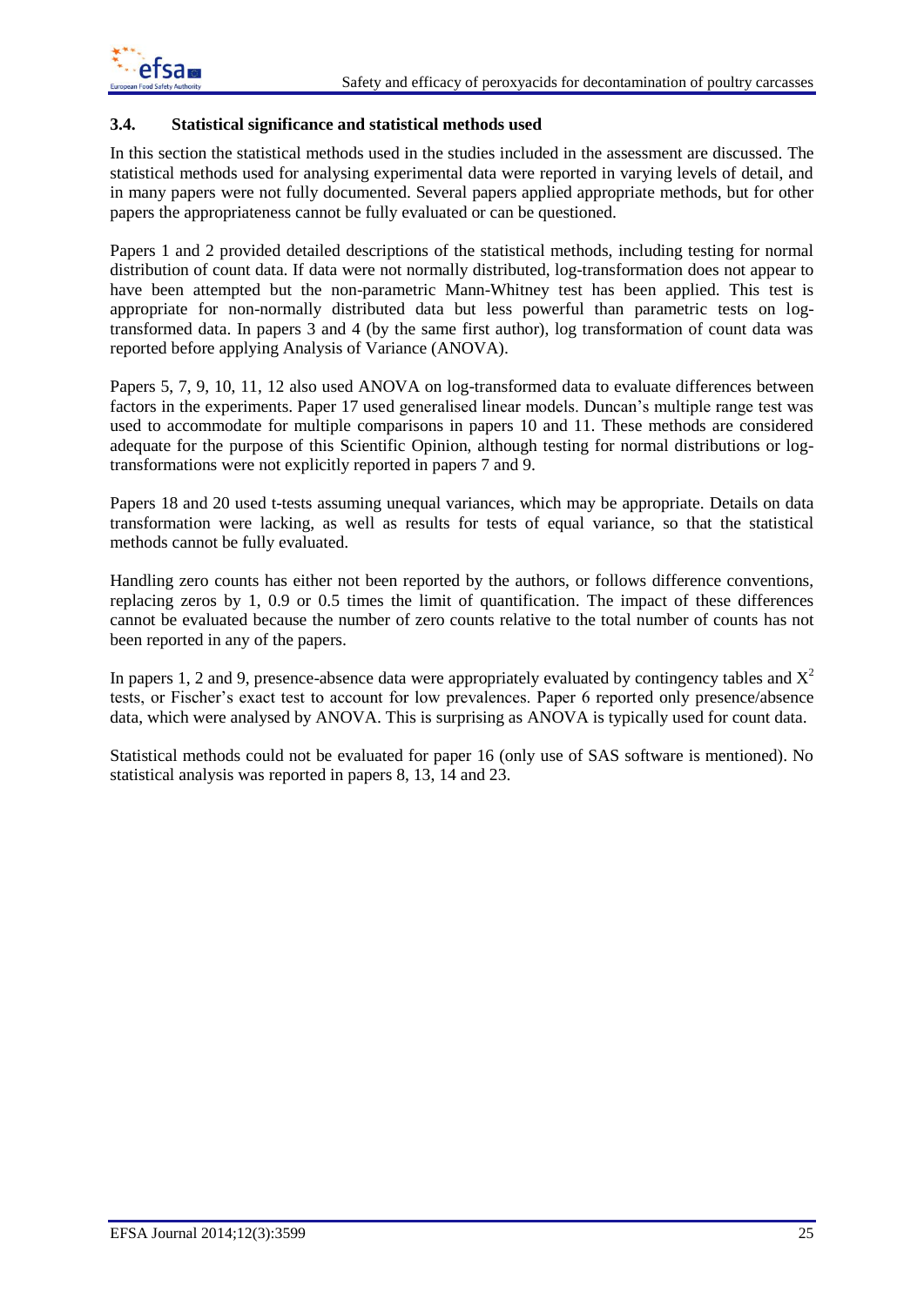### 3.4. Statistical significance and statistical methods used

In this section the statistical methods used in the studies included in the assessment are discussed. The statistical methods used for analysing experimental data were reported in varying levels of detail, and in many papers were not fully documented. Several papers applied appropriate methods, but for other papers the appropriateness cannot be fully evaluated or can be questioned.

Papers 1 and 2 provided detailed descriptions of the statistical methods, including testing for normal distribution of count data. If data were not normally distributed, log-transformation does not appear to have been attempted but the non-parametric Mann-Whitney test has been applied. This test is appropriate for non-normally distributed data but less powerful than parametric tests on log-transformed data. In papers 3 and 4 (by the same first author), log transformation of count data was reported before applying Analysis of Variance (ANOVA).

Papers 5, 7, 9, 10, 11, 12 also used ANOVA on log-transformed data to evaluate differences between factors in the experiments. Paper 17 used generalised linear models. Duncan's multiple range test was used to accommodate for multiple comparisons in papers 10 and 11. These methods are considered adequate for the purpose of this Scientific Opinion, although testing for normal distributions or log-transformations were not explicitly reported in papers 7 and 9.

Papers 18 and 20 used t-tests assuming unequal variances, which may be appropriate. Details on data transformation were lacking, as well as results for tests of equal variance, so that the statistical methods cannot be fully evaluated.

Handling zero counts has either not been reported by the authors, or follows difference conventions, replacing zeros by 1, 0.9 or 0.5 times the limit of quantification. The impact of these differences cannot be evaluated because the number of zero counts relative to the total number of counts has not been reported in any of the papers.

In papers 1, 2 and 9, presence-absence data were appropriately evaluated by contingency tables and $X^2$ tests, or Fischer's exact test to account for low prevalences. Paper 6 reported only presence/absence data, which were analysed by ANOVA. This is surprising as ANOVA is typically used for count data.

Statistical methods could not be evaluated for paper 16 (only use of SAS software is mentioned). No statistical analysis was reported in papers 8, 13, 14 and 23.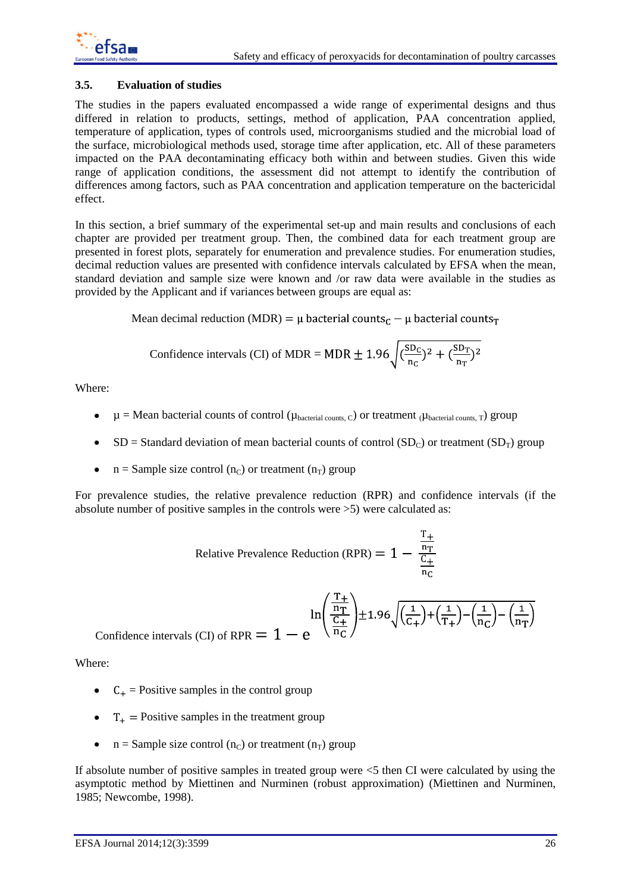### 3.5. Evaluation of studies

The studies in the papers evaluated encompassed a wide range of experimental designs and thus differed in relation to products, settings, method of application, PAA concentration applied, temperature of application, types of controls used, microorganisms studied and the microbial load of the surface, microbiological methods used, storage time after application, etc. All of these parameters impacted on the PAA decontaminating efficacy both within and between studies. Given this wide range of application conditions, the assessment did not attempt to identify the contribution of differences among factors, such as PAA concentration and application temperature on the bactericidal effect.

In this section, a brief summary of the experimental set-up and main results and conclusions of each chapter are provided per treatment group. Then, the combined data for each treatment group are presented in forest plots, separately for enumeration and prevalence studies. For enumeration studies, decimal reduction values are presented with confidence intervals calculated by EFSA when the mean, standard deviation and sample size were known and /or raw data were available in the studies as provided by the Applicant and if variances between groups are equal as:

$$\text{Mean decimal reduction (MDR)} = \mu \text{ bacterial counts}_C - \mu \text{ bacterial counts}_T$$

$$\text{Confidence intervals (CI) of MDR} = \text{MDR} \pm 1.96\sqrt{\left(\frac{SD_C}{n_C}\right)^2 + \left(\frac{SD_T}{n_T}\right)^2}$$

Where:

- $\mu$ = Mean bacterial counts of control ($\mu_{\text{bacterial counts, C}}$) or treatment ($\mu_{\text{bacterial counts, T}}$) group
- SD = Standard deviation of mean bacterial counts of control ($SD_C$) or treatment ($SD_T$) group
- n = Sample size control ($n_C$) or treatment ($n_T$) group

For prevalence studies, the relative prevalence reduction (RPR) and confidence intervals (if the absolute number of positive samples in the controls were >5) were calculated as:

$$\text{Relative Prevalence Reduction (RPR)} = 1 - \frac{\frac{T_+}{n_T}}{\frac{C_+}{n_C}}$$

$$\text{Confidence intervals (CI) of RPR} = 1 - e^{\ln\left(\frac{\frac{T_+}{n_T}}{\frac{C_+}{n_C}}\right) \pm 1.96\sqrt{\left(\frac{1}{C_+}\right)+\left(\frac{1}{T_+}\right)-\left(\frac{1}{n_C}\right)-\left(\frac{1}{n_T}\right)}}$$

Where:

- $C_+$ = Positive samples in the control group
- $T_+$ = Positive samples in the treatment group
- n = Sample size control ($n_C$) or treatment ($n_T$) group

If absolute number of positive samples in treated group were <5 then CI were calculated by using the asymptotic method by Miettinen and Nurminen (robust approximation) (Miettinen and Nurminen, 1985; Newcombe, 1998).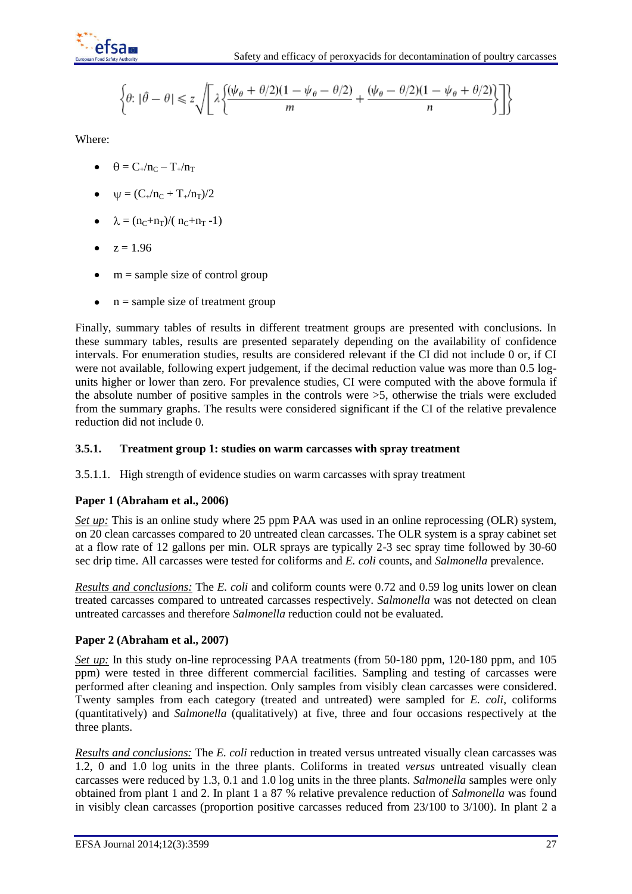$$\left\{\theta : |\hat{\theta} - \theta| \leqslant z \sqrt{\left[\lambda \left\{\frac{(\psi_\theta + \theta/2)(1 - \psi_\theta - \theta/2)}{m} + \frac{(\psi_\theta - \theta/2)(1 - \psi_\theta + \theta/2)}{n}\right\}\right]}\right\}$$

Where:

- $\theta = C_+/n_C - T_+/n_T$
- $\psi = (C_+/n_C + T_+/n_T)/2$
- $\lambda = (n_C+n_T)/(n_C+n_T-1)$
- $z = 1.96$
- m = sample size of control group
- n = sample size of treatment group

Finally, summary tables of results in different treatment groups are presented with conclusions. In these summary tables, results are presented separately depending on the availability of confidence intervals. For enumeration studies, results are considered relevant if the CI did not include 0 or, if CI were not available, following expert judgement, if the decimal reduction value was more than 0.5 log-units higher or lower than zero. For prevalence studies, CI were computed with the above formula if the absolute number of positive samples in the controls were >5, otherwise the trials were excluded from the summary graphs. The results were considered significant if the CI of the relative prevalence reduction did not include 0.

### 3.5.1. Treatment group 1: studies on warm carcasses with spray treatment

#### 3.5.1.1. High strength of evidence studies on warm carcasses with spray treatment

**Paper 1 (Abraham et al., 2006)**

_Set up:_ This is an online study where 25 ppm PAA was used in an online reprocessing (OLR) system, on 20 clean carcasses compared to 20 untreated clean carcasses. The OLR system is a spray cabinet set at a flow rate of 12 gallons per min. OLR sprays are typically 2-3 sec spray time followed by 30-60 sec drip time. All carcasses were tested for coliforms and *E. coli* counts, and *Salmonella* prevalence.

_Results and conclusions:_ The *E. coli* and coliform counts were 0.72 and 0.59 log units lower on clean treated carcasses compared to untreated carcasses respectively. *Salmonella* was not detected on clean untreated carcasses and therefore *Salmonella* reduction could not be evaluated.

**Paper 2 (Abraham et al., 2007)**

_Set up:_ In this study on-line reprocessing PAA treatments (from 50-180 ppm, 120-180 ppm, and 105 ppm) were tested in three different commercial facilities. Sampling and testing of carcasses were performed after cleaning and inspection. Only samples from visibly clean carcasses were considered. Twenty samples from each category (treated and untreated) were sampled for *E. coli*, coliforms (quantitatively) and *Salmonella* (qualitatively) at five, three and four occasions respectively at the three plants.

_Results and conclusions:_ The *E. coli* reduction in treated versus untreated visually clean carcasses was 1.2, 0 and 1.0 log units in the three plants. Coliforms in treated *versus* untreated visually clean carcasses were reduced by 1.3, 0.1 and 1.0 log units in the three plants. *Salmonella* samples were only obtained from plant 1 and 2. In plant 1 a 87 % relative prevalence reduction of *Salmonella* was found in visibly clean carcasses (proportion positive carcasses reduced from 23/100 to 3/100). In plant 2 a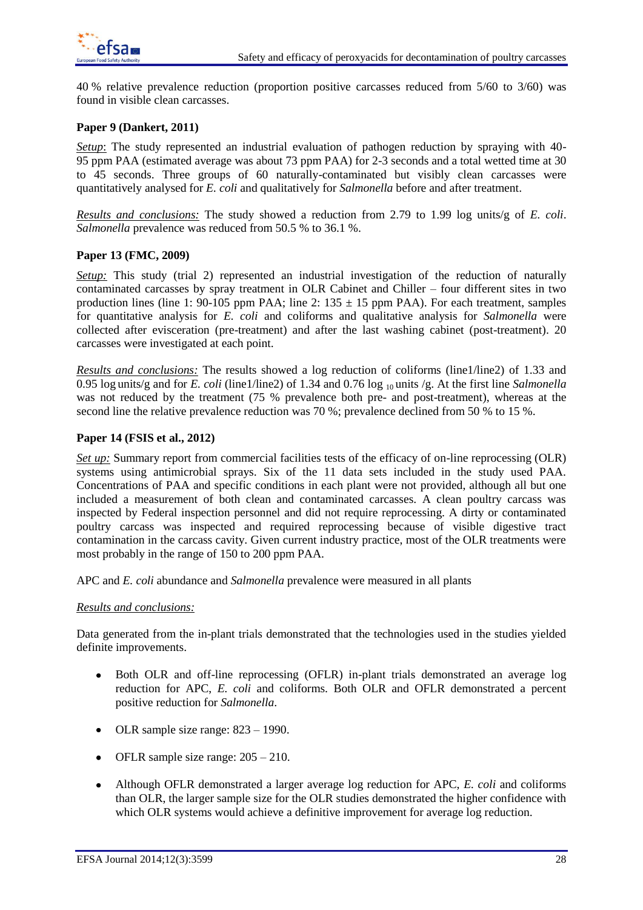40 % relative prevalence reduction (proportion positive carcasses reduced from 5/60 to 3/60) was found in visible clean carcasses.

**Paper 9 (Dankert, 2011)**

*Setup*: The study represented an industrial evaluation of pathogen reduction by spraying with 40-95 ppm PAA (estimated average was about 73 ppm PAA) for 2-3 seconds and a total wetted time at 30 to 45 seconds. Three groups of 60 naturally-contaminated but visibly clean carcasses were quantitatively analysed for *E. coli* and qualitatively for *Salmonella* before and after treatment.

*Results and conclusions:* The study showed a reduction from 2.79 to 1.99 log units/g of *E. coli*. *Salmonella* prevalence was reduced from 50.5 % to 36.1 %.

**Paper 13 (FMC, 2009)**

*Setup:* This study (trial 2) represented an industrial investigation of the reduction of naturally contaminated carcasses by spray treatment in OLR Cabinet and Chiller – four different sites in two production lines (line 1: 90-105 ppm PAA; line 2: 135 ± 15 ppm PAA). For each treatment, samples for quantitative analysis for *E. coli* and coliforms and qualitative analysis for *Salmonella* were collected after evisceration (pre-treatment) and after the last washing cabinet (post-treatment). 20 carcasses were investigated at each point.

*Results and conclusions:* The results showed a log reduction of coliforms (line1/line2) of 1.33 and 0.95 log units/g and for *E. coli* (line1/line2) of 1.34 and 0.76 $\log_{10}$ units /g. At the first line *Salmonella* was not reduced by the treatment (75 % prevalence both pre- and post-treatment), whereas at the second line the relative prevalence reduction was 70 %; prevalence declined from 50 % to 15 %.

**Paper 14 (FSIS et al., 2012)**

*Set up:* Summary report from commercial facilities tests of the efficacy of on-line reprocessing (OLR) systems using antimicrobial sprays. Six of the 11 data sets included in the study used PAA. Concentrations of PAA and specific conditions in each plant were not provided, although all but one included a measurement of both clean and contaminated carcasses. A clean poultry carcass was inspected by Federal inspection personnel and did not require reprocessing. A dirty or contaminated poultry carcass was inspected and required reprocessing because of visible digestive tract contamination in the carcass cavity. Given current industry practice, most of the OLR treatments were most probably in the range of 150 to 200 ppm PAA.

APC and *E. coli* abundance and *Salmonella* prevalence were measured in all plants

*Results and conclusions:*

Data generated from the in-plant trials demonstrated that the technologies used in the studies yielded definite improvements.

- Both OLR and off-line reprocessing (OFLR) in-plant trials demonstrated an average log reduction for APC, *E. coli* and coliforms. Both OLR and OFLR demonstrated a percent positive reduction for *Salmonella*.
- OLR sample size range: 823 – 1990.
- OFLR sample size range: 205 – 210.
- Although OFLR demonstrated a larger average log reduction for APC, *E. coli* and coliforms than OLR, the larger sample size for the OLR studies demonstrated the higher confidence with which OLR systems would achieve a definitive improvement for average log reduction.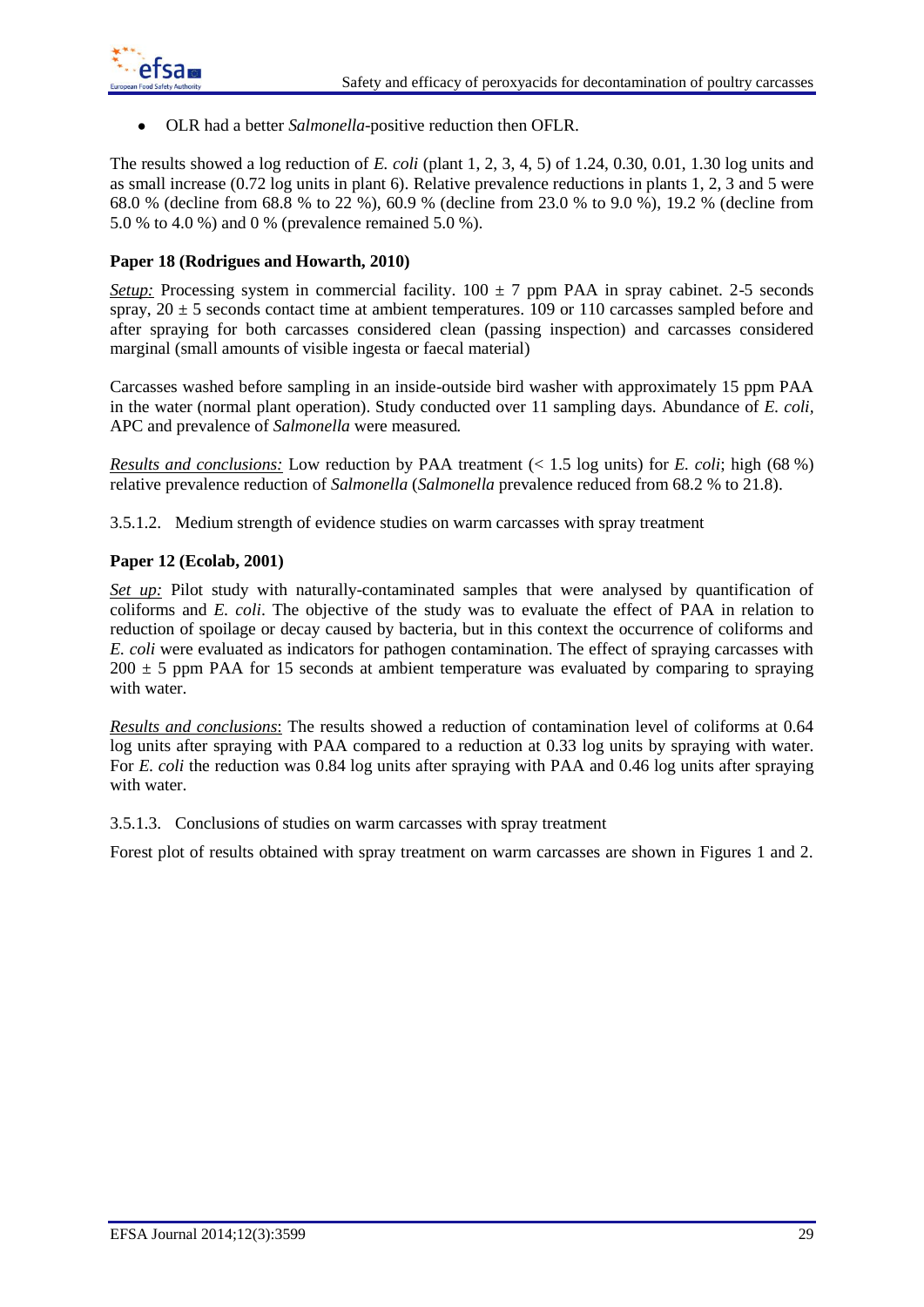- OLR had a better *Salmonella*-positive reduction then OFLR.

The results showed a log reduction of *E. coli* (plant 1, 2, 3, 4, 5) of 1.24, 0.30, 0.01, 1.30 log units and as small increase (0.72 log units in plant 6). Relative prevalence reductions in plants 1, 2, 3 and 5 were 68.0 % (decline from 68.8 % to 22 %), 60.9 % (decline from 23.0 % to 9.0 %), 19.2 % (decline from 5.0 % to 4.0 %) and 0 % (prevalence remained 5.0 %).

**Paper 18 (Rodrigues and Howarth, 2010)**

*Setup:* Processing system in commercial facility. 100 ± 7 ppm PAA in spray cabinet. 2-5 seconds spray, 20 ± 5 seconds contact time at ambient temperatures. 109 or 110 carcasses sampled before and after spraying for both carcasses considered clean (passing inspection) and carcasses considered marginal (small amounts of visible ingesta or faecal material)

Carcasses washed before sampling in an inside-outside bird washer with approximately 15 ppm PAA in the water (normal plant operation). Study conducted over 11 sampling days. Abundance of *E. coli*, APC and prevalence of *Salmonella* were measured.

*Results and conclusions:* Low reduction by PAA treatment (< 1.5 log units) for *E. coli*; high (68 %) relative prevalence reduction of *Salmonella* (*Salmonella* prevalence reduced from 68.2 % to 21.8).

3.5.1.2. Medium strength of evidence studies on warm carcasses with spray treatment

**Paper 12 (Ecolab, 2001)**

*Set up:* Pilot study with naturally-contaminated samples that were analysed by quantification of coliforms and *E. coli*. The objective of the study was to evaluate the effect of PAA in relation to reduction of spoilage or decay caused by bacteria, but in this context the occurrence of coliforms and *E. coli* were evaluated as indicators for pathogen contamination. The effect of spraying carcasses with 200 ± 5 ppm PAA for 15 seconds at ambient temperature was evaluated by comparing to spraying with water.

*Results and conclusions*: The results showed a reduction of contamination level of coliforms at 0.64 log units after spraying with PAA compared to a reduction at 0.33 log units by spraying with water. For *E. coli* the reduction was 0.84 log units after spraying with PAA and 0.46 log units after spraying with water.

3.5.1.3. Conclusions of studies on warm carcasses with spray treatment

Forest plot of results obtained with spray treatment on warm carcasses are shown in Figures 1 and 2.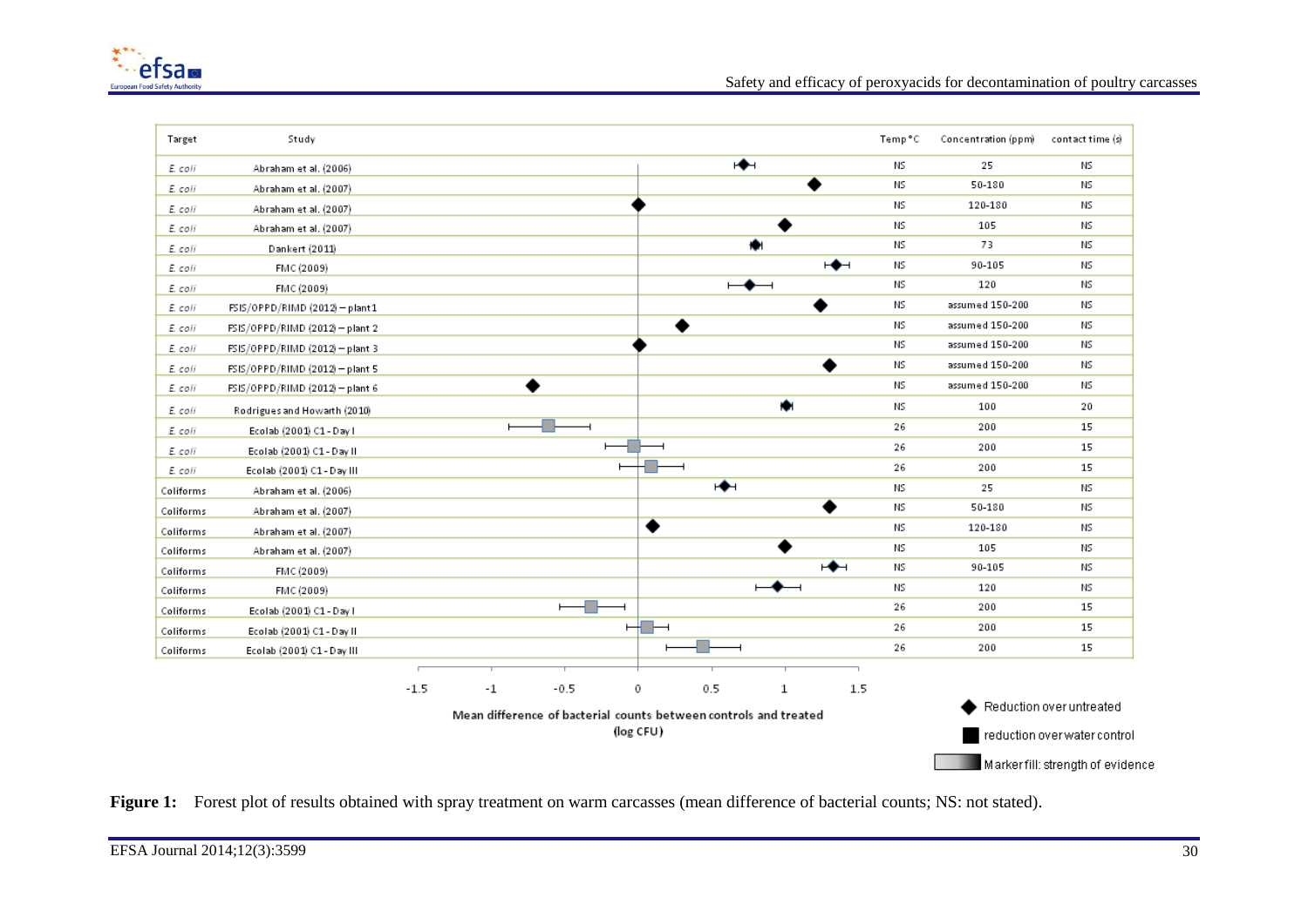| Target | Study | Temp °C | Concentration (ppm) | contact time (s) |
|---|---|---|---|---|
| *E. coli* | Abraham et al. (2006) | NS | 25 | NS |
| *E. coli* | Abraham et al. (2007) | NS | 50-180 | NS |
| *E. coli* | Abraham et al. (2007) | NS | 120-180 | NS |
| *E. coli* | Abraham et al. (2007) | NS | 105 | NS |
| *E. coli* | Dankert (2011) | NS | 73 | NS |
| *E. coli* | FMC (2009) | NS | 90-105 | NS |
| *E. coli* | FMC (2009) | NS | 120 | NS |
| *E. coli* | FSIS/OPPD/RIMD (2012) – plant 1 | NS | assumed 150-200 | NS |
| *E. coli* | FSIS/OPPD/RIMD (2012) – plant 2 | NS | assumed 150-200 | NS |
| *E. coli* | FSIS/OPPD/RIMD (2012) – plant 3 | NS | assumed 150-200 | NS |
| *E. coli* | FSIS/OPPD/RIMD (2012) – plant 5 | NS | assumed 150-200 | NS |
| *E. coli* | FSIS/OPPD/RIMD (2012) – plant 6 | NS | assumed 150-200 | NS |
| *E. coli* | Rodrigues and Howarth (2010) | NS | 100 | 20 |
| *E. coli* | Ecolab (2001) C1 - Day I | 26 | 200 | 15 |
| *E. coli* | Ecolab (2001) C1 - Day II | 26 | 200 | 15 |
| *E. coli* | Ecolab (2001) C1 - Day III | 26 | 200 | 15 |
| Coliforms | Abraham et al. (2006) | NS | 25 | NS |
| Coliforms | Abraham et al. (2007) | NS | 50-180 | NS |
| Coliforms | Abraham et al. (2007) | NS | 120-180 | NS |
| Coliforms | Abraham et al. (2007) | NS | 105 | NS |
| Coliforms | FMC (2009) | NS | 90-105 | NS |
| Coliforms | FMC (2009) | NS | 120 | NS |
| Coliforms | Ecolab (2001) C1 - Day I | 26 | 200 | 15 |
| Coliforms | Ecolab (2001) C1 - Day II | 26 | 200 | 15 |
| Coliforms | Ecolab (2001) C1 - Day III | 26 | 200 | 15 |

Mean difference of bacterial counts between controls and treated (log CFU)

Legend: ◆ Reduction over untreated; ■ reduction over water control; Marker fill: strength of evidence

**Figure 1:** Forest plot of results obtained with spray treatment on warm carcasses (mean difference of bacterial counts; NS: not stated).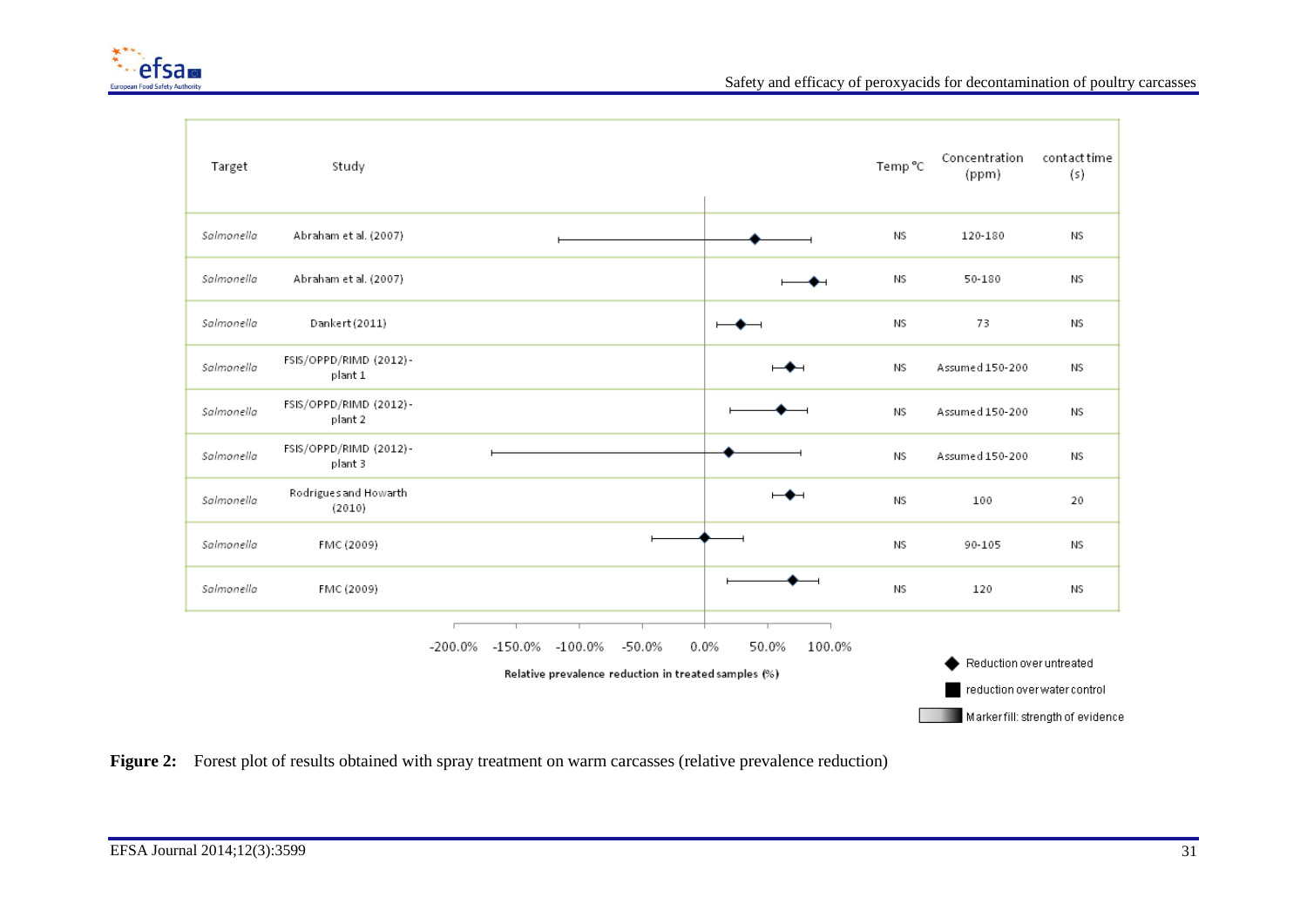| Target | Study | Temp °C | Concentration (ppm) | contact time (s) |
|---|---|---|---|---|
| *Salmonella* | Abraham et al. (2007) | NS | 120-180 | NS |
| *Salmonella* | Abraham et al. (2007) | NS | 50-180 | NS |
| *Salmonella* | Dankert (2011) | NS | 73 | NS |
| *Salmonella* | FSIS/OPPD/RIMD (2012)-plant 1 | NS | Assumed 150-200 | NS |
| *Salmonella* | FSIS/OPPD/RIMD (2012)-plant 2 | NS | Assumed 150-200 | NS |
| *Salmonella* | FSIS/OPPD/RIMD (2012)-plant 3 | NS | Assumed 150-200 | NS |
| *Salmonella* | Rodrigues and Howarth (2010) | NS | 100 | 20 |
| *Salmonella* | FMC (2009) | NS | 90-105 | NS |
| *Salmonella* | FMC (2009) | NS | 120 | NS |

Relative prevalence reduction in treated samples (%)

◆ Reduction over untreated
■ reduction over water control
Marker fill: strength of evidence

**Figure 2:** Forest plot of results obtained with spray treatment on warm carcasses (relative prevalence reduction)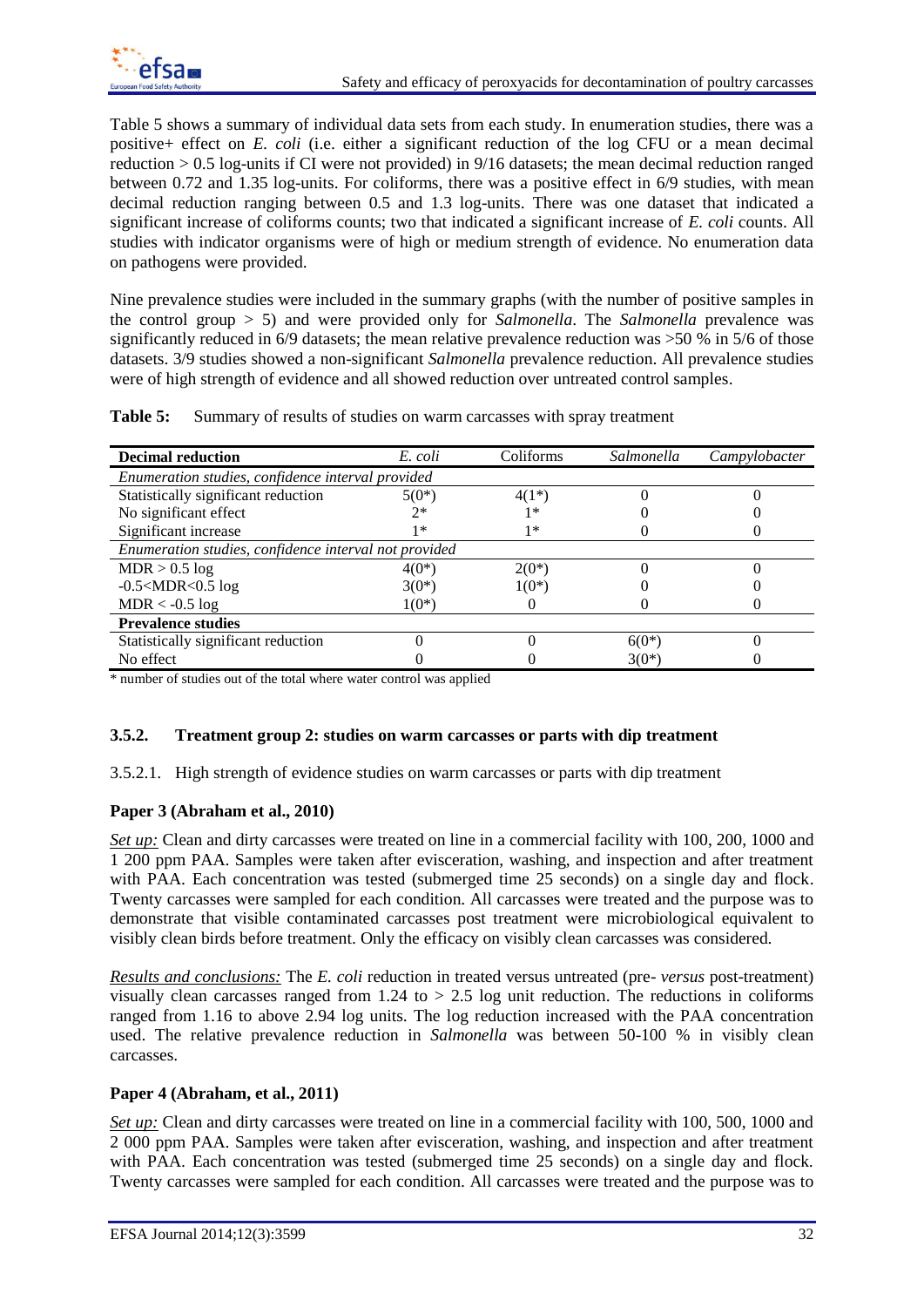Table 5 shows a summary of individual data sets from each study. In enumeration studies, there was a positive+ effect on *E. coli* (i.e. either a significant reduction of the log CFU or a mean decimal reduction > 0.5 log-units if CI were not provided) in 9/16 datasets; the mean decimal reduction ranged between 0.72 and 1.35 log-units. For coliforms, there was a positive effect in 6/9 studies, with mean decimal reduction ranging between 0.5 and 1.3 log-units. There was one dataset that indicated a significant increase of coliforms counts; two that indicated a significant increase of *E. coli* counts. All studies with indicator organisms were of high or medium strength of evidence. No enumeration data on pathogens were provided.

Nine prevalence studies were included in the summary graphs (with the number of positive samples in the control group > 5) and were provided only for *Salmonella*. The *Salmonella* prevalence was significantly reduced in 6/9 datasets; the mean relative prevalence reduction was >50 % in 5/6 of those datasets. 3/9 studies showed a non-significant *Salmonella* prevalence reduction. All prevalence studies were of high strength of evidence and all showed reduction over untreated control samples.

**Table 5:** Summary of results of studies on warm carcasses with spray treatment

| **Decimal reduction** | *E. coli* | Coliforms | *Salmonella* | *Campylobacter* |
|---|---|---|---|---|
| *Enumeration studies, confidence interval provided* | | | | |
| Statistically significant reduction | 5(0*) | 4(1*) | 0 | 0 |
| No significant effect | 2* | 1* | 0 | 0 |
| Significant increase | 1* | 1* | 0 | 0 |
| *Enumeration studies, confidence interval not provided* | | | | |
| MDR > 0.5 log | 4(0*) | 2(0*) | 0 | 0 |
| -0.5<MDR<0.5 log | 3(0*) | 1(0*) | 0 | 0 |
| MDR < -0.5 log | 1(0*) | 0 | 0 | 0 |
| **Prevalence studies** | | | | |
| Statistically significant reduction | 0 | 0 | 6(0*) | 0 |
| No effect | 0 | 0 | 3(0*) | 0 |

\* number of studies out of the total where water control was applied

### 3.5.2. Treatment group 2: studies on warm carcasses or parts with dip treatment

#### 3.5.2.1. High strength of evidence studies on warm carcasses or parts with dip treatment

**Paper 3 (Abraham et al., 2010)**

*Set up:* Clean and dirty carcasses were treated on line in a commercial facility with 100, 200, 1000 and 1 200 ppm PAA. Samples were taken after evisceration, washing, and inspection and after treatment with PAA. Each concentration was tested (submerged time 25 seconds) on a single day and flock. Twenty carcasses were sampled for each condition. All carcasses were treated and the purpose was to demonstrate that visible contaminated carcasses post treatment were microbiological equivalent to visibly clean birds before treatment. Only the efficacy on visibly clean carcasses was considered.

*Results and conclusions:* The *E. coli* reduction in treated versus untreated (pre- *versus* post-treatment) visually clean carcasses ranged from 1.24 to > 2.5 log unit reduction. The reductions in coliforms ranged from 1.16 to above 2.94 log units. The log reduction increased with the PAA concentration used. The relative prevalence reduction in *Salmonella* was between 50-100 % in visibly clean carcasses.

**Paper 4 (Abraham, et al., 2011)**

*Set up:* Clean and dirty carcasses were treated on line in a commercial facility with 100, 500, 1000 and 2 000 ppm PAA. Samples were taken after evisceration, washing, and inspection and after treatment with PAA. Each concentration was tested (submerged time 25 seconds) on a single day and flock. Twenty carcasses were sampled for each condition. All carcasses were treated and the purpose was to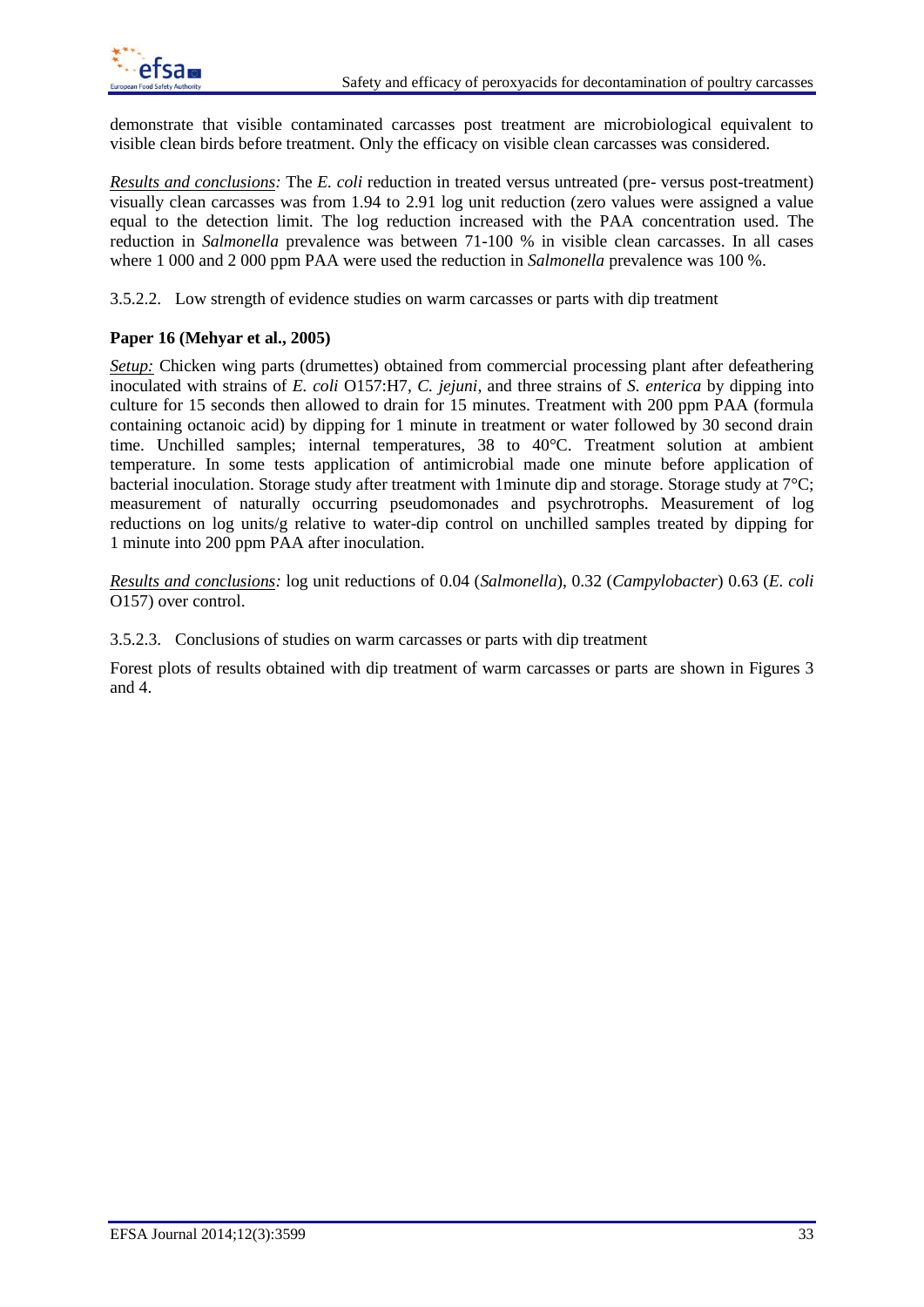demonstrate that visible contaminated carcasses post treatment are microbiological equivalent to visible clean birds before treatment. Only the efficacy on visible clean carcasses was considered.

*Results and conclusions:* The *E. coli* reduction in treated versus untreated (pre- versus post-treatment) visually clean carcasses was from 1.94 to 2.91 log unit reduction (zero values were assigned a value equal to the detection limit. The log reduction increased with the PAA concentration used. The reduction in *Salmonella* prevalence was between 71-100 % in visible clean carcasses. In all cases where 1 000 and 2 000 ppm PAA were used the reduction in *Salmonella* prevalence was 100 %.

#### 3.5.2.2. Low strength of evidence studies on warm carcasses or parts with dip treatment

**Paper 16 (Mehyar et al., 2005)**

*Setup:* Chicken wing parts (drumettes) obtained from commercial processing plant after defeathering inoculated with strains of *E. coli* O157:H7, *C. jejuni*, and three strains of *S. enterica* by dipping into culture for 15 seconds then allowed to drain for 15 minutes. Treatment with 200 ppm PAA (formula containing octanoic acid) by dipping for 1 minute in treatment or water followed by 30 second drain time. Unchilled samples; internal temperatures, 38 to 40°C. Treatment solution at ambient temperature. In some tests application of antimicrobial made one minute before application of bacterial inoculation. Storage study after treatment with 1minute dip and storage. Storage study at 7°C; measurement of naturally occurring pseudomonades and psychrotrophs. Measurement of log reductions on log units/g relative to water-dip control on unchilled samples treated by dipping for 1 minute into 200 ppm PAA after inoculation.

*Results and conclusions:* log unit reductions of 0.04 (*Salmonella*), 0.32 (*Campylobacter*) 0.63 (*E. coli* O157) over control.

#### 3.5.2.3. Conclusions of studies on warm carcasses or parts with dip treatment

Forest plots of results obtained with dip treatment of warm carcasses or parts are shown in Figures 3 and 4.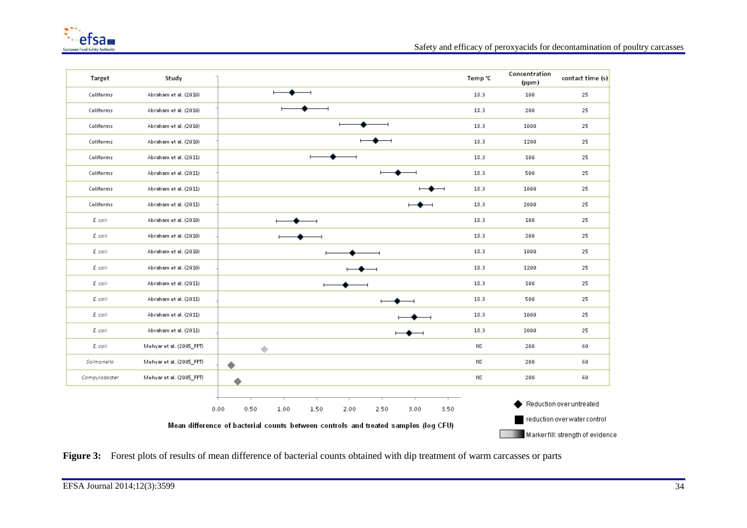| Target | Study | Temp °C | Concentration (ppm) | contact time (s) |
|---|---|---|---|---|
| Coliforms | Abraham et al. (2010) | 18.3 | 100 | 25 |
| Coliforms | Abraham et al. (2010) | 18.3 | 200 | 25 |
| Coliforms | Abraham et al. (2010) | 18.3 | 1000 | 25 |
| Coliforms | Abraham et al. (2010) | 18.3 | 1200 | 25 |
| Coliforms | Abraham et al. (2011) | 18.3 | 100 | 25 |
| Coliforms | Abraham et al. (2011) | 18.3 | 500 | 25 |
| Coliforms | Abraham et al. (2011) | 18.3 | 1000 | 25 |
| Coliforms | Abraham et al. (2011) | 18.3 | 2000 | 25 |
| *E. coli* | Abraham et al. (2010) | 18.3 | 100 | 25 |
| *E. coli* | Abraham et al. (2010) | 18.3 | 200 | 25 |
| *E. coli* | Abraham et al. (2010) | 18.3 | 1000 | 25 |
| *E. coli* | Abraham et al. (2010) | 18.3 | 1200 | 25 |
| *E. coli* | Abraham et al. (2011) | 18.3 | 100 | 25 |
| *E. coli* | Abraham et al. (2011) | 18.3 | 500 | 25 |
| *E. coli* | Abraham et al. (2011) | 18.3 | 1000 | 25 |
| *E. coli* | Abraham et al. (2011) | 18.3 | 2000 | 25 |
| *E. coli* | Mehyar et al. (2005_FPT) | NS | 200 | 60 |
| *Salmonella* | Mehyar et al. (2005_FPT) | NS | 200 | 60 |
| *Campylobacter* | Mehyar et al. (2005_FPT) | NS | 200 | 60 |

Mean difference of bacterial counts between controls and treated samples (log CFU)

◆ Reduction over untreated
■ reduction over water control
Marker fill: strength of evidence

**Figure 3:** Forest plots of results of mean difference of bacterial counts obtained with dip treatment of warm carcasses or parts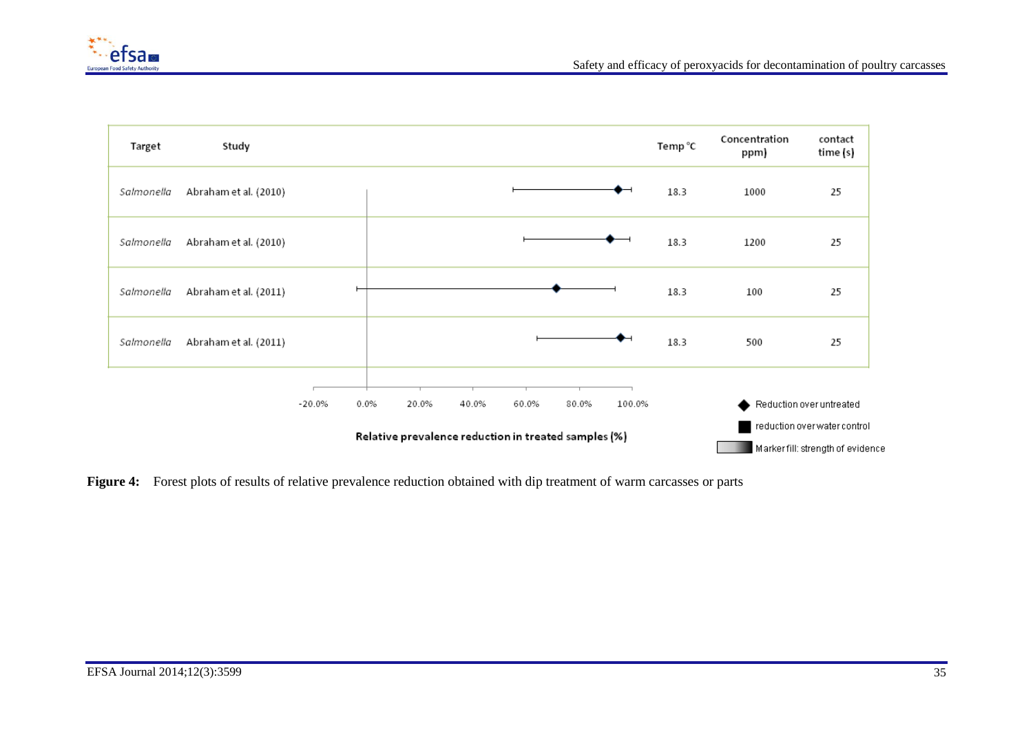| Target | Study | Temp °C | Concentration ppm) | contact time (s) |
|---|---|---|---|---|
| *Salmonella* | Abraham et al. (2010) | 18.3 | 1000 | 25 |
| *Salmonella* | Abraham et al. (2010) | 18.3 | 1200 | 25 |
| *Salmonella* | Abraham et al. (2011) | 18.3 | 100 | 25 |
| *Salmonella* | Abraham et al. (2011) | 18.3 | 500 | 25 |

Relative prevalence reduction in treated samples (%)

-20.0% 0.0% 20.0% 40.0% 60.0% 80.0% 100.0%

◆ Reduction over untreated

■ reduction over water control

Marker fill: strength of evidence

**Figure 4:** Forest plots of results of relative prevalence reduction obtained with dip treatment of warm carcasses or parts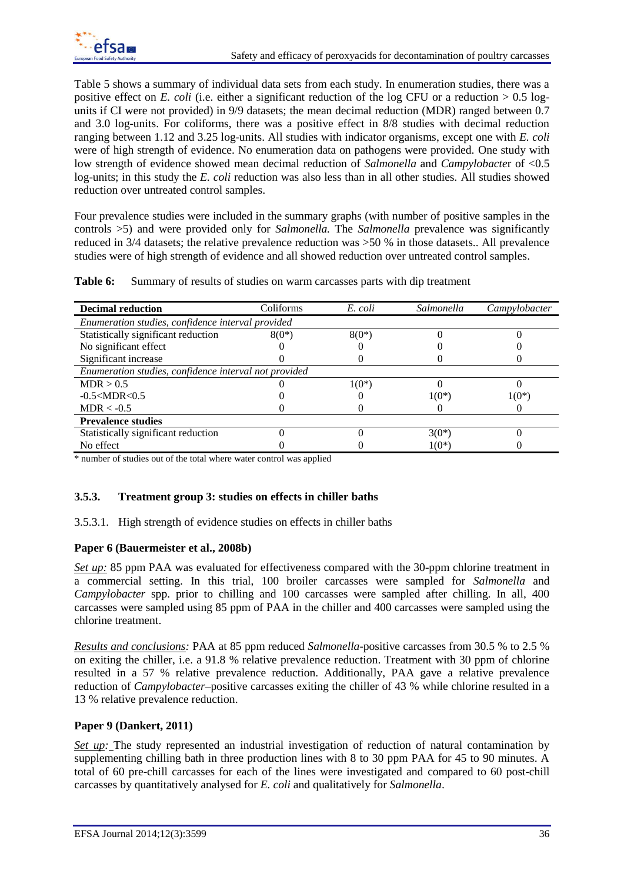Table 5 shows a summary of individual data sets from each study. In enumeration studies, there was a positive effect on *E. coli* (i.e. either a significant reduction of the log CFU or a reduction > 0.5 log-units if CI were not provided) in 9/9 datasets; the mean decimal reduction (MDR) ranged between 0.7 and 3.0 log-units. For coliforms, there was a positive effect in 8/8 studies with decimal reduction ranging between 1.12 and 3.25 log-units. All studies with indicator organisms, except one with *E. coli* were of high strength of evidence. No enumeration data on pathogens were provided. One study with low strength of evidence showed mean decimal reduction of *Salmonella* and *Campylobacte*r of <0.5 log-units; in this study the *E. coli* reduction was also less than in all other studies. All studies showed reduction over untreated control samples.

Four prevalence studies were included in the summary graphs (with number of positive samples in the controls >5) and were provided only for *Salmonella.* The *Salmonella* prevalence was significantly reduced in 3/4 datasets; the relative prevalence reduction was >50 % in those datasets.. All prevalence studies were of high strength of evidence and all showed reduction over untreated control samples.

**Table 6:** Summary of results of studies on warm carcasses parts with dip treatment

| **Decimal reduction** | Coliforms | *E. coli* | *Salmonella* | *Campylobacter* |
|---|---|---|---|---|
| *Enumeration studies, confidence interval provided* | | | | |
| Statistically significant reduction | 8(0*) | 8(0*) | 0 | 0 |
| No significant effect | 0 | 0 | 0 | 0 |
| Significant increase | 0 | 0 | 0 | 0 |
| *Enumeration studies, confidence interval not provided* | | | | |
| MDR > 0.5 | 0 | 1(0*) | 0 | 0 |
| -0.5<MDR<0.5 | 0 | 0 | 1(0*) | 1(0*) |
| MDR < -0.5 | 0 | 0 | 0 | 0 |
| **Prevalence studies** | | | | |
| Statistically significant reduction | 0 | 0 | 3(0*) | 0 |
| No effect | 0 | 0 | 1(0*) | 0 |

\* number of studies out of the total where water control was applied

### 3.5.3. Treatment group 3: studies on effects in chiller baths

#### 3.5.3.1. High strength of evidence studies on effects in chiller baths

**Paper 6 (Bauermeister et al., 2008b)**

*Set up:* 85 ppm PAA was evaluated for effectiveness compared with the 30-ppm chlorine treatment in a commercial setting. In this trial, 100 broiler carcasses were sampled for *Salmonella* and *Campylobacter* spp. prior to chilling and 100 carcasses were sampled after chilling. In all, 400 carcasses were sampled using 85 ppm of PAA in the chiller and 400 carcasses were sampled using the chlorine treatment.

*Results and conclusions:* PAA at 85 ppm reduced *Salmonella*-positive carcasses from 30.5 % to 2.5 % on exiting the chiller, i.e. a 91.8 % relative prevalence reduction. Treatment with 30 ppm of chlorine resulted in a 57 % relative prevalence reduction. Additionally, PAA gave a relative prevalence reduction of *Campylobacter*–positive carcasses exiting the chiller of 43 % while chlorine resulted in a 13 % relative prevalence reduction.

**Paper 9 (Dankert, 2011)**

*Set up:* The study represented an industrial investigation of reduction of natural contamination by supplementing chilling bath in three production lines with 8 to 30 ppm PAA for 45 to 90 minutes. A total of 60 pre-chill carcasses for each of the lines were investigated and compared to 60 post-chill carcasses by quantitatively analysed for *E. coli* and qualitatively for *Salmonella*.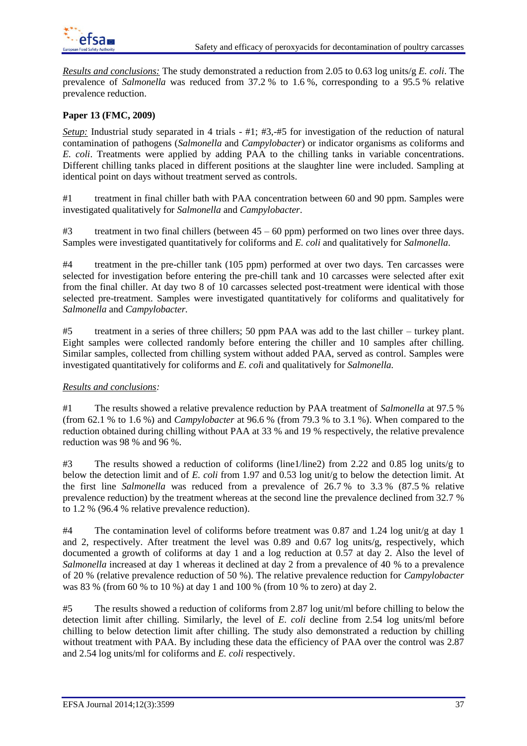*Results and conclusions:* The study demonstrated a reduction from 2.05 to 0.63 log units/g *E. coli*. The prevalence of *Salmonella* was reduced from 37.2 % to 1.6 %, corresponding to a 95.5 % relative prevalence reduction.

**Paper 13 (FMC, 2009)**

*Setup:* Industrial study separated in 4 trials - #1; #3,-#5 for investigation of the reduction of natural contamination of pathogens (*Salmonella* and *Campylobacter*) or indicator organisms as coliforms and *E. coli*. Treatments were applied by adding PAA to the chilling tanks in variable concentrations. Different chilling tanks placed in different positions at the slaughter line were included. Sampling at identical point on days without treatment served as controls.

#1 treatment in final chiller bath with PAA concentration between 60 and 90 ppm. Samples were investigated qualitatively for *Salmonella* and *Campylobacter*.

#3 treatment in two final chillers (between 45 – 60 ppm) performed on two lines over three days. Samples were investigated quantitatively for coliforms and *E. coli* and qualitatively for *Salmonella*.

#4 treatment in the pre-chiller tank (105 ppm) performed at over two days. Ten carcasses were selected for investigation before entering the pre-chill tank and 10 carcasses were selected after exit from the final chiller. At day two 8 of 10 carcasses selected post-treatment were identical with those selected pre-treatment. Samples were investigated quantitatively for coliforms and qualitatively for *Salmonella* and *Campylobacter.*

#5 treatment in a series of three chillers; 50 ppm PAA was add to the last chiller – turkey plant. Eight samples were collected randomly before entering the chiller and 10 samples after chilling. Similar samples, collected from chilling system without added PAA, served as control. Samples were investigated quantitatively for coliforms and *E. coli* and qualitatively for *Salmonella.*

*Results and conclusions:*

#1 The results showed a relative prevalence reduction by PAA treatment of *Salmonella* at 97.5 % (from 62.1 % to 1.6 %) and *Campylobacter* at 96.6 % (from 79.3 % to 3.1 %). When compared to the reduction obtained during chilling without PAA at 33 % and 19 % respectively, the relative prevalence reduction was 98 % and 96 %.

#3 The results showed a reduction of coliforms (line1/line2) from 2.22 and 0.85 log units/g to below the detection limit and of *E. coli* from 1.97 and 0.53 log unit/g to below the detection limit. At the first line *Salmonella* was reduced from a prevalence of 26.7 % to 3.3 % (87.5 % relative prevalence reduction) by the treatment whereas at the second line the prevalence declined from 32.7 % to 1.2 % (96.4 % relative prevalence reduction).

#4 The contamination level of coliforms before treatment was 0.87 and 1.24 log unit/g at day 1 and 2, respectively. After treatment the level was 0.89 and 0.67 log units/g, respectively, which documented a growth of coliforms at day 1 and a log reduction at 0.57 at day 2. Also the level of *Salmonella* increased at day 1 whereas it declined at day 2 from a prevalence of 40 % to a prevalence of 20 % (relative prevalence reduction of 50 %). The relative prevalence reduction for *Campylobacter* was 83 % (from 60 % to 10 %) at day 1 and 100 % (from 10 % to zero) at day 2.

#5 The results showed a reduction of coliforms from 2.87 log unit/ml before chilling to below the detection limit after chilling. Similarly, the level of *E. coli* decline from 2.54 log units/ml before chilling to below detection limit after chilling. The study also demonstrated a reduction by chilling without treatment with PAA. By including these data the efficiency of PAA over the control was 2.87 and 2.54 log units/ml for coliforms and *E. coli* respectively.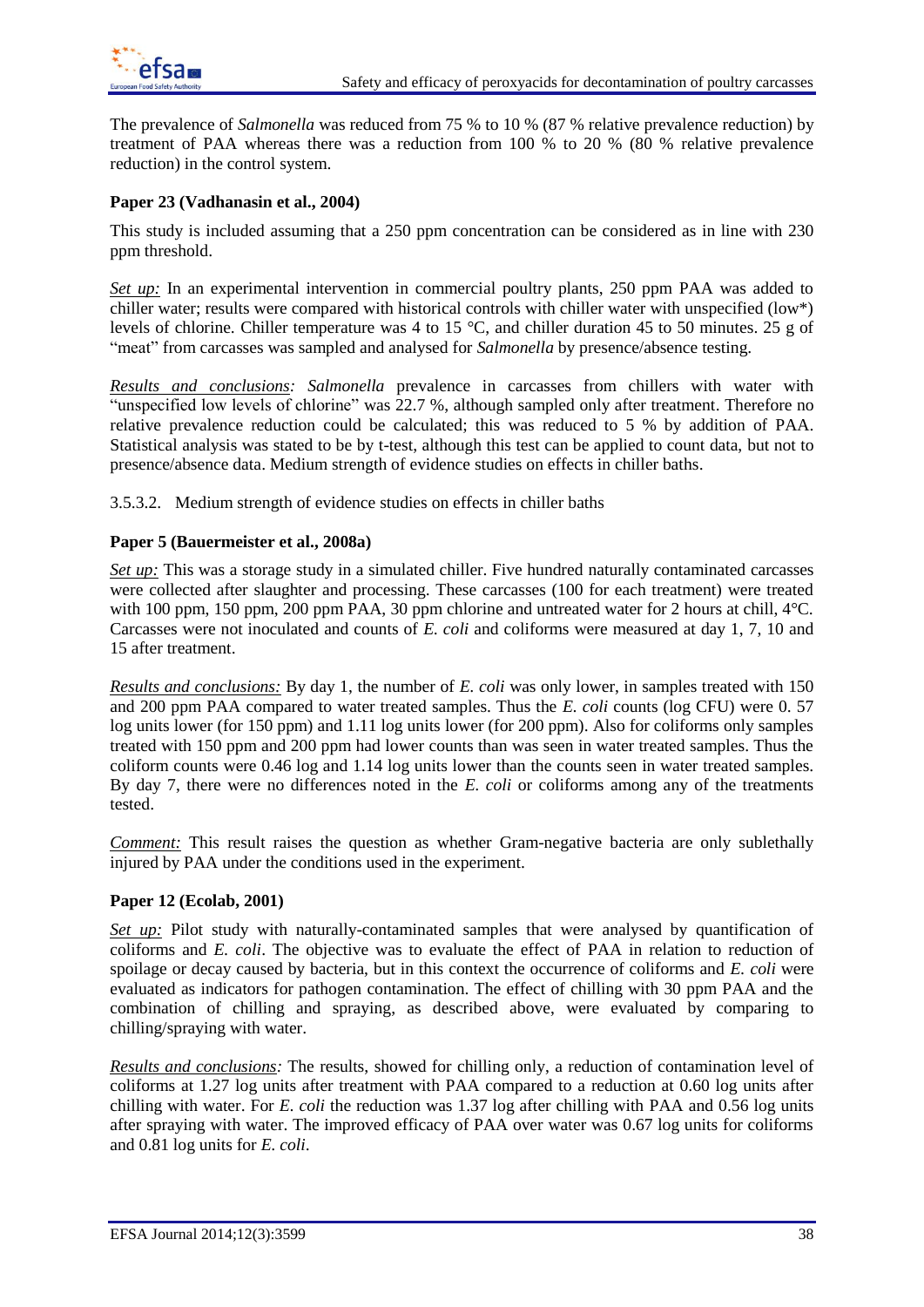The prevalence of *Salmonella* was reduced from 75 % to 10 % (87 % relative prevalence reduction) by treatment of PAA whereas there was a reduction from 100 % to 20 % (80 % relative prevalence reduction) in the control system.

**Paper 23 (Vadhanasin et al., 2004)**

This study is included assuming that a 250 ppm concentration can be considered as in line with 230 ppm threshold.

*Set up:* In an experimental intervention in commercial poultry plants, 250 ppm PAA was added to chiller water; results were compared with historical controls with chiller water with unspecified (low*) levels of chlorine. Chiller temperature was 4 to 15 °C, and chiller duration 45 to 50 minutes. 25 g of "meat" from carcasses was sampled and analysed for *Salmonella* by presence/absence testing.

*Results and conclusions: Salmonella* prevalence in carcasses from chillers with water with "unspecified low levels of chlorine" was 22.7 %, although sampled only after treatment. Therefore no relative prevalence reduction could be calculated; this was reduced to 5 % by addition of PAA. Statistical analysis was stated to be by t-test, although this test can be applied to count data, but not to presence/absence data. Medium strength of evidence studies on effects in chiller baths.

3.5.3.2. Medium strength of evidence studies on effects in chiller baths

**Paper 5 (Bauermeister et al., 2008a)**

*Set up:* This was a storage study in a simulated chiller. Five hundred naturally contaminated carcasses were collected after slaughter and processing. These carcasses (100 for each treatment) were treated with 100 ppm, 150 ppm, 200 ppm PAA, 30 ppm chlorine and untreated water for 2 hours at chill, 4°C. Carcasses were not inoculated and counts of *E. coli* and coliforms were measured at day 1, 7, 10 and 15 after treatment.

*Results and conclusions:* By day 1, the number of *E. coli* was only lower, in samples treated with 150 and 200 ppm PAA compared to water treated samples. Thus the *E. coli* counts (log CFU) were 0. 57 log units lower (for 150 ppm) and 1.11 log units lower (for 200 ppm). Also for coliforms only samples treated with 150 ppm and 200 ppm had lower counts than was seen in water treated samples. Thus the coliform counts were 0.46 log and 1.14 log units lower than the counts seen in water treated samples. By day 7, there were no differences noted in the *E. coli* or coliforms among any of the treatments tested.

*Comment:* This result raises the question as whether Gram-negative bacteria are only sublethally injured by PAA under the conditions used in the experiment.

**Paper 12 (Ecolab, 2001)**

*Set up:* Pilot study with naturally-contaminated samples that were analysed by quantification of coliforms and *E. coli*. The objective was to evaluate the effect of PAA in relation to reduction of spoilage or decay caused by bacteria, but in this context the occurrence of coliforms and *E. coli* were evaluated as indicators for pathogen contamination. The effect of chilling with 30 ppm PAA and the combination of chilling and spraying, as described above, were evaluated by comparing to chilling/spraying with water.

*Results and conclusions:* The results, showed for chilling only, a reduction of contamination level of coliforms at 1.27 log units after treatment with PAA compared to a reduction at 0.60 log units after chilling with water. For *E. coli* the reduction was 1.37 log after chilling with PAA and 0.56 log units after spraying with water. The improved efficacy of PAA over water was 0.67 log units for coliforms and 0.81 log units for *E. coli*.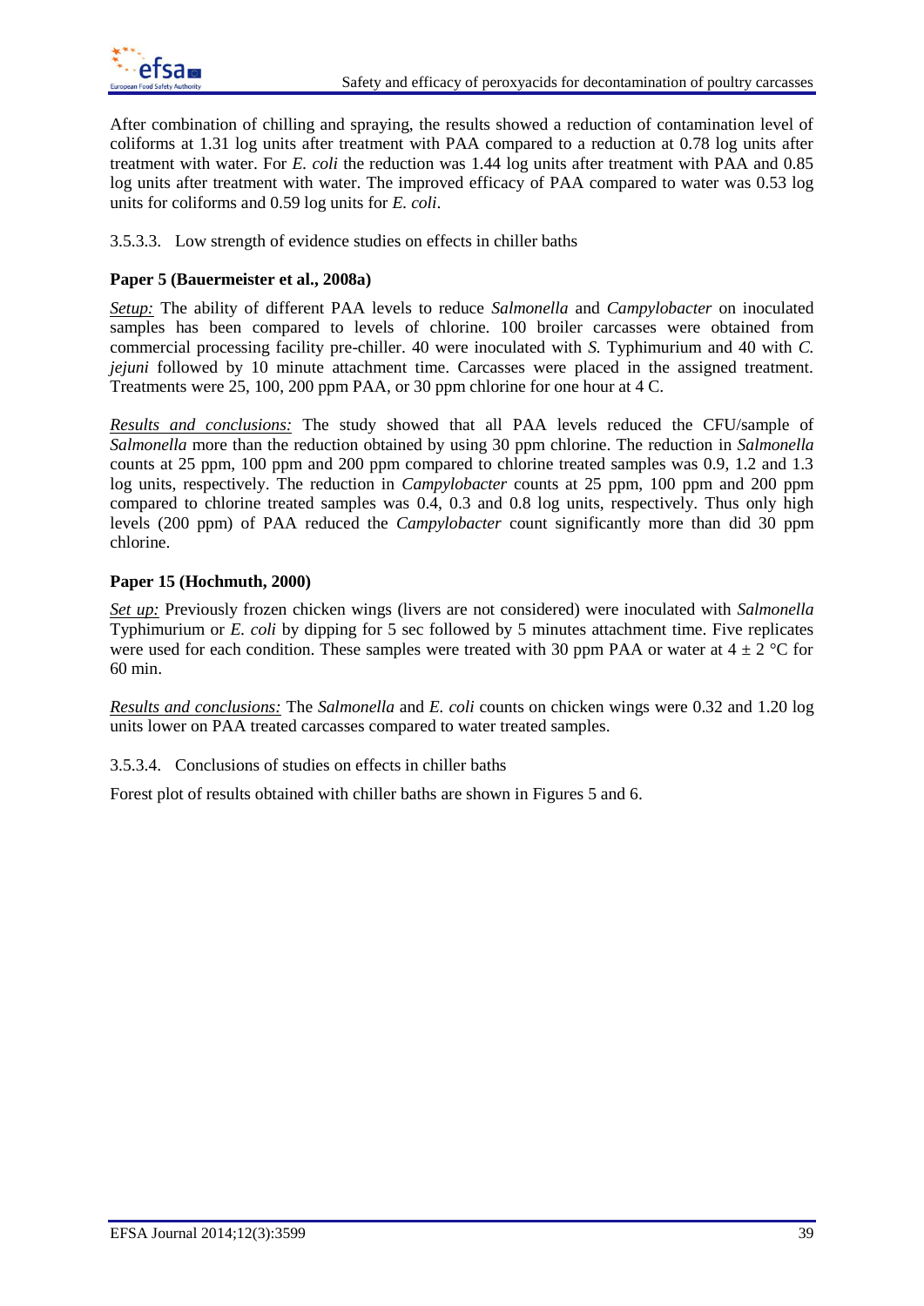After combination of chilling and spraying, the results showed a reduction of contamination level of coliforms at 1.31 log units after treatment with PAA compared to a reduction at 0.78 log units after treatment with water. For *E. coli* the reduction was 1.44 log units after treatment with PAA and 0.85 log units after treatment with water. The improved efficacy of PAA compared to water was 0.53 log units for coliforms and 0.59 log units for *E. coli*.

#### 3.5.3.3. Low strength of evidence studies on effects in chiller baths

**Paper 5 (Bauermeister et al., 2008a)**

*Setup:* The ability of different PAA levels to reduce *Salmonella* and *Campylobacter* on inoculated samples has been compared to levels of chlorine. 100 broiler carcasses were obtained from commercial processing facility pre-chiller. 40 were inoculated with *S.* Typhimurium and 40 with *C. jejuni* followed by 10 minute attachment time. Carcasses were placed in the assigned treatment. Treatments were 25, 100, 200 ppm PAA, or 30 ppm chlorine for one hour at 4 C.

*Results and conclusions:* The study showed that all PAA levels reduced the CFU/sample of *Salmonella* more than the reduction obtained by using 30 ppm chlorine. The reduction in *Salmonella* counts at 25 ppm, 100 ppm and 200 ppm compared to chlorine treated samples was 0.9, 1.2 and 1.3 log units, respectively. The reduction in *Campylobacter* counts at 25 ppm, 100 ppm and 200 ppm compared to chlorine treated samples was 0.4, 0.3 and 0.8 log units, respectively. Thus only high levels (200 ppm) of PAA reduced the *Campylobacter* count significantly more than did 30 ppm chlorine.

**Paper 15 (Hochmuth, 2000)**

*Set up:* Previously frozen chicken wings (livers are not considered) were inoculated with *Salmonella* Typhimurium or *E. coli* by dipping for 5 sec followed by 5 minutes attachment time. Five replicates were used for each condition. These samples were treated with 30 ppm PAA or water at 4 ± 2 °C for 60 min.

*Results and conclusions:* The *Salmonella* and *E. coli* counts on chicken wings were 0.32 and 1.20 log units lower on PAA treated carcasses compared to water treated samples.

#### 3.5.3.4. Conclusions of studies on effects in chiller baths

Forest plot of results obtained with chiller baths are shown in Figures 5 and 6.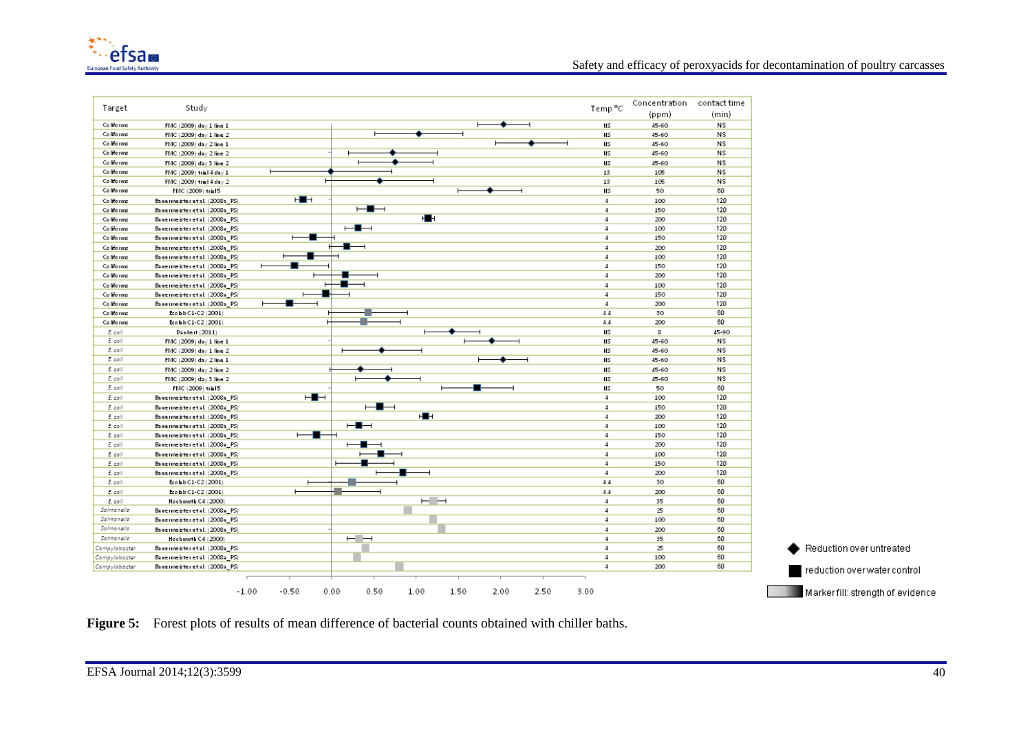| Target | Study | Temp °C | Concentration (ppm) | contact time (min) |
|---|---|---|---|---|
| Coliforms | FMC (2009) day 1 line 1 | NS | 45-60 | NS |
| Coliforms | FMC (2009) day 1 line 2 | NS | 45-60 | NS |
| Coliforms | FMC (2009) day 2 line 1 | NS | 45-60 | NS |
| Coliforms | FMC (2009) day 2 line 2 | NS | 45-60 | NS |
| Coliforms | FMC (2009) day 3 line 2 | NS | 45-60 | NS |
| Coliforms | FMC (2009) trial 4 day 1 | 13 | 105 | NS |
| Coliforms | FMC (2009) trial 4 day 2 | 13 | 105 | NS |
| Coliforms | FMC (2009) trial 5 | NS | 50 | 60 |
| Coliforms | Bauermeister et al. (2008a_PS) | 4 | 100 | 120 |
| Coliforms | Bauermeister et al. (2008a_PS) | 4 | 150 | 120 |
| Coliforms | Bauermeister et al. (2008a_PS) | 4 | 200 | 120 |
| Coliforms | Bauermeister et al. (2008a_PS) | 4 | 100 | 120 |
| Coliforms | Bauermeister et al. (2008a_PS) | 4 | 150 | 120 |
| Coliforms | Bauermeister et al. (2008a_PS) | 4 | 200 | 120 |
| Coliforms | Bauermeister et al. (2008a_PS) | 4 | 100 | 120 |
| Coliforms | Bauermeister et al. (2008a_PS) | 4 | 150 | 120 |
| Coliforms | Bauermeister et al. (2008a_PS) | 4 | 200 | 120 |
| Coliforms | Bauermeister et al. (2008a_PS) | 4 | 100 | 120 |
| Coliforms | Bauermeister et al. (2008a_PS) | 4 | 150 | 120 |
| Coliforms | Bauermeister et al. (2008a_PS) | 4 | 200 | 120 |
| Coliforms | Ecolab C1-C2 (2001) | 4.4 | 30 | 60 |
| Coliforms | Ecolab C1-C2 (2001) | 4.4 | 200 | 60 |
| *E. coli* | Daulert (2011) | NS | 8 | 45-90 |
| *E. coli* | FMC (2009) day 1 line 1 | NS | 45-60 | NS |
| *E. coli* | FMC (2009) day 1 line 2 | NS | 45-60 | NS |
| *E. coli* | FMC (2009) day 2 line 1 | NS | 45-60 | NS |
| *E. coli* | FMC (2009) day 2 line 2 | NS | 45-60 | NS |
| *E. coli* | FMC (2009) day 3 line 2 | NS | 45-60 | NS |
| *E. coli* | FMC (2009) trial 5 | NS | 50 | 60 |
| *E. coli* | Bauermeister et al. (2008a_PS) | 4 | 100 | 120 |
| *E. coli* | Bauermeister et al. (2008a_PS) | 4 | 150 | 120 |
| *E. coli* | Bauermeister et al. (2008a_PS) | 4 | 200 | 120 |
| *E. coli* | Bauermeister et al. (2008a_PS) | 4 | 100 | 120 |
| *E. coli* | Bauermeister et al. (2008a_PS) | 4 | 150 | 120 |
| *E. coli* | Bauermeister et al. (2008a_PS) | 4 | 200 | 120 |
| *E. coli* | Bauermeister et al. (2008a_PS) | 4 | 100 | 120 |
| *E. coli* | Bauermeister et al. (2008a_PS) | 4 | 150 | 120 |
| *E. coli* | Bauermeister et al. (2008a_PS) | 4 | 200 | 120 |
| *E. coli* | Ecolab C1-C2 (2001) | 4.4 | 30 | 60 |
| *E. coli* | Ecolab C1-C2 (2001) | 4.4 | 200 | 60 |
| *E. coli* | Hochmuth C4 (2000) | 4 | 35 | 60 |
| *Salmonella* | Bauermeister et al. (2008a_PS) | 4 | 25 | 60 |
| *Salmonella* | Bauermeister et al. (2008a_PS) | 4 | 100 | 60 |
| *Salmonella* | Bauermeister et al. (2008a_PS) | 4 | 200 | 60 |
| *Salmonella* | Hochmuth C4 (2000) | 4 | 35 | 60 |
| *Campylobacter* | Bauermeister et al. (2008a_PS) | 4 | 25 | 60 |
| *Campylobacter* | Bauermeister et al. (2008a_PS) | 4 | 100 | 60 |
| *Campylobacter* | Bauermeister et al. (2008a_PS) | 4 | 200 | 60 |

-1.00 -0.50 0.00 0.50 1.00 1.50 2.00 2.50 3.00

◆ Reduction over untreated

■ reduction over water control

Marker fill: strength of evidence

**Figure 5:** Forest plots of results of mean difference of bacterial counts obtained with chiller baths.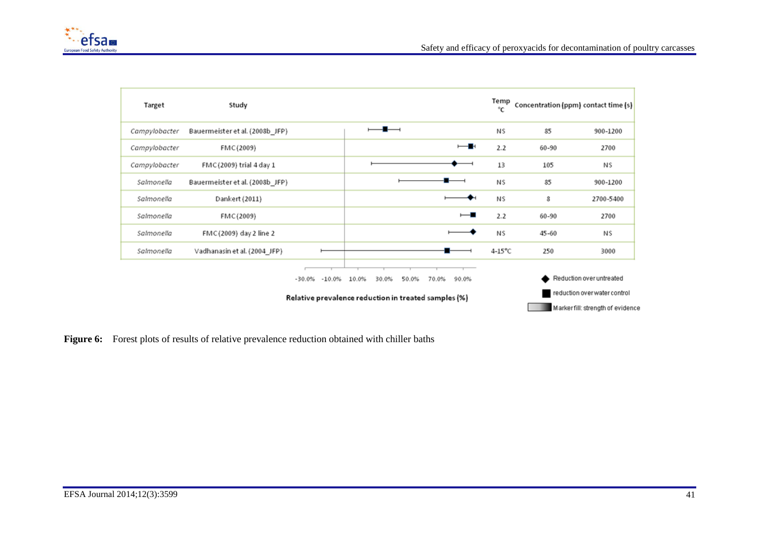| Target | Study | Temp °C | Concentration (ppm) | contact time (s) |
|---|---|---|---|---|
| *Campylobacter* | Bauermeister et al. (2008b_JFP) | NS | 85 | 900-1200 |
| *Campylobacter* | FMC (2009) | 2.2 | 60-90 | 2700 |
| *Campylobacter* | FMC (2009) trial 4 day 1 | 13 | 105 | NS |
| *Salmonella* | Bauermeister et al. (2008b_JFP) | NS | 85 | 900-1200 |
| *Salmonella* | Dankert (2011) | NS | 8 | 2700-5400 |
| *Salmonella* | FMC (2009) | 2.2 | 60-90 | 2700 |
| *Salmonella* | FMC (2009) day 2 line 2 | NS | 45-60 | NS |
| *Salmonella* | Vadhanasin et al. (2004_JFP) | 4-15°C | 250 | 3000 |

Relative prevalence reduction in treated samples (%)

◆ Reduction over untreated
■ reduction over water control
Marker fill: strength of evidence

**Figure 6:** Forest plots of results of relative prevalence reduction obtained with chiller baths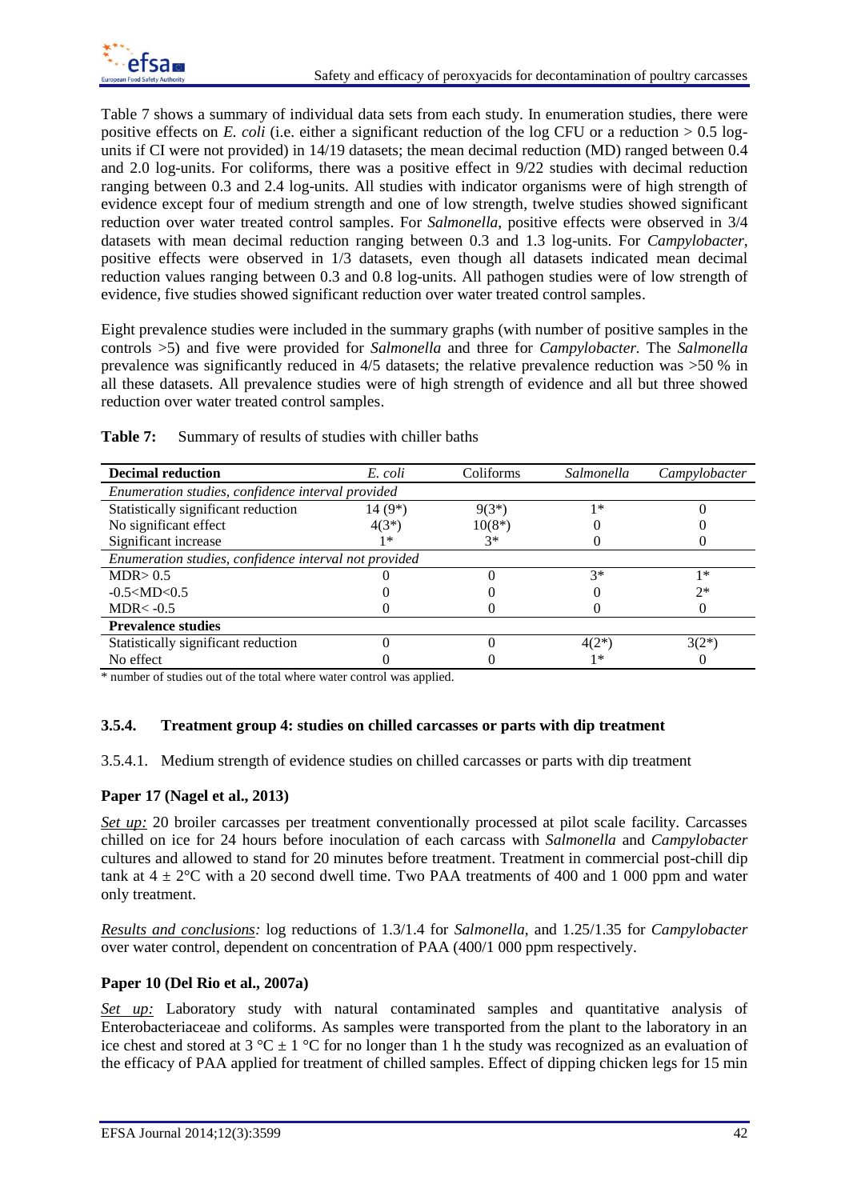Table 7 shows a summary of individual data sets from each study. In enumeration studies, there were positive effects on *E. coli* (i.e. either a significant reduction of the log CFU or a reduction > 0.5 log-units if CI were not provided) in 14/19 datasets; the mean decimal reduction (MD) ranged between 0.4 and 2.0 log-units. For coliforms, there was a positive effect in 9/22 studies with decimal reduction ranging between 0.3 and 2.4 log-units. All studies with indicator organisms were of high strength of evidence except four of medium strength and one of low strength, twelve studies showed significant reduction over water treated control samples. For *Salmonella*, positive effects were observed in 3/4 datasets with mean decimal reduction ranging between 0.3 and 1.3 log-units. For *Campylobacter*, positive effects were observed in 1/3 datasets, even though all datasets indicated mean decimal reduction values ranging between 0.3 and 0.8 log-units. All pathogen studies were of low strength of evidence, five studies showed significant reduction over water treated control samples.

Eight prevalence studies were included in the summary graphs (with number of positive samples in the controls >5) and five were provided for *Salmonella* and three for *Campylobacter*. The *Salmonella* prevalence was significantly reduced in 4/5 datasets; the relative prevalence reduction was >50 % in all these datasets. All prevalence studies were of high strength of evidence and all but three showed reduction over water treated control samples.

**Table 7:** Summary of results of studies with chiller baths

| Decimal reduction | *E. coli* | Coliforms | *Salmonella* | *Campylobacter* |
|---|---|---|---|---|
| *Enumeration studies, confidence interval provided* | | | | |
| Statistically significant reduction | 14 (9*) | 9(3*) | 1* | 0 |
| No significant effect | 4(3*) | 10(8*) | 0 | 0 |
| Significant increase | 1* | 3* | 0 | 0 |
| *Enumeration studies, confidence interval not provided* | | | | |
| MDR> 0.5 | 0 | 0 | 3* | 1* |
| -0.5<MD<0.5 | 0 | 0 | 0 | 2* |
| MDR< -0.5 | 0 | 0 | 0 | 0 |
| **Prevalence studies** | | | | |
| Statistically significant reduction | 0 | 0 | 4(2*) | 3(2*) |
| No effect | 0 | 0 | 1* | 0 |

\* number of studies out of the total where water control was applied.

### 3.5.4. Treatment group 4: studies on chilled carcasses or parts with dip treatment

3.5.4.1. Medium strength of evidence studies on chilled carcasses or parts with dip treatment

**Paper 17 (Nagel et al., 2013)**

*Set up:* 20 broiler carcasses per treatment conventionally processed at pilot scale facility. Carcasses chilled on ice for 24 hours before inoculation of each carcass with *Salmonella* and *Campylobacter* cultures and allowed to stand for 20 minutes before treatment. Treatment in commercial post-chill dip tank at 4 ± 2°C with a 20 second dwell time. Two PAA treatments of 400 and 1 000 ppm and water only treatment.

*Results and conclusions:* log reductions of 1.3/1.4 for *Salmonella*, and 1.25/1.35 for *Campylobacter* over water control, dependent on concentration of PAA (400/1 000 ppm respectively.

**Paper 10 (Del Rio et al., 2007a)**

*Set up:* Laboratory study with natural contaminated samples and quantitative analysis of Enterobacteriaceae and coliforms. As samples were transported from the plant to the laboratory in an ice chest and stored at 3 °C ± 1 °C for no longer than 1 h the study was recognized as an evaluation of the efficacy of PAA applied for treatment of chilled samples. Effect of dipping chicken legs for 15 min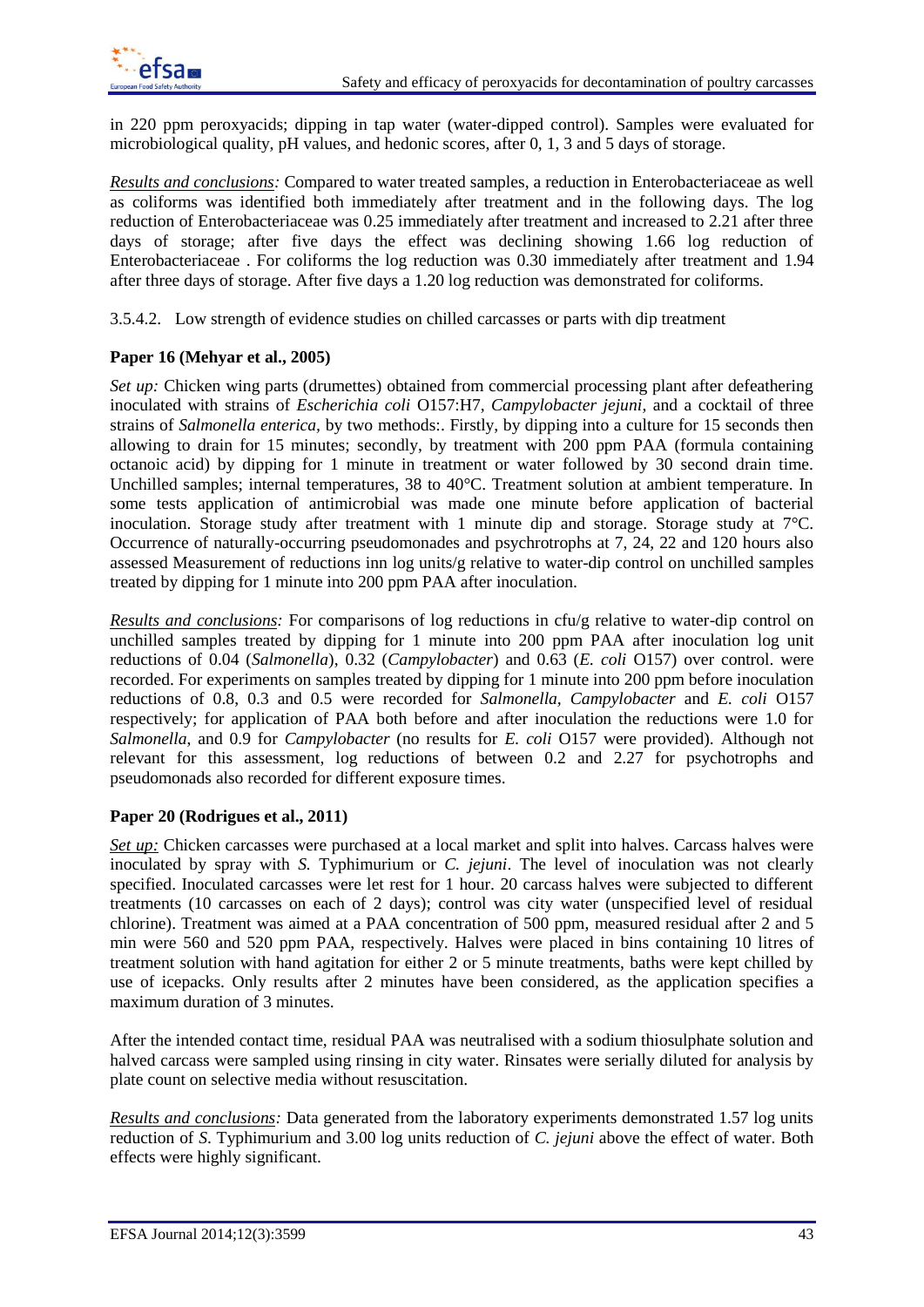in 220 ppm peroxyacids; dipping in tap water (water-dipped control). Samples were evaluated for microbiological quality, pH values, and hedonic scores, after 0, 1, 3 and 5 days of storage.

*Results and conclusions:* Compared to water treated samples, a reduction in Enterobacteriaceae as well as coliforms was identified both immediately after treatment and in the following days. The log reduction of Enterobacteriaceae was 0.25 immediately after treatment and increased to 2.21 after three days of storage; after five days the effect was declining showing 1.66 log reduction of Enterobacteriaceae . For coliforms the log reduction was 0.30 immediately after treatment and 1.94 after three days of storage. After five days a 1.20 log reduction was demonstrated for coliforms.

#### 3.5.4.2. Low strength of evidence studies on chilled carcasses or parts with dip treatment

**Paper 16 (Mehyar et al., 2005)**

*Set up:* Chicken wing parts (drumettes) obtained from commercial processing plant after defeathering inoculated with strains of *Escherichia coli* O157:H7, *Campylobacter jejuni*, and a cocktail of three strains of *Salmonella enterica,* by two methods:. Firstly, by dipping into a culture for 15 seconds then allowing to drain for 15 minutes; secondly, by treatment with 200 ppm PAA (formula containing octanoic acid) by dipping for 1 minute in treatment or water followed by 30 second drain time. Unchilled samples; internal temperatures, 38 to 40°C. Treatment solution at ambient temperature. In some tests application of antimicrobial was made one minute before application of bacterial inoculation. Storage study after treatment with 1 minute dip and storage. Storage study at 7°C. Occurrence of naturally-occurring pseudomonades and psychrotrophs at 7, 24, 22 and 120 hours also assessed Measurement of reductions inn log units/g relative to water-dip control on unchilled samples treated by dipping for 1 minute into 200 ppm PAA after inoculation.

*Results and conclusions:* For comparisons of log reductions in cfu/g relative to water-dip control on unchilled samples treated by dipping for 1 minute into 200 ppm PAA after inoculation log unit reductions of 0.04 (*Salmonella*), 0.32 (*Campylobacter*) and 0.63 (*E. coli* O157) over control. were recorded. For experiments on samples treated by dipping for 1 minute into 200 ppm before inoculation reductions of 0.8, 0.3 and 0.5 were recorded for *Salmonella*, *Campylobacter* and *E. coli* O157 respectively; for application of PAA both before and after inoculation the reductions were 1.0 for *Salmonella,* and 0.9 for *Campylobacter* (no results for *E. coli* O157 were provided). Although not relevant for this assessment, log reductions of between 0.2 and 2.27 for psychotrophs and pseudomonads also recorded for different exposure times.

**Paper 20 (Rodrigues et al., 2011)**

*Set up:* Chicken carcasses were purchased at a local market and split into halves. Carcass halves were inoculated by spray with *S.* Typhimurium or *C. jejuni*. The level of inoculation was not clearly specified. Inoculated carcasses were let rest for 1 hour. 20 carcass halves were subjected to different treatments (10 carcasses on each of 2 days); control was city water (unspecified level of residual chlorine). Treatment was aimed at a PAA concentration of 500 ppm, measured residual after 2 and 5 min were 560 and 520 ppm PAA, respectively. Halves were placed in bins containing 10 litres of treatment solution with hand agitation for either 2 or 5 minute treatments, baths were kept chilled by use of icepacks. Only results after 2 minutes have been considered, as the application specifies a maximum duration of 3 minutes.

After the intended contact time, residual PAA was neutralised with a sodium thiosulphate solution and halved carcass were sampled using rinsing in city water. Rinsates were serially diluted for analysis by plate count on selective media without resuscitation.

*Results and conclusions:* Data generated from the laboratory experiments demonstrated 1.57 log units reduction of *S*. Typhimurium and 3.00 log units reduction of *C. jejuni* above the effect of water. Both effects were highly significant.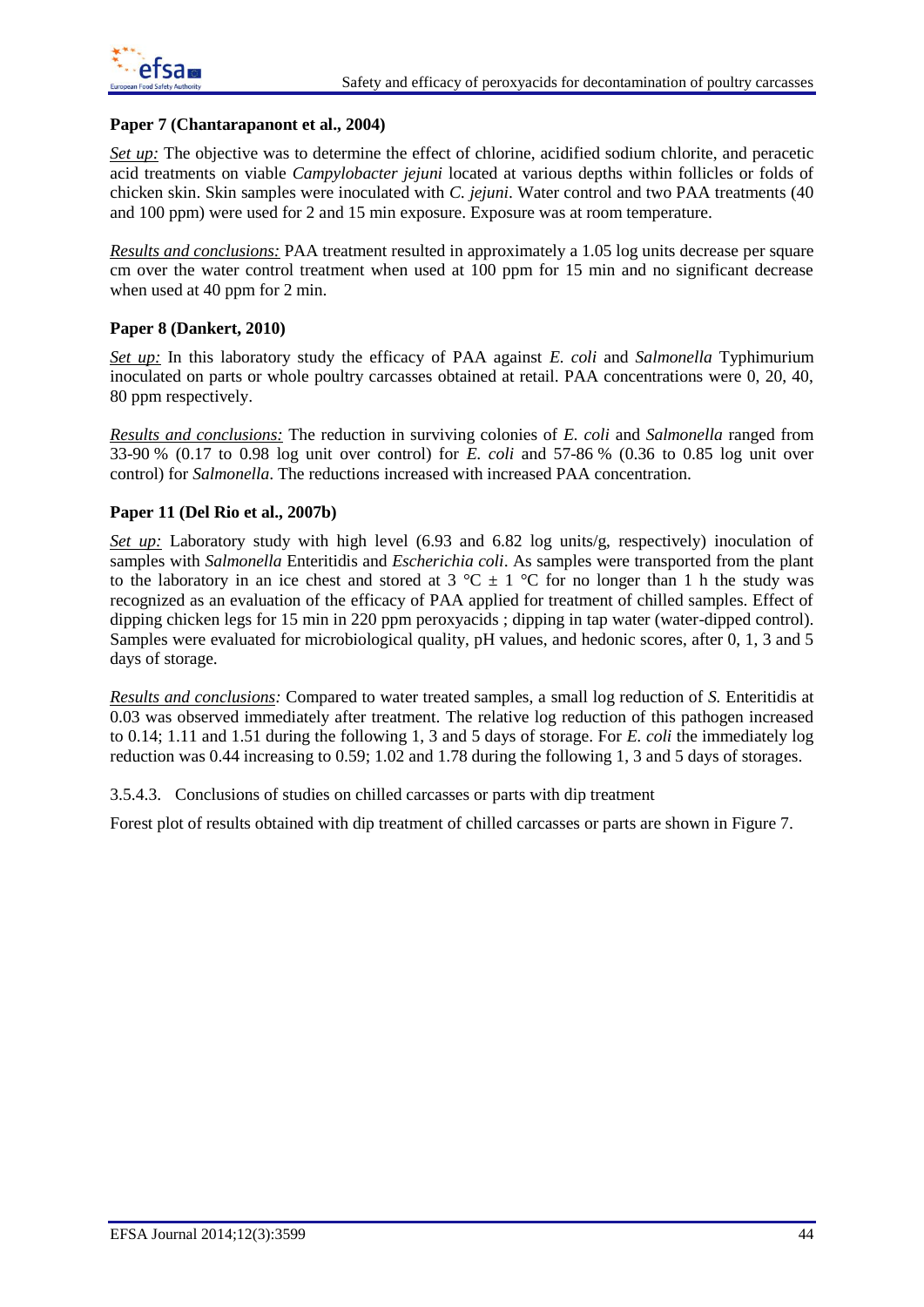**Paper 7 (Chantarapanont et al., 2004)**

*Set up:* The objective was to determine the effect of chlorine, acidified sodium chlorite, and peracetic acid treatments on viable *Campylobacter jejuni* located at various depths within follicles or folds of chicken skin. Skin samples were inoculated with *C. jejuni*. Water control and two PAA treatments (40 and 100 ppm) were used for 2 and 15 min exposure. Exposure was at room temperature.

*Results and conclusions:* PAA treatment resulted in approximately a 1.05 log units decrease per square cm over the water control treatment when used at 100 ppm for 15 min and no significant decrease when used at 40 ppm for 2 min.

**Paper 8 (Dankert, 2010)**

*Set up:* In this laboratory study the efficacy of PAA against *E. coli* and *Salmonella* Typhimurium inoculated on parts or whole poultry carcasses obtained at retail. PAA concentrations were 0, 20, 40, 80 ppm respectively.

*Results and conclusions:* The reduction in surviving colonies of *E. coli* and *Salmonella* ranged from 33-90 % (0.17 to 0.98 log unit over control) for *E. coli* and 57-86 % (0.36 to 0.85 log unit over control) for *Salmonella*. The reductions increased with increased PAA concentration.

**Paper 11 (Del Rio et al., 2007b)**

*Set up:* Laboratory study with high level (6.93 and 6.82 log units/g, respectively) inoculation of samples with *Salmonella* Enteritidis and *Escherichia coli*. As samples were transported from the plant to the laboratory in an ice chest and stored at 3 °C ± 1 °C for no longer than 1 h the study was recognized as an evaluation of the efficacy of PAA applied for treatment of chilled samples. Effect of dipping chicken legs for 15 min in 220 ppm peroxyacids ; dipping in tap water (water-dipped control). Samples were evaluated for microbiological quality, pH values, and hedonic scores, after 0, 1, 3 and 5 days of storage.

*Results and conclusions:* Compared to water treated samples, a small log reduction of *S.* Enteritidis at 0.03 was observed immediately after treatment. The relative log reduction of this pathogen increased to 0.14; 1.11 and 1.51 during the following 1, 3 and 5 days of storage. For *E. coli* the immediately log reduction was 0.44 increasing to 0.59; 1.02 and 1.78 during the following 1, 3 and 5 days of storages.

3.5.4.3. Conclusions of studies on chilled carcasses or parts with dip treatment

Forest plot of results obtained with dip treatment of chilled carcasses or parts are shown in Figure 7.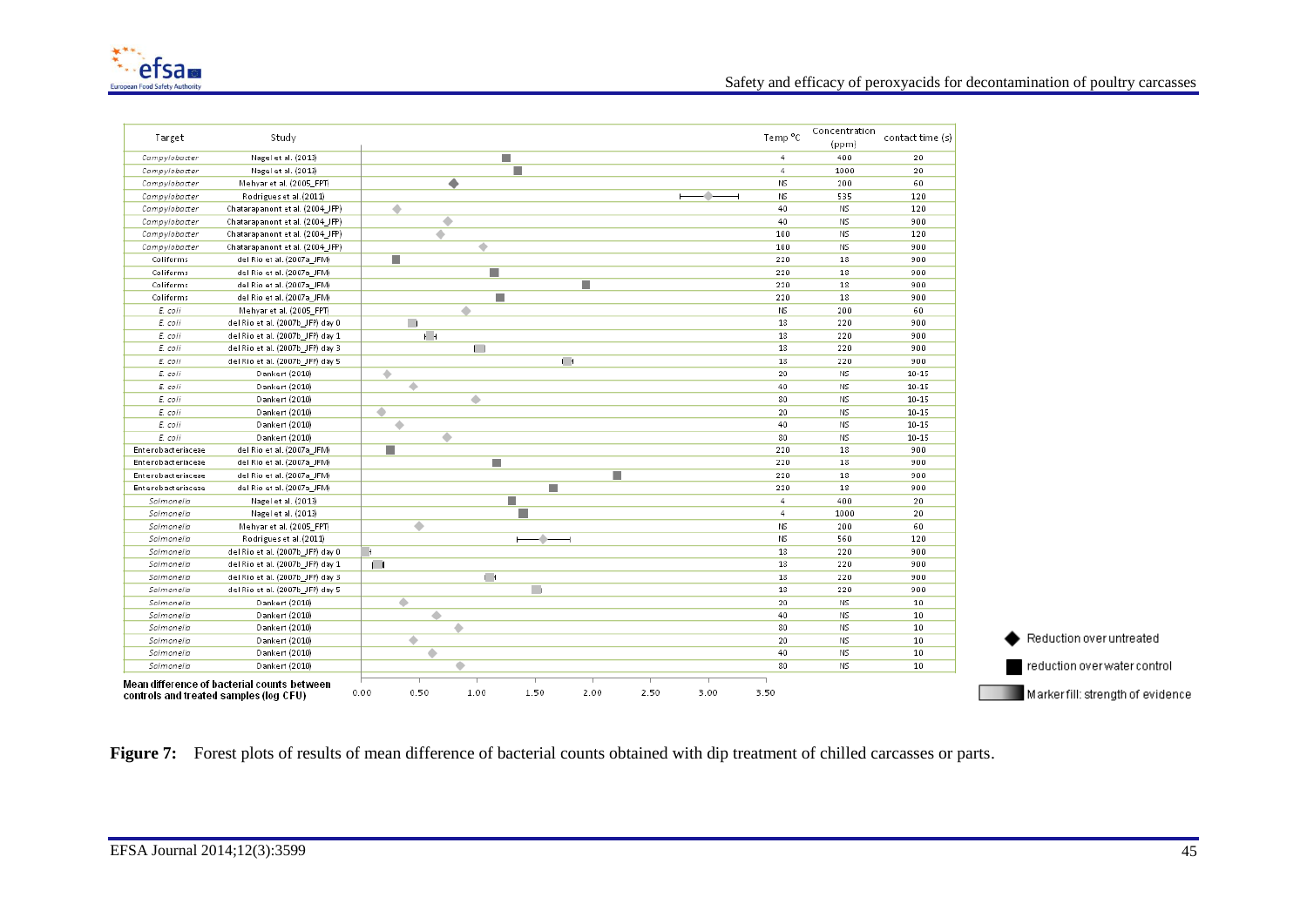| Target | Study | Temp °C | Concentration (ppm) | contact time (s) |
|---|---|---|---|---|
| *Campylobacter* | Nagel et al. (2013) | 4 | 400 | 20 |
| *Campylobacter* | Nagel et al. (2013) | 4 | 1000 | 20 |
| *Campylobacter* | Mehyar et al. (2005_FPT) | NS | 200 | 60 |
| *Campylobacter* | Rodrigues et al. (2011) | NS | 535 | 120 |
| *Campylobacter* | Chatarapanont et al. (2004_JFP) | 40 | NS | 120 |
| *Campylobacter* | Chatarapanont et al. (2004_JFP) | 40 | NS | 900 |
| *Campylobacter* | Chatarapanont et al. (2004_JFP) | 100 | NS | 120 |
| *Campylobacter* | Chatarapanont et al. (2004_JFP) | 100 | NS | 900 |
| Coliforms | del Rio et al. (2007a_JFM) | 220 | 18 | 900 |
| Coliforms | del Rio et al. (2007a_JFM) | 220 | 18 | 900 |
| Coliforms | del Rio et al. (2007a_JFM) | 220 | 18 | 900 |
| Coliforms | del Rio et al. (2007a_JFM) | 220 | 18 | 900 |
| *E. coli* | Mehyar et al. (2005_FPT) | NS | 200 | 60 |
| *E. coli* | del Rio et al. (2007b_JFP) day 0 | 13 | 220 | 900 |
| *E. coli* | del Rio et al. (2007b_JFP) day 1 | 13 | 220 | 900 |
| *E. coli* | del Rio et al. (2007b_JFP) day 3 | 13 | 220 | 900 |
| *E. coli* | del Rio et al. (2007b_JFP) day 5 | 13 | 220 | 900 |
| *E. coli* | Dankert (2010) | 20 | NS | 10-15 |
| *E. coli* | Dankert (2010) | 40 | NS | 10-15 |
| *E. coli* | Dankert (2010) | 80 | NS | 10-15 |
| *E. coli* | Dankert (2010) | 20 | NS | 10-15 |
| *E. coli* | Dankert (2010) | 40 | NS | 10-15 |
| *E. coli* | Dankert (2010) | 80 | NS | 10-15 |
| Enterobacteriaceae | del Rio et al. (2007a_JFM) | 220 | 18 | 900 |
| Enterobacteriaceae | del Rio et al. (2007a_JFM) | 220 | 18 | 900 |
| Enterobacteriaceae | del Rio et al. (2007a_JFM) | 220 | 18 | 900 |
| Enterobacteriaceae | del Rio et al. (2007a_JFM) | 220 | 18 | 900 |
| *Salmonella* | Nagel et al. (2013) | 4 | 400 | 20 |
| *Salmonella* | Nagel et al. (2013) | 4 | 1000 | 20 |
| *Salmonella* | Mehyar et al. (2005_FPT) | NS | 200 | 60 |
| *Salmonella* | Rodrigues et al. (2011) | NS | 560 | 120 |
| *Salmonella* | del Rio et al. (2007b_JFP) day 0 | 13 | 220 | 900 |
| *Salmonella* | del Rio et al. (2007b_JFP) day 1 | 13 | 220 | 900 |
| *Salmonella* | del Rio et al. (2007b_JFP) day 3 | 13 | 220 | 900 |
| *Salmonella* | del Rio et al. (2007b_JFP) day 5 | 13 | 220 | 900 |
| *Salmonella* | Dankert (2010) | 20 | NS | 10 |
| *Salmonella* | Dankert (2010) | 40 | NS | 10 |
| *Salmonella* | Dankert (2010) | 80 | NS | 10 |
| *Salmonella* | Dankert (2010) | 20 | NS | 10 |
| *Salmonella* | Dankert (2010) | 40 | NS | 10 |
| *Salmonella* | Dankert (2010) | 80 | NS | 10 |

Mean difference of bacterial counts between controls and treated samples (log CFU): 0.00, 0.50, 1.00, 1.50, 2.00, 2.50, 3.00, 3.50

◆ Reduction over untreated
■ reduction over water control
Marker fill: strength of evidence

**Figure 7:** Forest plots of results of mean difference of bacterial counts obtained with dip treatment of chilled carcasses or parts.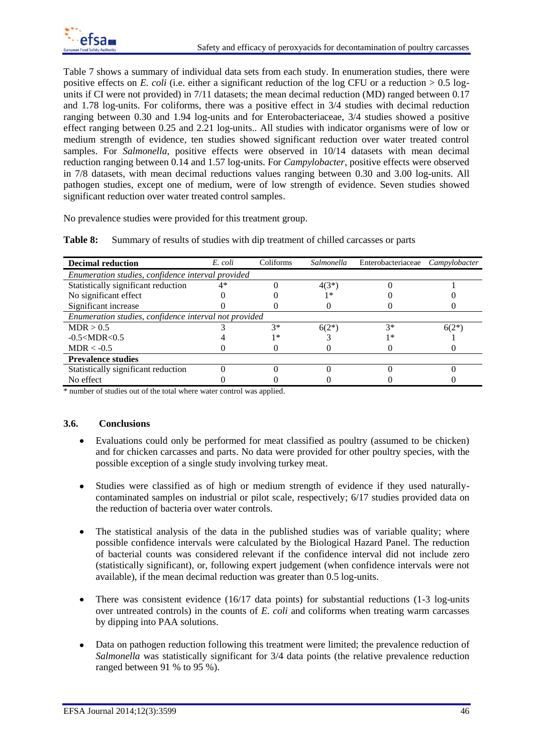Table 7 shows a summary of individual data sets from each study. In enumeration studies, there were positive effects on *E. coli* (i.e. either a significant reduction of the log CFU or a reduction > 0.5 log-units if CI were not provided) in 7/11 datasets; the mean decimal reduction (MD) ranged between 0.17 and 1.78 log-units. For coliforms, there was a positive effect in 3/4 studies with decimal reduction ranging between 0.30 and 1.94 log-units and for Enterobacteriaceae, 3/4 studies showed a positive effect ranging between 0.25 and 2.21 log-units.. All studies with indicator organisms were of low or medium strength of evidence, ten studies showed significant reduction over water treated control samples. For *Salmonella*, positive effects were observed in 10/14 datasets with mean decimal reduction ranging between 0.14 and 1.57 log-units. For *Campylobacter*, positive effects were observed in 7/8 datasets, with mean decimal reductions values ranging between 0.30 and 3.00 log-units. All pathogen studies, except one of medium, were of low strength of evidence. Seven studies showed significant reduction over water treated control samples.

No prevalence studies were provided for this treatment group.

**Table 8:** Summary of results of studies with dip treatment of chilled carcasses or parts

| Decimal reduction | *E. coli* | Coliforms | *Salmonella* | Enterobacteriaceae | *Campylobacter* |
|---|---|---|---|---|---|
| *Enumeration studies, confidence interval provided* | | | | | |
| Statistically significant reduction | 4* | 0 | 4(3*) | 0 | 1 |
| No significant effect | 0 | 0 | 1* | 0 | 0 |
| Significant increase | 0 | 0 | 0 | 0 | 0 |
| *Enumeration studies, confidence interval not provided* | | | | | |
| MDR > 0.5 | 3 | 3* | 6(2*) | 3* | 6(2*) |
| -0.5<MDR<0.5 | 4 | 1* | 3 | 1* | 1 |
| MDR < -0.5 | 0 | 0 | 0 | 0 | 0 |
| **Prevalence studies** | | | | | |
| Statistically significant reduction | 0 | 0 | 0 | 0 | 0 |
| No effect | 0 | 0 | 0 | 0 | 0 |

\* number of studies out of the total where water control was applied.

### 3.6. Conclusions

- Evaluations could only be performed for meat classified as poultry (assumed to be chicken) and for chicken carcasses and parts. No data were provided for other poultry species, with the possible exception of a single study involving turkey meat.
- Studies were classified as of high or medium strength of evidence if they used naturally-contaminated samples on industrial or pilot scale, respectively; 6/17 studies provided data on the reduction of bacteria over water controls.
- The statistical analysis of the data in the published studies was of variable quality; where possible confidence intervals were calculated by the Biological Hazard Panel. The reduction of bacterial counts was considered relevant if the confidence interval did not include zero (statistically significant), or, following expert judgement (when confidence intervals were not available), if the mean decimal reduction was greater than 0.5 log-units.
- There was consistent evidence (16/17 data points) for substantial reductions (1-3 log-units over untreated controls) in the counts of *E. coli* and coliforms when treating warm carcasses by dipping into PAA solutions.
- Data on pathogen reduction following this treatment were limited; the prevalence reduction of *Salmonella* was statistically significant for 3/4 data points (the relative prevalence reduction ranged between 91 % to 95 %).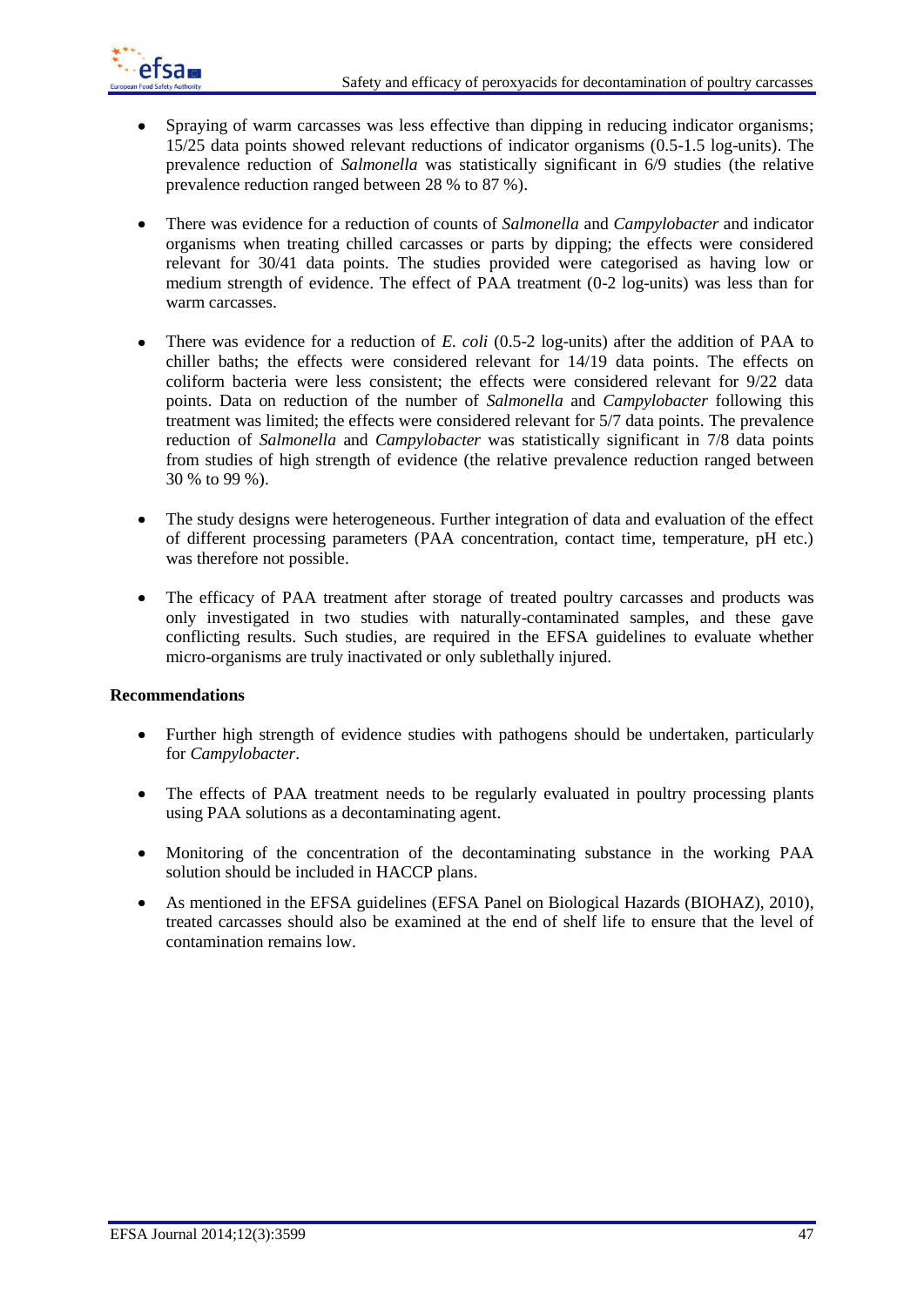- Spraying of warm carcasses was less effective than dipping in reducing indicator organisms; 15/25 data points showed relevant reductions of indicator organisms (0.5-1.5 log-units). The prevalence reduction of *Salmonella* was statistically significant in 6/9 studies (the relative prevalence reduction ranged between 28 % to 87 %).

- There was evidence for a reduction of counts of *Salmonella* and *Campylobacter* and indicator organisms when treating chilled carcasses or parts by dipping; the effects were considered relevant for 30/41 data points. The studies provided were categorised as having low or medium strength of evidence. The effect of PAA treatment (0-2 log-units) was less than for warm carcasses.

- There was evidence for a reduction of *E. coli* (0.5-2 log-units) after the addition of PAA to chiller baths; the effects were considered relevant for 14/19 data points. The effects on coliform bacteria were less consistent; the effects were considered relevant for 9/22 data points. Data on reduction of the number of *Salmonella* and *Campylobacter* following this treatment was limited; the effects were considered relevant for 5/7 data points. The prevalence reduction of *Salmonella* and *Campylobacter* was statistically significant in 7/8 data points from studies of high strength of evidence (the relative prevalence reduction ranged between 30 % to 99 %).

- The study designs were heterogeneous. Further integration of data and evaluation of the effect of different processing parameters (PAA concentration, contact time, temperature, pH etc.) was therefore not possible.

- The efficacy of PAA treatment after storage of treated poultry carcasses and products was only investigated in two studies with naturally-contaminated samples, and these gave conflicting results. Such studies, are required in the EFSA guidelines to evaluate whether micro-organisms are truly inactivated or only sublethally injured.

**Recommendations**

- Further high strength of evidence studies with pathogens should be undertaken, particularly for *Campylobacter*.

- The effects of PAA treatment needs to be regularly evaluated in poultry processing plants using PAA solutions as a decontaminating agent.

- Monitoring of the concentration of the decontaminating substance in the working PAA solution should be included in HACCP plans.

- As mentioned in the EFSA guidelines (EFSA Panel on Biological Hazards (BIOHAZ), 2010), treated carcasses should also be examined at the end of shelf life to ensure that the level of contamination remains low.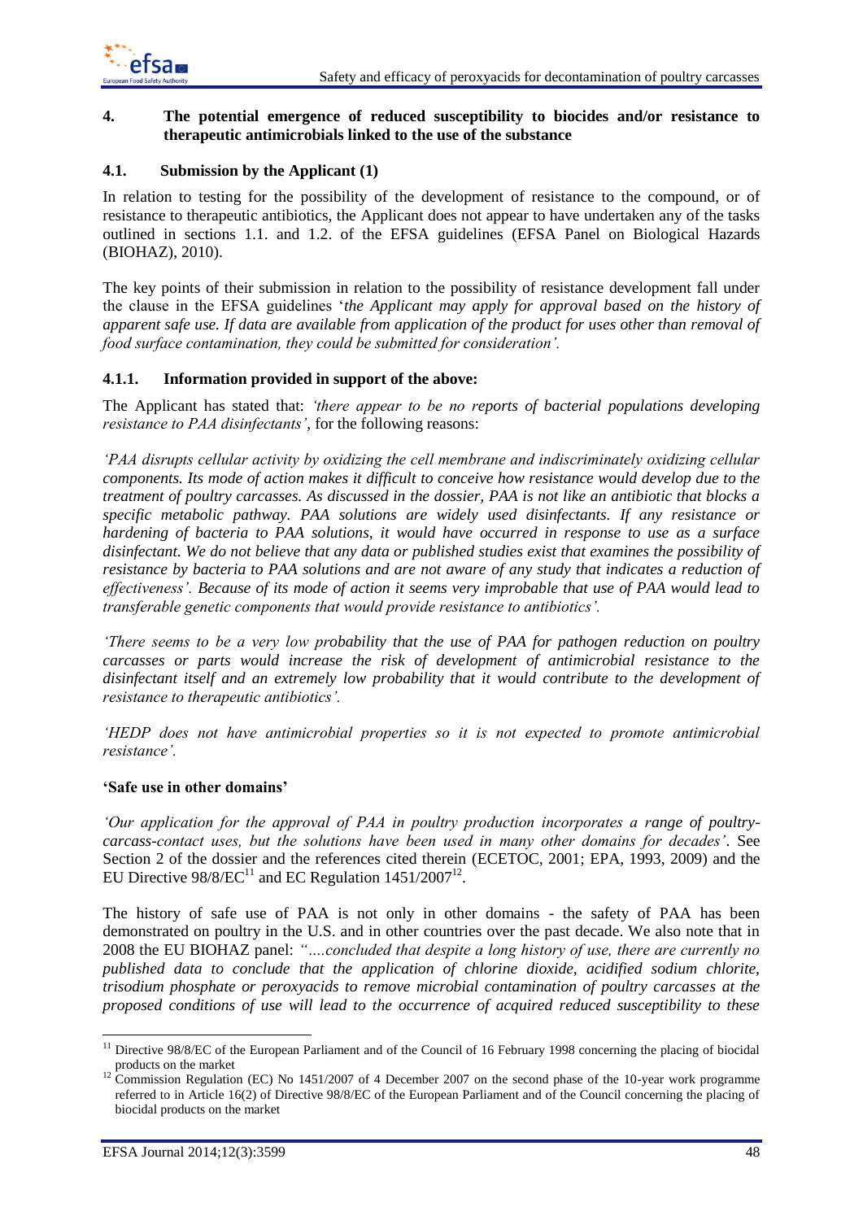## 4. The potential emergence of reduced susceptibility to biocides and/or resistance to therapeutic antimicrobials linked to the use of the substance

### 4.1. Submission by the Applicant (1)

In relation to testing for the possibility of the development of resistance to the compound, or of resistance to therapeutic antibiotics, the Applicant does not appear to have undertaken any of the tasks outlined in sections 1.1. and 1.2. of the EFSA guidelines (EFSA Panel on Biological Hazards (BIOHAZ), 2010).

The key points of their submission in relation to the possibility of resistance development fall under the clause in the EFSA guidelines '*the Applicant may apply for approval based on the history of apparent safe use. If data are available from application of the product for uses other than removal of food surface contamination, they could be submitted for consideration'.*

#### 4.1.1. Information provided in support of the above:

The Applicant has stated that: *'there appear to be no reports of bacterial populations developing resistance to PAA disinfectants'*, for the following reasons:

*'PAA disrupts cellular activity by oxidizing the cell membrane and indiscriminately oxidizing cellular components. Its mode of action makes it difficult to conceive how resistance would develop due to the treatment of poultry carcasses. As discussed in the dossier, PAA is not like an antibiotic that blocks a specific metabolic pathway. PAA solutions are widely used disinfectants. If any resistance or hardening of bacteria to PAA solutions, it would have occurred in response to use as a surface disinfectant. We do not believe that any data or published studies exist that examines the possibility of resistance by bacteria to PAA solutions and are not aware of any study that indicates a reduction of effectiveness'. Because of its mode of action it seems very improbable that use of PAA would lead to transferable genetic components that would provide resistance to antibiotics'.*

*'There seems to be a very low probability that the use of PAA for pathogen reduction on poultry carcasses or parts would increase the risk of development of antimicrobial resistance to the disinfectant itself and an extremely low probability that it would contribute to the development of resistance to therapeutic antibiotics'.*

*'HEDP does not have antimicrobial properties so it is not expected to promote antimicrobial resistance'.*

**'Safe use in other domains'**

*'Our application for the approval of PAA in poultry production incorporates a range of poultry-carcass-contact uses, but the solutions have been used in many other domains for decades'*. See Section 2 of the dossier and the references cited therein (ECETOC, 2001; EPA, 1993, 2009) and the EU Directive 98/8/EC[11] and EC Regulation 1451/2007[12].

The history of safe use of PAA is not only in other domains - the safety of PAA has been demonstrated on poultry in the U.S. and in other countries over the past decade. We also note that in 2008 the EU BIOHAZ panel: *"….concluded that despite a long history of use, there are currently no published data to conclude that the application of chlorine dioxide, acidified sodium chlorite, trisodium phosphate or peroxyacids to remove microbial contamination of poultry carcasses at the proposed conditions of use will lead to the occurrence of acquired reduced susceptibility to these*

---

[11] Directive 98/8/EC of the European Parliament and of the Council of 16 February 1998 concerning the placing of biocidal products on the market

[12] Commission Regulation (EC) No 1451/2007 of 4 December 2007 on the second phase of the 10-year work programme referred to in Article 16(2) of Directive 98/8/EC of the European Parliament and of the Council concerning the placing of biocidal products on the market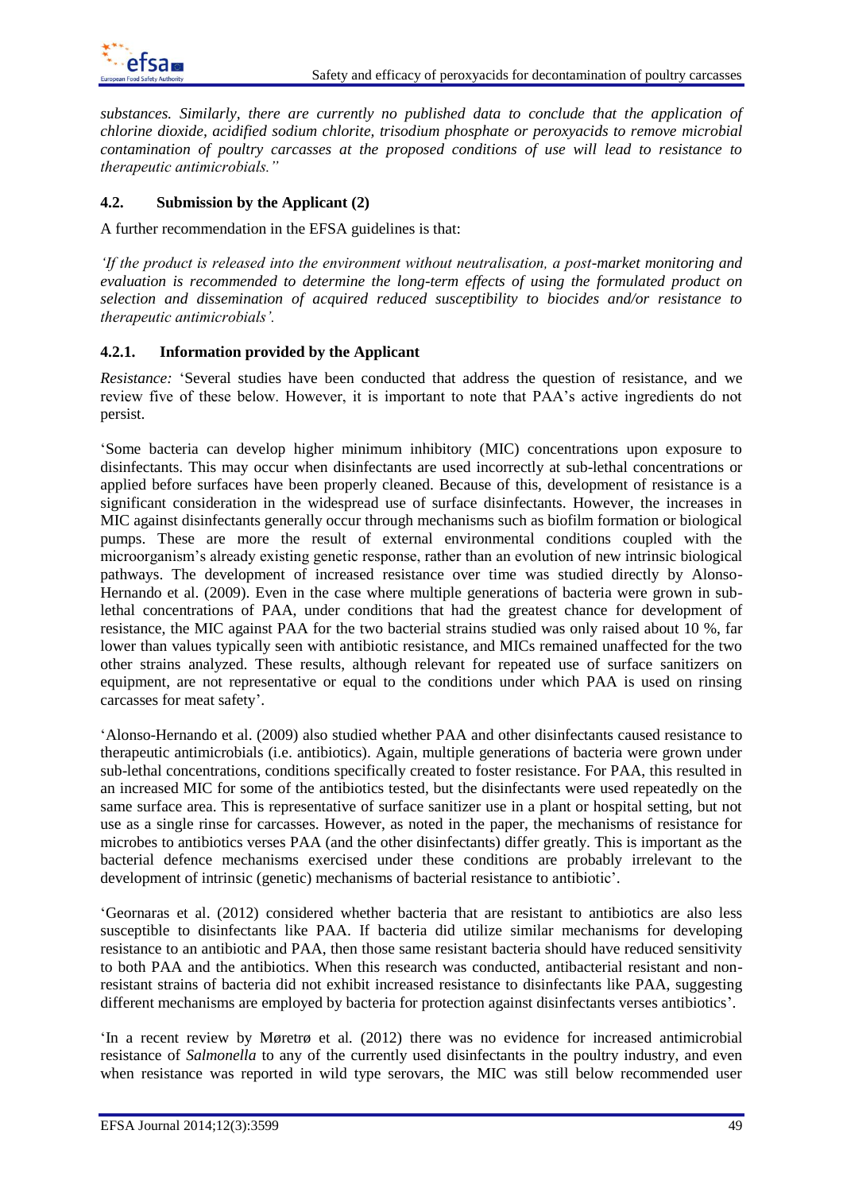*substances. Similarly, there are currently no published data to conclude that the application of chlorine dioxide, acidified sodium chlorite, trisodium phosphate or peroxyacids to remove microbial contamination of poultry carcasses at the proposed conditions of use will lead to resistance to therapeutic antimicrobials."*

### 4.2. Submission by the Applicant (2)

A further recommendation in the EFSA guidelines is that:

*'If the product is released into the environment without neutralisation, a post-market monitoring and evaluation is recommended to determine the long-term effects of using the formulated product on selection and dissemination of acquired reduced susceptibility to biocides and/or resistance to therapeutic antimicrobials'.*

#### 4.2.1. Information provided by the Applicant

*Resistance:* 'Several studies have been conducted that address the question of resistance, and we review five of these below. However, it is important to note that PAA's active ingredients do not persist.

'Some bacteria can develop higher minimum inhibitory (MIC) concentrations upon exposure to disinfectants. This may occur when disinfectants are used incorrectly at sub-lethal concentrations or applied before surfaces have been properly cleaned. Because of this, development of resistance is a significant consideration in the widespread use of surface disinfectants. However, the increases in MIC against disinfectants generally occur through mechanisms such as biofilm formation or biological pumps. These are more the result of external environmental conditions coupled with the microorganism's already existing genetic response, rather than an evolution of new intrinsic biological pathways. The development of increased resistance over time was studied directly by Alonso-Hernando et al. (2009). Even in the case where multiple generations of bacteria were grown in sub-lethal concentrations of PAA, under conditions that had the greatest chance for development of resistance, the MIC against PAA for the two bacterial strains studied was only raised about 10 %, far lower than values typically seen with antibiotic resistance, and MICs remained unaffected for the two other strains analyzed. These results, although relevant for repeated use of surface sanitizers on equipment, are not representative or equal to the conditions under which PAA is used on rinsing carcasses for meat safety'.

'Alonso-Hernando et al. (2009) also studied whether PAA and other disinfectants caused resistance to therapeutic antimicrobials (i.e. antibiotics). Again, multiple generations of bacteria were grown under sub-lethal concentrations, conditions specifically created to foster resistance. For PAA, this resulted in an increased MIC for some of the antibiotics tested, but the disinfectants were used repeatedly on the same surface area. This is representative of surface sanitizer use in a plant or hospital setting, but not use as a single rinse for carcasses. However, as noted in the paper, the mechanisms of resistance for microbes to antibiotics verses PAA (and the other disinfectants) differ greatly. This is important as the bacterial defence mechanisms exercised under these conditions are probably irrelevant to the development of intrinsic (genetic) mechanisms of bacterial resistance to antibiotic'.

'Geornaras et al. (2012) considered whether bacteria that are resistant to antibiotics are also less susceptible to disinfectants like PAA. If bacteria did utilize similar mechanisms for developing resistance to an antibiotic and PAA, then those same resistant bacteria should have reduced sensitivity to both PAA and the antibiotics. When this research was conducted, antibacterial resistant and non-resistant strains of bacteria did not exhibit increased resistance to disinfectants like PAA, suggesting different mechanisms are employed by bacteria for protection against disinfectants verses antibiotics'.

'In a recent review by Møretrø et al. (2012) there was no evidence for increased antimicrobial resistance of *Salmonella* to any of the currently used disinfectants in the poultry industry, and even when resistance was reported in wild type serovars, the MIC was still below recommended user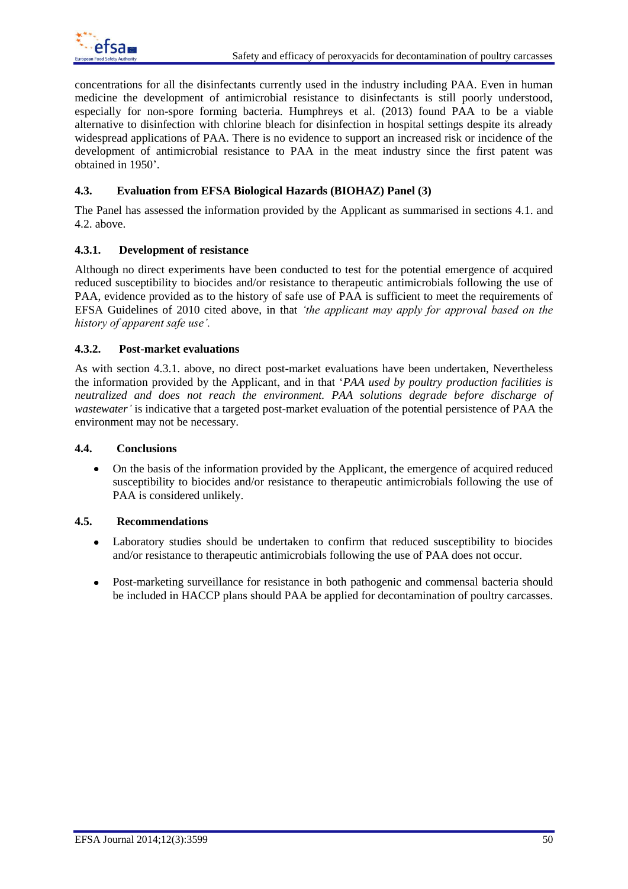concentrations for all the disinfectants currently used in the industry including PAA. Even in human medicine the development of antimicrobial resistance to disinfectants is still poorly understood, especially for non-spore forming bacteria. Humphreys et al. (2013) found PAA to be a viable alternative to disinfection with chlorine bleach for disinfection in hospital settings despite its already widespread applications of PAA. There is no evidence to support an increased risk or incidence of the development of antimicrobial resistance to PAA in the meat industry since the first patent was obtained in 1950'.

### 4.3. Evaluation from EFSA Biological Hazards (BIOHAZ) Panel (3)

The Panel has assessed the information provided by the Applicant as summarised in sections 4.1. and 4.2. above.

#### 4.3.1. Development of resistance

Although no direct experiments have been conducted to test for the potential emergence of acquired reduced susceptibility to biocides and/or resistance to therapeutic antimicrobials following the use of PAA, evidence provided as to the history of safe use of PAA is sufficient to meet the requirements of EFSA Guidelines of 2010 cited above, in that *'the applicant may apply for approval based on the history of apparent safe use'.*

#### 4.3.2. Post-market evaluations

As with section 4.3.1. above, no direct post-market evaluations have been undertaken, Nevertheless the information provided by the Applicant, and in that '*PAA used by poultry production facilities is neutralized and does not reach the environment. PAA solutions degrade before discharge of wastewater'* is indicative that a targeted post-market evaluation of the potential persistence of PAA the environment may not be necessary.

### 4.4. Conclusions

- On the basis of the information provided by the Applicant, the emergence of acquired reduced susceptibility to biocides and/or resistance to therapeutic antimicrobials following the use of PAA is considered unlikely.

### 4.5. Recommendations

- Laboratory studies should be undertaken to confirm that reduced susceptibility to biocides and/or resistance to therapeutic antimicrobials following the use of PAA does not occur.
- Post-marketing surveillance for resistance in both pathogenic and commensal bacteria should be included in HACCP plans should PAA be applied for decontamination of poultry carcasses.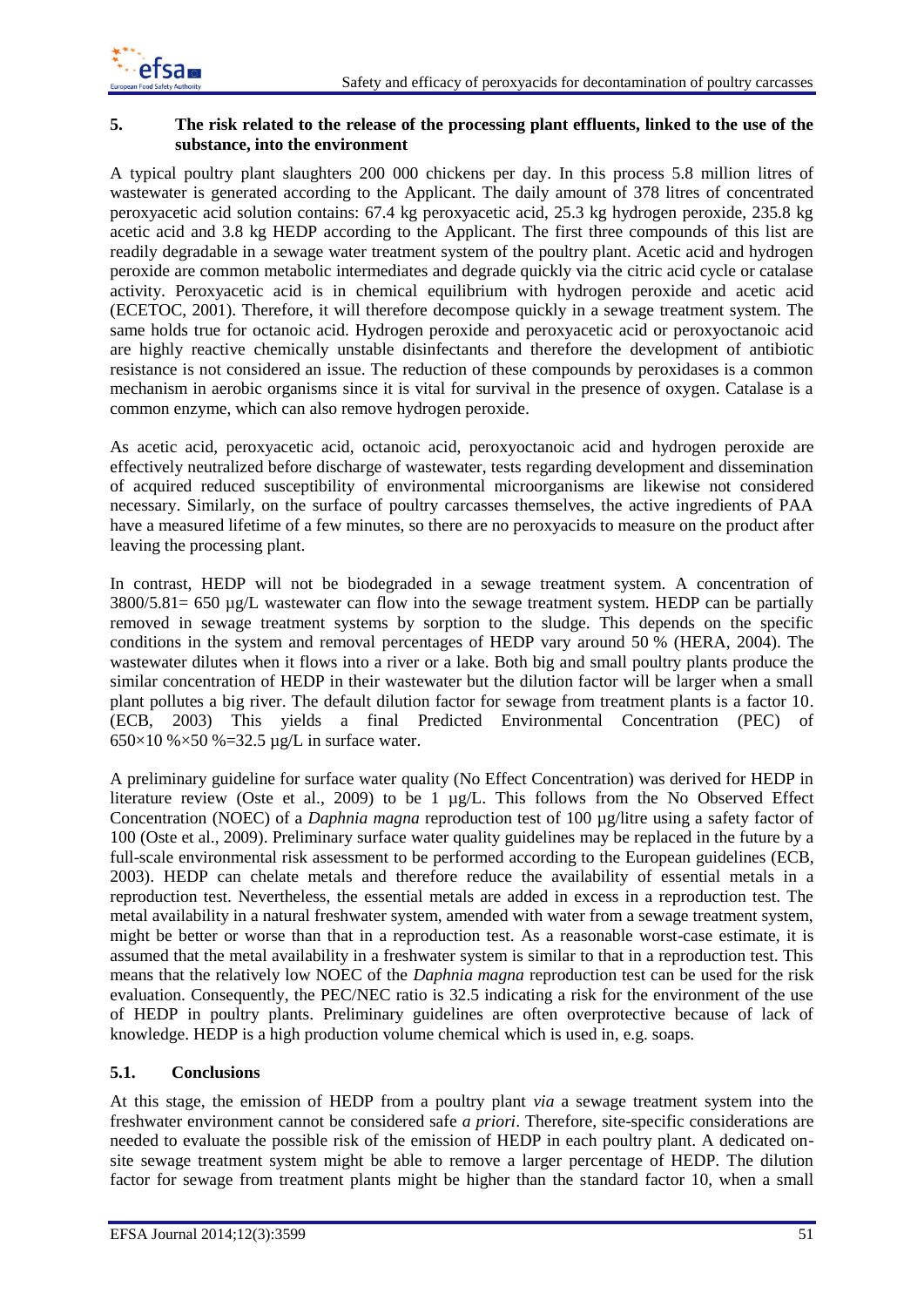## 5. The risk related to the release of the processing plant effluents, linked to the use of the substance, into the environment

A typical poultry plant slaughters 200 000 chickens per day. In this process 5.8 million litres of wastewater is generated according to the Applicant. The daily amount of 378 litres of concentrated peroxyacetic acid solution contains: 67.4 kg peroxyacetic acid, 25.3 kg hydrogen peroxide, 235.8 kg acetic acid and 3.8 kg HEDP according to the Applicant. The first three compounds of this list are readily degradable in a sewage water treatment system of the poultry plant. Acetic acid and hydrogen peroxide are common metabolic intermediates and degrade quickly via the citric acid cycle or catalase activity. Peroxyacetic acid is in chemical equilibrium with hydrogen peroxide and acetic acid (ECETOC, 2001). Therefore, it will therefore decompose quickly in a sewage treatment system. The same holds true for octanoic acid. Hydrogen peroxide and peroxyacetic acid or peroxyoctanoic acid are highly reactive chemically unstable disinfectants and therefore the development of antibiotic resistance is not considered an issue. The reduction of these compounds by peroxidases is a common mechanism in aerobic organisms since it is vital for survival in the presence of oxygen. Catalase is a common enzyme, which can also remove hydrogen peroxide.

As acetic acid, peroxyacetic acid, octanoic acid, peroxyoctanoic acid and hydrogen peroxide are effectively neutralized before discharge of wastewater, tests regarding development and dissemination of acquired reduced susceptibility of environmental microorganisms are likewise not considered necessary. Similarly, on the surface of poultry carcasses themselves, the active ingredients of PAA have a measured lifetime of a few minutes, so there are no peroxyacids to measure on the product after leaving the processing plant.

In contrast, HEDP will not be biodegraded in a sewage treatment system. A concentration of 3800/5.81= 650 µg/L wastewater can flow into the sewage treatment system. HEDP can be partially removed in sewage treatment systems by sorption to the sludge. This depends on the specific conditions in the system and removal percentages of HEDP vary around 50 % (HERA, 2004). The wastewater dilutes when it flows into a river or a lake. Both big and small poultry plants produce the similar concentration of HEDP in their wastewater but the dilution factor will be larger when a small plant pollutes a big river. The default dilution factor for sewage from treatment plants is a factor 10. (ECB, 2003) This yields a final Predicted Environmental Concentration (PEC) of 650×10 %×50 %=32.5 µg/L in surface water.

A preliminary guideline for surface water quality (No Effect Concentration) was derived for HEDP in literature review (Oste et al., 2009) to be 1 µg/L. This follows from the No Observed Effect Concentration (NOEC) of a *Daphnia magna* reproduction test of 100 µg/litre using a safety factor of 100 (Oste et al., 2009). Preliminary surface water quality guidelines may be replaced in the future by a full-scale environmental risk assessment to be performed according to the European guidelines (ECB, 2003). HEDP can chelate metals and therefore reduce the availability of essential metals in a reproduction test. Nevertheless, the essential metals are added in excess in a reproduction test. The metal availability in a natural freshwater system, amended with water from a sewage treatment system, might be better or worse than that in a reproduction test. As a reasonable worst-case estimate, it is assumed that the metal availability in a freshwater system is similar to that in a reproduction test. This means that the relatively low NOEC of the *Daphnia magna* reproduction test can be used for the risk evaluation. Consequently, the PEC/NEC ratio is 32.5 indicating a risk for the environment of the use of HEDP in poultry plants. Preliminary guidelines are often overprotective because of lack of knowledge. HEDP is a high production volume chemical which is used in, e.g. soaps.

### 5.1. Conclusions

At this stage, the emission of HEDP from a poultry plant *via* a sewage treatment system into the freshwater environment cannot be considered safe *a priori*. Therefore, site-specific considerations are needed to evaluate the possible risk of the emission of HEDP in each poultry plant. A dedicated on-site sewage treatment system might be able to remove a larger percentage of HEDP. The dilution factor for sewage from treatment plants might be higher than the standard factor 10, when a small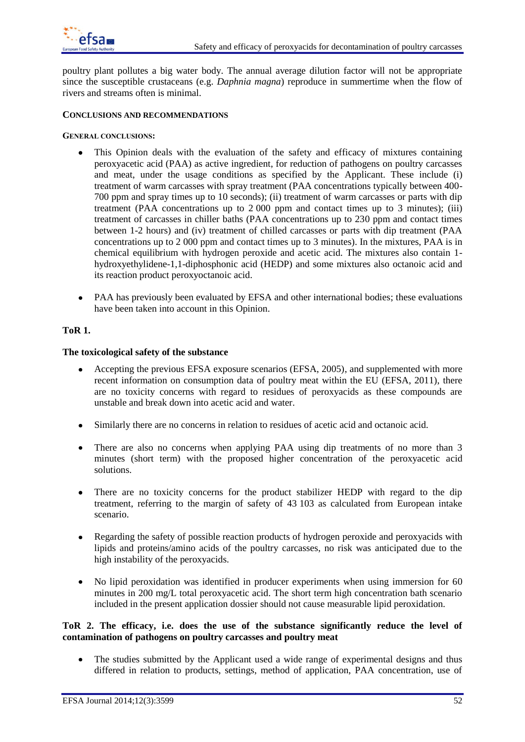poultry plant pollutes a big water body. The annual average dilution factor will not be appropriate since the susceptible crustaceans (e.g. *Daphnia magna*) reproduce in summertime when the flow of rivers and streams often is minimal.

## CONCLUSIONS AND RECOMMENDATIONS

### GENERAL CONCLUSIONS:

- This Opinion deals with the evaluation of the safety and efficacy of mixtures containing peroxyacetic acid (PAA) as active ingredient, for reduction of pathogens on poultry carcasses and meat, under the usage conditions as specified by the Applicant. These include (i) treatment of warm carcasses with spray treatment (PAA concentrations typically between 400-700 ppm and spray times up to 10 seconds); (ii) treatment of warm carcasses or parts with dip treatment (PAA concentrations up to 2 000 ppm and contact times up to 3 minutes); (iii) treatment of carcasses in chiller baths (PAA concentrations up to 230 ppm and contact times between 1-2 hours) and (iv) treatment of chilled carcasses or parts with dip treatment (PAA concentrations up to 2 000 ppm and contact times up to 3 minutes). In the mixtures, PAA is in chemical equilibrium with hydrogen peroxide and acetic acid. The mixtures also contain 1-hydroxyethylidene-1,1-diphosphonic acid (HEDP) and some mixtures also octanoic acid and its reaction product peroxyoctanoic acid.

- PAA has previously been evaluated by EFSA and other international bodies; these evaluations have been taken into account in this Opinion.

### ToR 1.

**The toxicological safety of the substance**

- Accepting the previous EFSA exposure scenarios (EFSA, 2005), and supplemented with more recent information on consumption data of poultry meat within the EU (EFSA, 2011), there are no toxicity concerns with regard to residues of peroxyacids as these compounds are unstable and break down into acetic acid and water.

- Similarly there are no concerns in relation to residues of acetic acid and octanoic acid.

- There are also no concerns when applying PAA using dip treatments of no more than 3 minutes (short term) with the proposed higher concentration of the peroxyacetic acid solutions.

- There are no toxicity concerns for the product stabilizer HEDP with regard to the dip treatment, referring to the margin of safety of 43 103 as calculated from European intake scenario.

- Regarding the safety of possible reaction products of hydrogen peroxide and peroxyacids with lipids and proteins/amino acids of the poultry carcasses, no risk was anticipated due to the high instability of the peroxyacids.

- No lipid peroxidation was identified in producer experiments when using immersion for 60 minutes in 200 mg/L total peroxyacetic acid. The short term high concentration bath scenario included in the present application dossier should not cause measurable lipid peroxidation.

### ToR 2. The efficacy, i.e. does the use of the substance significantly reduce the level of contamination of pathogens on poultry carcasses and poultry meat

- The studies submitted by the Applicant used a wide range of experimental designs and thus differed in relation to products, settings, method of application, PAA concentration, use of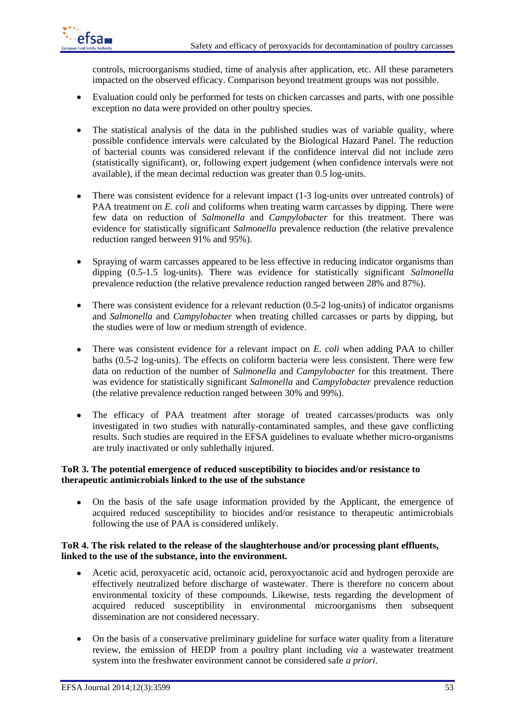controls, microorganisms studied, time of analysis after application, etc. All these parameters impacted on the observed efficacy. Comparison beyond treatment groups was not possible.

- Evaluation could only be performed for tests on chicken carcasses and parts, with one possible exception no data were provided on other poultry species.
- The statistical analysis of the data in the published studies was of variable quality, where possible confidence intervals were calculated by the Biological Hazard Panel. The reduction of bacterial counts was considered relevant if the confidence interval did not include zero (statistically significant), or, following expert judgement (when confidence intervals were not available), if the mean decimal reduction was greater than 0.5 log-units.
- There was consistent evidence for a relevant impact (1-3 log-units over untreated controls) of PAA treatment on *E. coli* and coliforms when treating warm carcasses by dipping. There were few data on reduction of *Salmonella* and *Campylobacter* for this treatment. There was evidence for statistically significant *Salmonella* prevalence reduction (the relative prevalence reduction ranged between 91% and 95%).
- Spraying of warm carcasses appeared to be less effective in reducing indicator organisms than dipping (0.5-1.5 log-units). There was evidence for statistically significant *Salmonella* prevalence reduction (the relative prevalence reduction ranged between 28% and 87%).
- There was consistent evidence for a relevant reduction (0.5-2 log-units) of indicator organisms and *Salmonella* and *Campylobacter* when treating chilled carcasses or parts by dipping, but the studies were of low or medium strength of evidence.
- There was consistent evidence for a relevant impact on *E. coli* when adding PAA to chiller baths (0.5-2 log-units). The effects on coliform bacteria were less consistent. There were few data on reduction of the number of *Salmonella* and *Campylobacter* for this treatment. There was evidence for statistically significant *Salmonella* and *Campylobacter* prevalence reduction (the relative prevalence reduction ranged between 30% and 99%).
- The efficacy of PAA treatment after storage of treated carcasses/products was only investigated in two studies with naturally-contaminated samples, and these gave conflicting results. Such studies are required in the EFSA guidelines to evaluate whether micro-organisms are truly inactivated or only sublethally injured.

**ToR 3. The potential emergence of reduced susceptibility to biocides and/or resistance to therapeutic antimicrobials linked to the use of the substance**

- On the basis of the safe usage information provided by the Applicant, the emergence of acquired reduced susceptibility to biocides and/or resistance to therapeutic antimicrobials following the use of PAA is considered unlikely.

**ToR 4. The risk related to the release of the slaughterhouse and/or processing plant effluents, linked to the use of the substance, into the environment.**

- Acetic acid, peroxyacetic acid, octanoic acid, peroxyoctanoic acid and hydrogen peroxide are effectively neutralized before discharge of wastewater. There is therefore no concern about environmental toxicity of these compounds. Likewise, tests regarding the development of acquired reduced susceptibility in environmental microorganisms then subsequent dissemination are not considered necessary.
- On the basis of a conservative preliminary guideline for surface water quality from a literature review, the emission of HEDP from a poultry plant including *via* a wastewater treatment system into the freshwater environment cannot be considered safe *a priori*.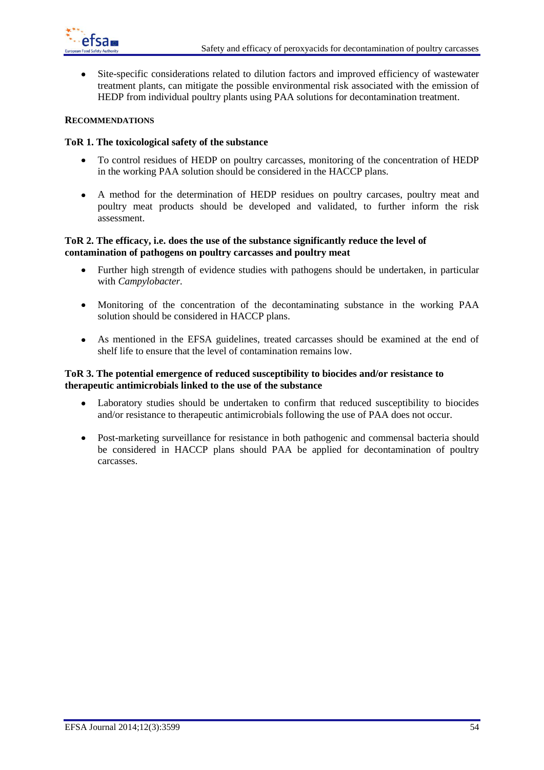- Site-specific considerations related to dilution factors and improved efficiency of wastewater treatment plants, can mitigate the possible environmental risk associated with the emission of HEDP from individual poultry plants using PAA solutions for decontamination treatment.

## RECOMMENDATIONS

### ToR 1. The toxicological safety of the substance

- To control residues of HEDP on poultry carcasses, monitoring of the concentration of HEDP in the working PAA solution should be considered in the HACCP plans.
- A method for the determination of HEDP residues on poultry carcasses, poultry meat and poultry meat products should be developed and validated, to further inform the risk assessment.

### ToR 2. The efficacy, i.e. does the use of the substance significantly reduce the level of contamination of pathogens on poultry carcasses and poultry meat

- Further high strength of evidence studies with pathogens should be undertaken, in particular with *Campylobacter.*
- Monitoring of the concentration of the decontaminating substance in the working PAA solution should be considered in HACCP plans.
- As mentioned in the EFSA guidelines, treated carcasses should be examined at the end of shelf life to ensure that the level of contamination remains low.

### ToR 3. The potential emergence of reduced susceptibility to biocides and/or resistance to therapeutic antimicrobials linked to the use of the substance

- Laboratory studies should be undertaken to confirm that reduced susceptibility to biocides and/or resistance to therapeutic antimicrobials following the use of PAA does not occur.
- Post-marketing surveillance for resistance in both pathogenic and commensal bacteria should be considered in HACCP plans should PAA be applied for decontamination of poultry carcasses.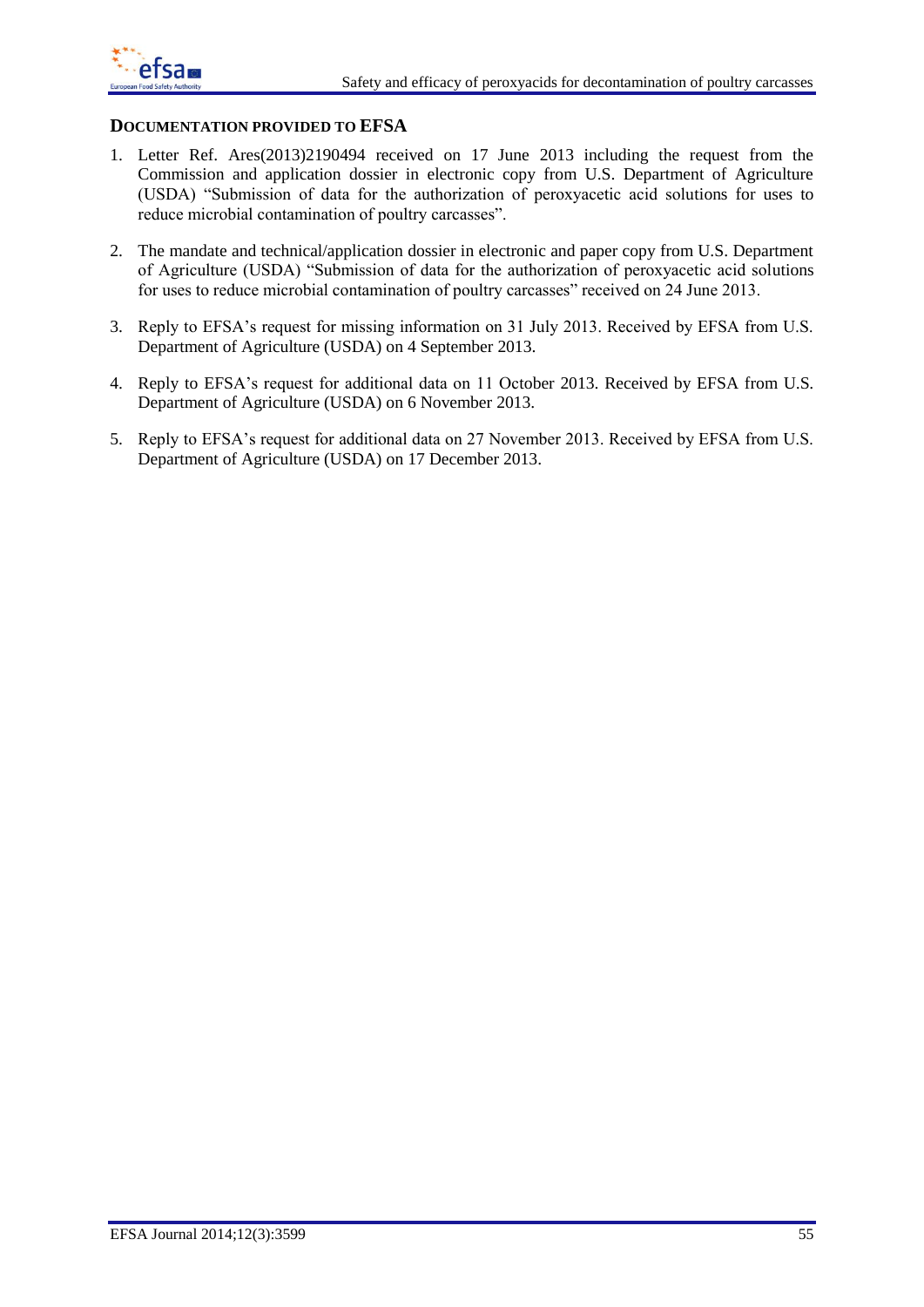## DOCUMENTATION PROVIDED TO EFSA

1. Letter Ref. Ares(2013)2190494 received on 17 June 2013 including the request from the Commission and application dossier in electronic copy from U.S. Department of Agriculture (USDA) "Submission of data for the authorization of peroxyacetic acid solutions for uses to reduce microbial contamination of poultry carcasses".

2. The mandate and technical/application dossier in electronic and paper copy from U.S. Department of Agriculture (USDA) "Submission of data for the authorization of peroxyacetic acid solutions for uses to reduce microbial contamination of poultry carcasses" received on 24 June 2013.

3. Reply to EFSA's request for missing information on 31 July 2013. Received by EFSA from U.S. Department of Agriculture (USDA) on 4 September 2013.

4. Reply to EFSA's request for additional data on 11 October 2013. Received by EFSA from U.S. Department of Agriculture (USDA) on 6 November 2013.

5. Reply to EFSA's request for additional data on 27 November 2013. Received by EFSA from U.S. Department of Agriculture (USDA) on 17 December 2013.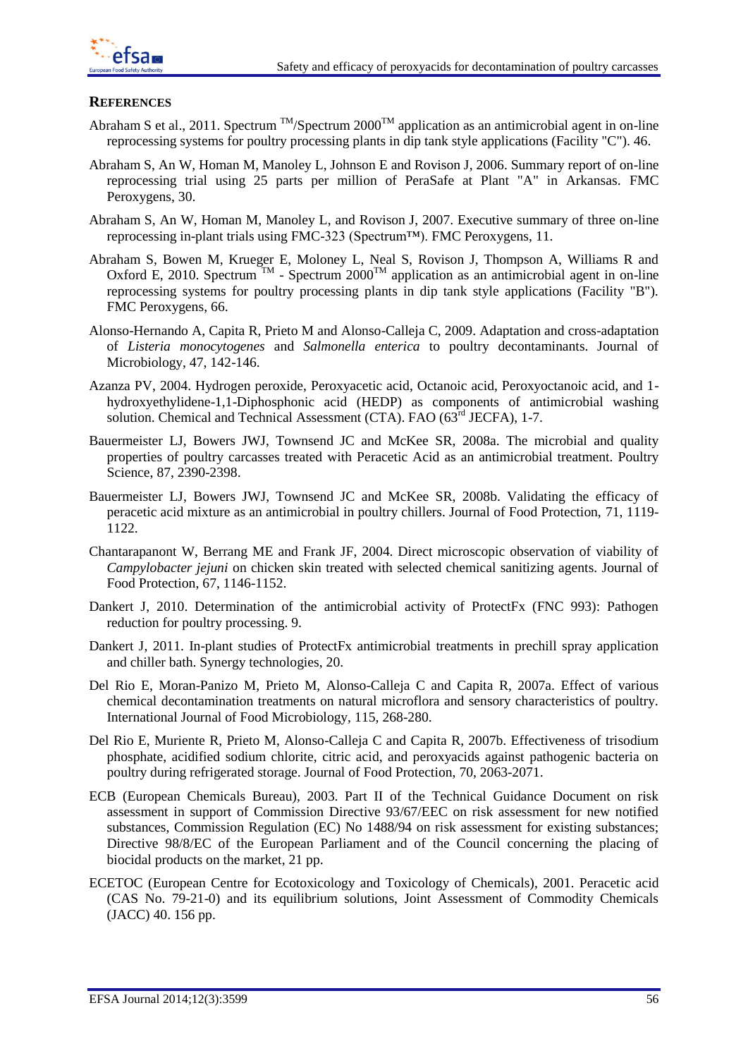## REFERENCES

Abraham S et al., 2011. Spectrum $^{TM}$/Spectrum 2000$^{TM}$ application as an antimicrobial agent in on-line reprocessing systems for poultry processing plants in dip tank style applications (Facility "C"). 46.

Abraham S, An W, Homan M, Manoley L, Johnson E and Rovison J, 2006. Summary report of on-line reprocessing trial using 25 parts per million of PeraSafe at Plant "A" in Arkansas. FMC Peroxygens, 30.

Abraham S, An W, Homan M, Manoley L, and Rovison J, 2007. Executive summary of three on-line reprocessing in-plant trials using FMC-323 (Spectrum™). FMC Peroxygens, 11.

Abraham S, Bowen M, Krueger E, Moloney L, Neal S, Rovison J, Thompson A, Williams R and Oxford E, 2010. Spectrum $^{TM}$ - Spectrum 2000$^{TM}$ application as an antimicrobial agent in on-line reprocessing systems for poultry processing plants in dip tank style applications (Facility "B"). FMC Peroxygens, 66.

Alonso-Hernando A, Capita R, Prieto M and Alonso-Calleja C, 2009. Adaptation and cross-adaptation of *Listeria monocytogenes* and *Salmonella enterica* to poultry decontaminants. Journal of Microbiology, 47, 142-146.

Azanza PV, 2004. Hydrogen peroxide, Peroxyacetic acid, Octanoic acid, Peroxyoctanoic acid, and 1-hydroxyethylidene-1,1-Diphosphonic acid (HEDP) as components of antimicrobial washing solution. Chemical and Technical Assessment (CTA). FAO (63rd JECFA), 1-7.

Bauermeister LJ, Bowers JWJ, Townsend JC and McKee SR, 2008a. The microbial and quality properties of poultry carcasses treated with Peracetic Acid as an antimicrobial treatment. Poultry Science, 87, 2390-2398.

Bauermeister LJ, Bowers JWJ, Townsend JC and McKee SR, 2008b. Validating the efficacy of peracetic acid mixture as an antimicrobial in poultry chillers. Journal of Food Protection, 71, 1119-1122.

Chantarapanont W, Berrang ME and Frank JF, 2004. Direct microscopic observation of viability of *Campylobacter jejuni* on chicken skin treated with selected chemical sanitizing agents. Journal of Food Protection, 67, 1146-1152.

Dankert J, 2010. Determination of the antimicrobial activity of ProtectFx (FNC 993): Pathogen reduction for poultry processing. 9.

Dankert J, 2011. In-plant studies of ProtectFx antimicrobial treatments in prechill spray application and chiller bath. Synergy technologies, 20.

Del Rio E, Moran-Panizo M, Prieto M, Alonso-Calleja C and Capita R, 2007a. Effect of various chemical decontamination treatments on natural microflora and sensory characteristics of poultry. International Journal of Food Microbiology, 115, 268-280.

Del Rio E, Muriente R, Prieto M, Alonso-Calleja C and Capita R, 2007b. Effectiveness of trisodium phosphate, acidified sodium chlorite, citric acid, and peroxyacids against pathogenic bacteria on poultry during refrigerated storage. Journal of Food Protection, 70, 2063-2071.

ECB (European Chemicals Bureau), 2003. Part II of the Technical Guidance Document on risk assessment in support of Commission Directive 93/67/EEC on risk assessment for new notified substances, Commission Regulation (EC) No 1488/94 on risk assessment for existing substances; Directive 98/8/EC of the European Parliament and of the Council concerning the placing of biocidal products on the market, 21 pp.

ECETOC (European Centre for Ecotoxicology and Toxicology of Chemicals), 2001. Peracetic acid (CAS No. 79-21-0) and its equilibrium solutions, Joint Assessment of Commodity Chemicals (JACC) 40. 156 pp.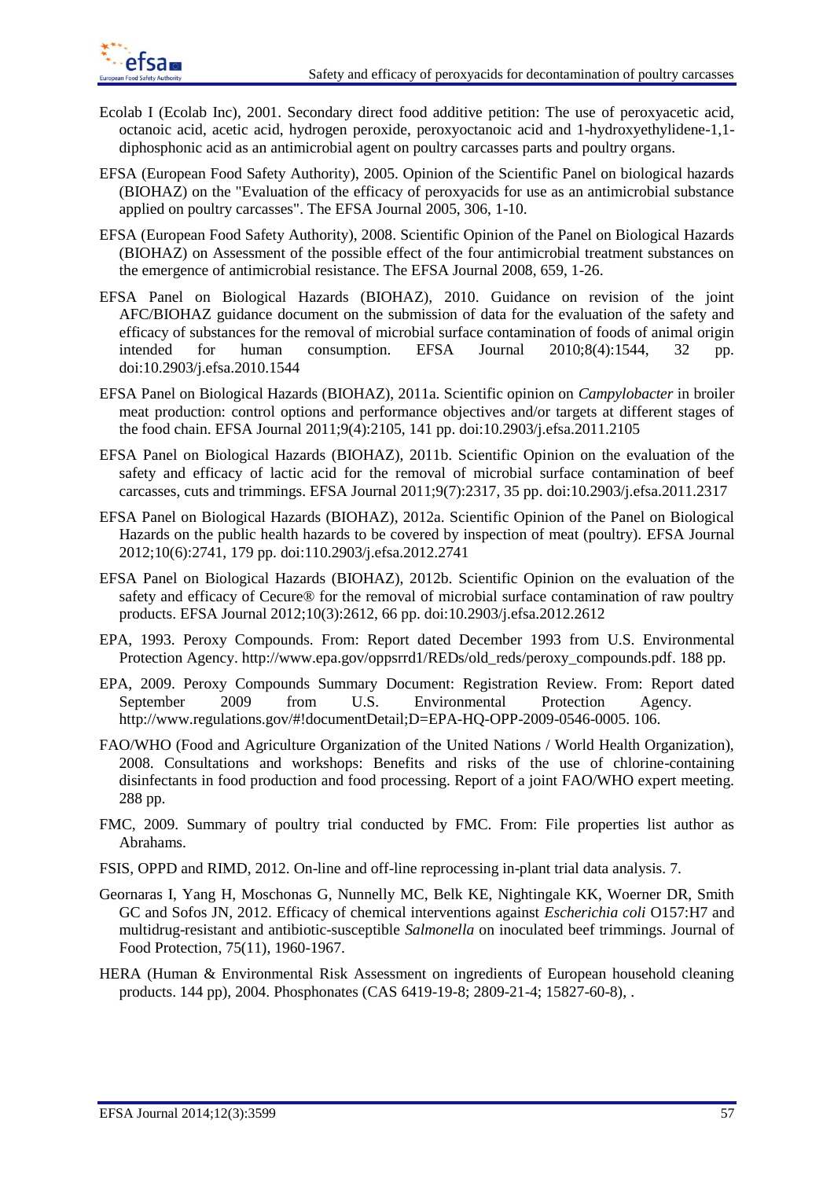Ecolab I (Ecolab Inc), 2001. Secondary direct food additive petition: The use of peroxyacetic acid, octanoic acid, acetic acid, hydrogen peroxide, peroxyoctanoic acid and 1-hydroxyethylidene-1,1-diphosphonic acid as an antimicrobial agent on poultry carcasses parts and poultry organs.

EFSA (European Food Safety Authority), 2005. Opinion of the Scientific Panel on biological hazards (BIOHAZ) on the "Evaluation of the efficacy of peroxyacids for use as an antimicrobial substance applied on poultry carcasses". The EFSA Journal 2005, 306, 1-10.

EFSA (European Food Safety Authority), 2008. Scientific Opinion of the Panel on Biological Hazards (BIOHAZ) on Assessment of the possible effect of the four antimicrobial treatment substances on the emergence of antimicrobial resistance. The EFSA Journal 2008, 659, 1-26.

EFSA Panel on Biological Hazards (BIOHAZ), 2010. Guidance on revision of the joint AFC/BIOHAZ guidance document on the submission of data for the evaluation of the safety and efficacy of substances for the removal of microbial surface contamination of foods of animal origin intended for human consumption. EFSA Journal 2010;8(4):1544, 32 pp. doi:10.2903/j.efsa.2010.1544

EFSA Panel on Biological Hazards (BIOHAZ), 2011a. Scientific opinion on *Campylobacter* in broiler meat production: control options and performance objectives and/or targets at different stages of the food chain. EFSA Journal 2011;9(4):2105, 141 pp. doi:10.2903/j.efsa.2011.2105

EFSA Panel on Biological Hazards (BIOHAZ), 2011b. Scientific Opinion on the evaluation of the safety and efficacy of lactic acid for the removal of microbial surface contamination of beef carcasses, cuts and trimmings. EFSA Journal 2011;9(7):2317, 35 pp. doi:10.2903/j.efsa.2011.2317

EFSA Panel on Biological Hazards (BIOHAZ), 2012a. Scientific Opinion of the Panel on Biological Hazards on the public health hazards to be covered by inspection of meat (poultry). EFSA Journal 2012;10(6):2741, 179 pp. doi:110.2903/j.efsa.2012.2741

EFSA Panel on Biological Hazards (BIOHAZ), 2012b. Scientific Opinion on the evaluation of the safety and efficacy of Cecure® for the removal of microbial surface contamination of raw poultry products. EFSA Journal 2012;10(3):2612, 66 pp. doi:10.2903/j.efsa.2012.2612

EPA, 1993. Peroxy Compounds. From: Report dated December 1993 from U.S. Environmental Protection Agency. http://www.epa.gov/oppsrrd1/REDs/old_reds/peroxy_compounds.pdf. 188 pp.

EPA, 2009. Peroxy Compounds Summary Document: Registration Review. From: Report dated September 2009 from U.S. Environmental Protection Agency. http://www.regulations.gov/#!documentDetail;D=EPA-HQ-OPP-2009-0546-0005. 106.

FAO/WHO (Food and Agriculture Organization of the United Nations / World Health Organization), 2008. Consultations and workshops: Benefits and risks of the use of chlorine-containing disinfectants in food production and food processing. Report of a joint FAO/WHO expert meeting. 288 pp.

FMC, 2009. Summary of poultry trial conducted by FMC. From: File properties list author as Abrahams.

FSIS, OPPD and RIMD, 2012. On-line and off-line reprocessing in-plant trial data analysis. 7.

Geornaras I, Yang H, Moschonas G, Nunnelly MC, Belk KE, Nightingale KK, Woerner DR, Smith GC and Sofos JN, 2012. Efficacy of chemical interventions against *Escherichia coli* O157:H7 and multidrug-resistant and antibiotic-susceptible *Salmonella* on inoculated beef trimmings. Journal of Food Protection, 75(11), 1960-1967.

HERA (Human & Environmental Risk Assessment on ingredients of European household cleaning products. 144 pp), 2004. Phosphonates (CAS 6419-19-8; 2809-21-4; 15827-60-8), .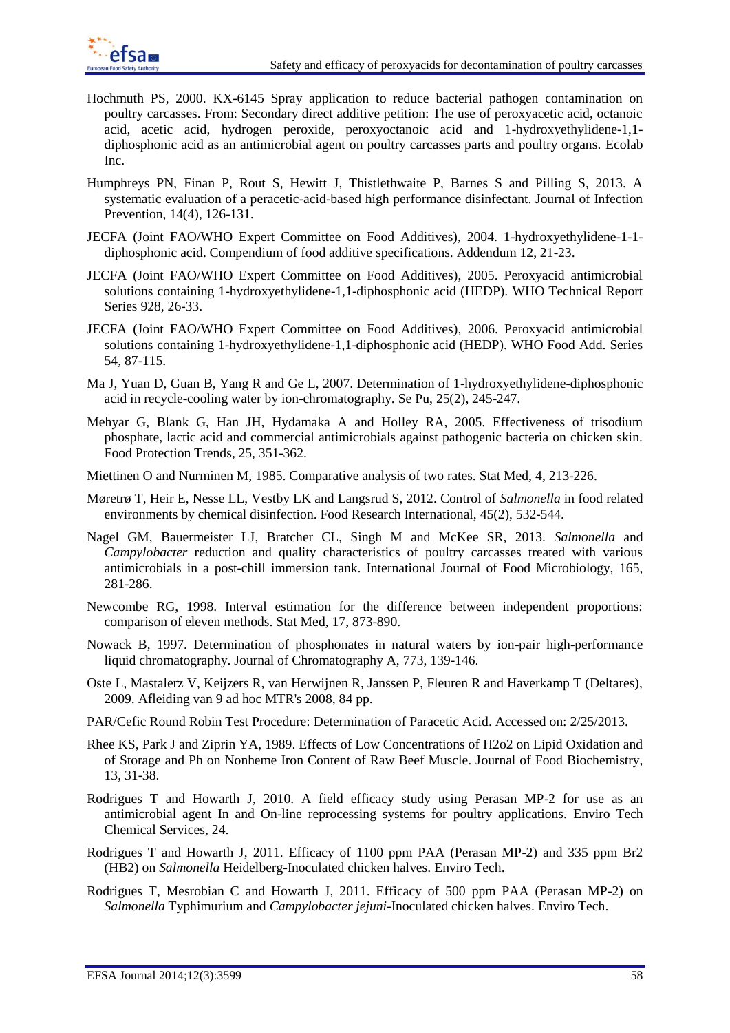Hochmuth PS, 2000. KX-6145 Spray application to reduce bacterial pathogen contamination on poultry carcasses. From: Secondary direct additive petition: The use of peroxyacetic acid, octanoic acid, acetic acid, hydrogen peroxide, peroxyoctanoic acid and 1-hydroxyethylidene-1,1-diphosphonic acid as an antimicrobial agent on poultry carcasses parts and poultry organs. Ecolab Inc.

Humphreys PN, Finan P, Rout S, Hewitt J, Thistlethwaite P, Barnes S and Pilling S, 2013. A systematic evaluation of a peracetic-acid-based high performance disinfectant. Journal of Infection Prevention, 14(4), 126-131.

JECFA (Joint FAO/WHO Expert Committee on Food Additives), 2004. 1-hydroxyethylidene-1-1-diphosphonic acid. Compendium of food additive specifications. Addendum 12, 21-23.

JECFA (Joint FAO/WHO Expert Committee on Food Additives), 2005. Peroxyacid antimicrobial solutions containing 1-hydroxyethylidene-1,1-diphosphonic acid (HEDP). WHO Technical Report Series 928, 26-33.

JECFA (Joint FAO/WHO Expert Committee on Food Additives), 2006. Peroxyacid antimicrobial solutions containing 1-hydroxyethylidene-1,1-diphosphonic acid (HEDP). WHO Food Add. Series 54, 87-115.

Ma J, Yuan D, Guan B, Yang R and Ge L, 2007. Determination of 1-hydroxyethylidene-diphosphonic acid in recycle-cooling water by ion-chromatography. Se Pu, 25(2), 245-247.

Mehyar G, Blank G, Han JH, Hydamaka A and Holley RA, 2005. Effectiveness of trisodium phosphate, lactic acid and commercial antimicrobials against pathogenic bacteria on chicken skin. Food Protection Trends, 25, 351-362.

Miettinen O and Nurminen M, 1985. Comparative analysis of two rates. Stat Med, 4, 213-226.

Møretrø T, Heir E, Nesse LL, Vestby LK and Langsrud S, 2012. Control of *Salmonella* in food related environments by chemical disinfection. Food Research International, 45(2), 532-544.

Nagel GM, Bauermeister LJ, Bratcher CL, Singh M and McKee SR, 2013. *Salmonella* and *Campylobacter* reduction and quality characteristics of poultry carcasses treated with various antimicrobials in a post-chill immersion tank. International Journal of Food Microbiology, 165, 281-286.

Newcombe RG, 1998. Interval estimation for the difference between independent proportions: comparison of eleven methods. Stat Med, 17, 873-890.

Nowack B, 1997. Determination of phosphonates in natural waters by ion-pair high-performance liquid chromatography. Journal of Chromatography A, 773, 139-146.

Oste L, Mastalerz V, Keijzers R, van Herwijnen R, Janssen P, Fleuren R and Haverkamp T (Deltares), 2009. Afleiding van 9 ad hoc MTR's 2008, 84 pp.

PAR/Cefic Round Robin Test Procedure: Determination of Paracetic Acid. Accessed on: 2/25/2013.

Rhee KS, Park J and Ziprin YA, 1989. Effects of Low Concentrations of H2o2 on Lipid Oxidation and of Storage and Ph on Nonheme Iron Content of Raw Beef Muscle. Journal of Food Biochemistry, 13, 31-38.

Rodrigues T and Howarth J, 2010. A field efficacy study using Perasan MP-2 for use as an antimicrobial agent In and On-line reprocessing systems for poultry applications. Enviro Tech Chemical Services, 24.

Rodrigues T and Howarth J, 2011. Efficacy of 1100 ppm PAA (Perasan MP-2) and 335 ppm Br2 (HB2) on *Salmonella* Heidelberg-Inoculated chicken halves. Enviro Tech.

Rodrigues T, Mesrobian C and Howarth J, 2011. Efficacy of 500 ppm PAA (Perasan MP-2) on *Salmonella* Typhimurium and *Campylobacter jejuni*-Inoculated chicken halves. Enviro Tech.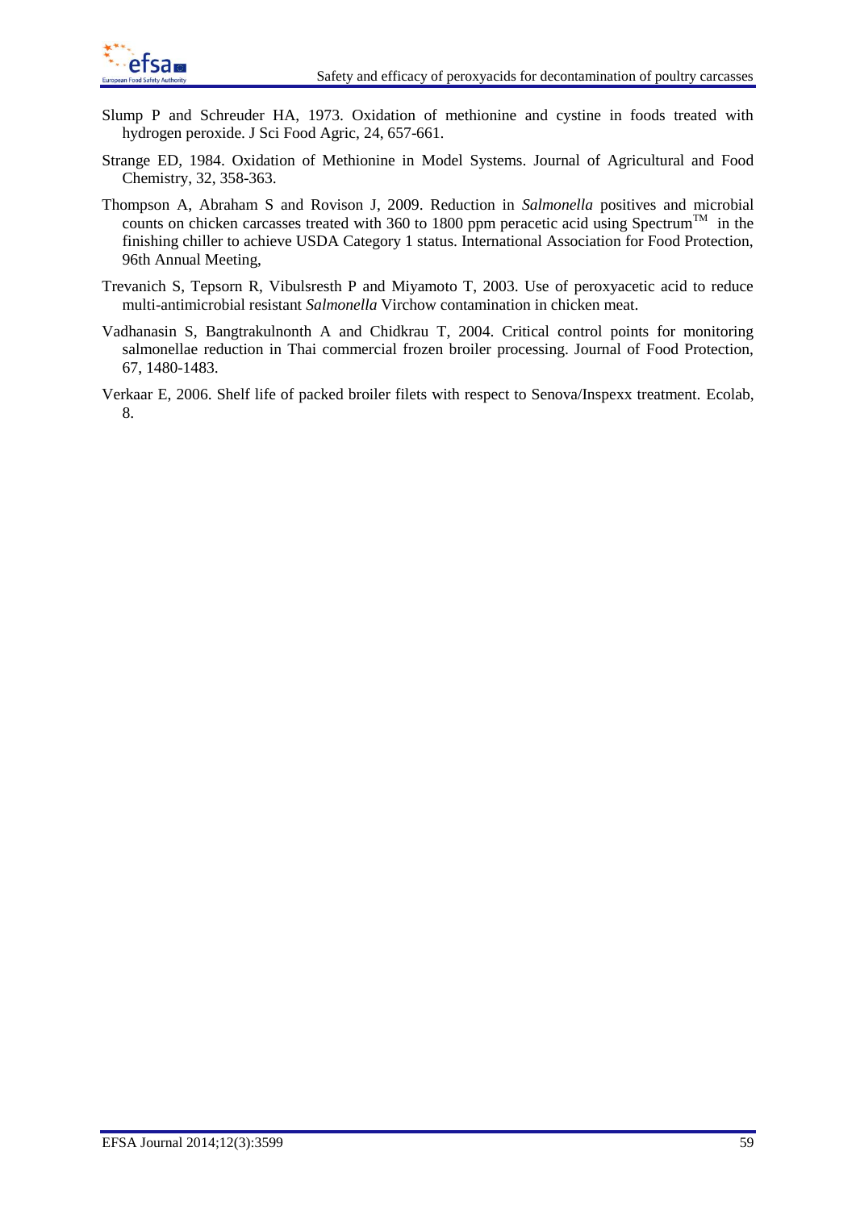Slump P and Schreuder HA, 1973. Oxidation of methionine and cystine in foods treated with hydrogen peroxide. J Sci Food Agric, 24, 657-661.

Strange ED, 1984. Oxidation of Methionine in Model Systems. Journal of Agricultural and Food Chemistry, 32, 358-363.

Thompson A, Abraham S and Rovison J, 2009. Reduction in *Salmonella* positives and microbial counts on chicken carcasses treated with 360 to 1800 ppm peracetic acid using Spectrum™ in the finishing chiller to achieve USDA Category 1 status. International Association for Food Protection, 96th Annual Meeting,

Trevanich S, Tepsorn R, Vibulsresth P and Miyamoto T, 2003. Use of peroxyacetic acid to reduce multi-antimicrobial resistant *Salmonella* Virchow contamination in chicken meat.

Vadhanasin S, Bangtrakulnonth A and Chidkrau T, 2004. Critical control points for monitoring salmonellae reduction in Thai commercial frozen broiler processing. Journal of Food Protection, 67, 1480-1483.

Verkaar E, 2006. Shelf life of packed broiler filets with respect to Senova/Inspexx treatment. Ecolab, 8.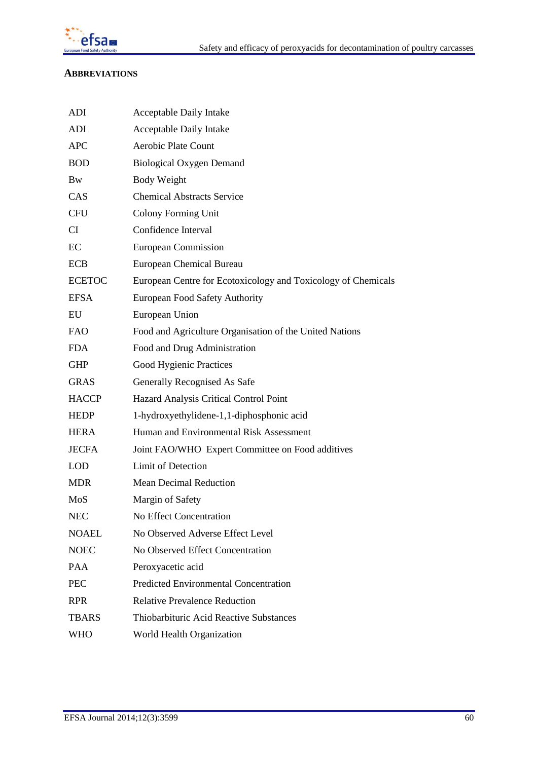## ABBREVIATIONS

| | |
|---|---|
| ADI | Acceptable Daily Intake |
| ADI | Acceptable Daily Intake |
| APC | Aerobic Plate Count |
| BOD | Biological Oxygen Demand |
| Bw | Body Weight |
| CAS | Chemical Abstracts Service |
| CFU | Colony Forming Unit |
| CI | Confidence Interval |
| EC | European Commission |
| ECB | European Chemical Bureau |
| ECETOC | European Centre for Ecotoxicology and Toxicology of Chemicals |
| EFSA | European Food Safety Authority |
| EU | European Union |
| FAO | Food and Agriculture Organisation of the United Nations |
| FDA | Food and Drug Administration |
| GHP | Good Hygienic Practices |
| GRAS | Generally Recognised As Safe |
| HACCP | Hazard Analysis Critical Control Point |
| HEDP | 1-hydroxyethylidene-1,1-diphosphonic acid |
| HERA | Human and Environmental Risk Assessment |
| JECFA | Joint FAO/WHO Expert Committee on Food additives |
| LOD | Limit of Detection |
| MDR | Mean Decimal Reduction |
| MoS | Margin of Safety |
| NEC | No Effect Concentration |
| NOAEL | No Observed Adverse Effect Level |
| NOEC | No Observed Effect Concentration |
| PAA | Peroxyacetic acid |
| PEC | Predicted Environmental Concentration |
| RPR | Relative Prevalence Reduction |
| TBARS | Thiobarbituric Acid Reactive Substances |
| WHO | World Health Organization |